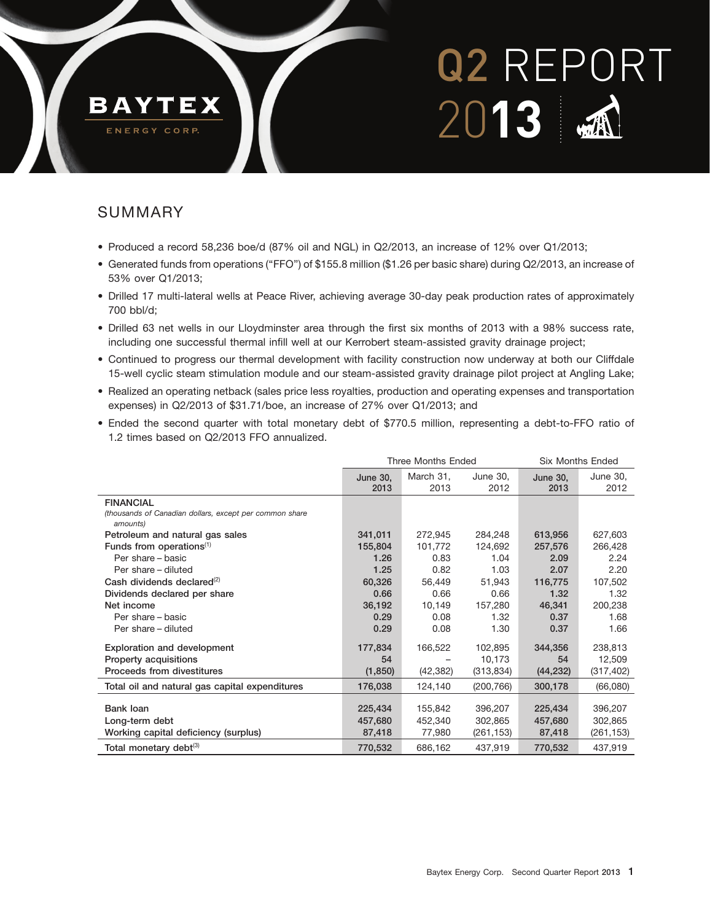# BAYTEX ENERGY CORP.

# Q2 REPORT 2013

## SUMMARY

- Produced a record 58,236 boe/d (87% oil and NGL) in Q2/2013, an increase of 12% over Q1/2013;
- Generated funds from operations ("FFO") of $155.8 million ($1.26 per basic share) during Q2/2013, an increase of 53% over Q1/2013;
- Drilled 17 multi-lateral wells at Peace River, achieving average 30-day peak production rates of approximately 700 bbl/d;
- Drilled 63 net wells in our Lloydminster area through the first six months of 2013 with a 98% success rate, including one successful thermal infill well at our Kerrobert steam-assisted gravity drainage project;
- Continued to progress our thermal development with facility construction now underway at both our Cliffdale 15-well cyclic steam stimulation module and our steam-assisted gravity drainage pilot project at Angling Lake;
- Realized an operating netback (sales price less royalties, production and operating expenses and transportation expenses) in Q2/2013 of $31.71/boe, an increase of 27% over Q1/2013; and
- Ended the second quarter with total monetary debt of $770.5 million, representing a debt-to-FFO ratio of 1.2 times based on Q2/2013 FFO annualized.

| | Three Months Ended | | | Six Months Ended | |
|---|---|---|---|---|---|
| | **June 30, 2013** | March 31, 2013 | June 30, 2012 | **June 30, 2013** | June 30, 2012 |
| **FINANCIAL** | | | | | |
| *(thousands of Canadian dollars, except per common share amounts)* | | | | | |
| Petroleum and natural gas sales | **341,011** | 272,945 | 284,248 | **613,956** | 627,603 |
| Funds from operations[(1)] | **155,804** | 101,772 | 124,692 | **257,576** | 266,428 |
| Per share – basic | **1.26** | 0.83 | 1.04 | **2.09** | 2.24 |
| Per share – diluted | **1.25** | 0.82 | 1.03 | **2.07** | 2.20 |
| Cash dividends declared[(2)] | **60,326** | 56,449 | 51,943 | **116,775** | 107,502 |
| Dividends declared per share | **0.66** | 0.66 | 0.66 | **1.32** | 1.32 |
| Net income | **36,192** | 10,149 | 157,280 | **46,341** | 200,238 |
| Per share – basic | **0.29** | 0.08 | 1.32 | **0.37** | 1.68 |
| Per share – diluted | **0.29** | 0.08 | 1.30 | **0.37** | 1.66 |
| Exploration and development | **177,834** | 166,522 | 102,895 | **344,356** | 238,813 |
| Property acquisitions | **54** | – | 10,173 | **54** | 12,509 |
| Proceeds from divestitures | **(1,850)** | (42,382) | (313,834) | **(44,232)** | (317,402) |
| Total oil and natural gas capital expenditures | **176,038** | 124,140 | (200,766) | **300,178** | (66,080) |
| Bank loan | **225,434** | 155,842 | 396,207 | **225,434** | 396,207 |
| Long-term debt | **457,680** | 452,340 | 302,865 | **457,680** | 302,865 |
| Working capital deficiency (surplus) | **87,418** | 77,980 | (261,153) | **87,418** | (261,153) |
| Total monetary debt[(3)] | **770,532** | 686,162 | 437,919 | **770,532** | 437,919 |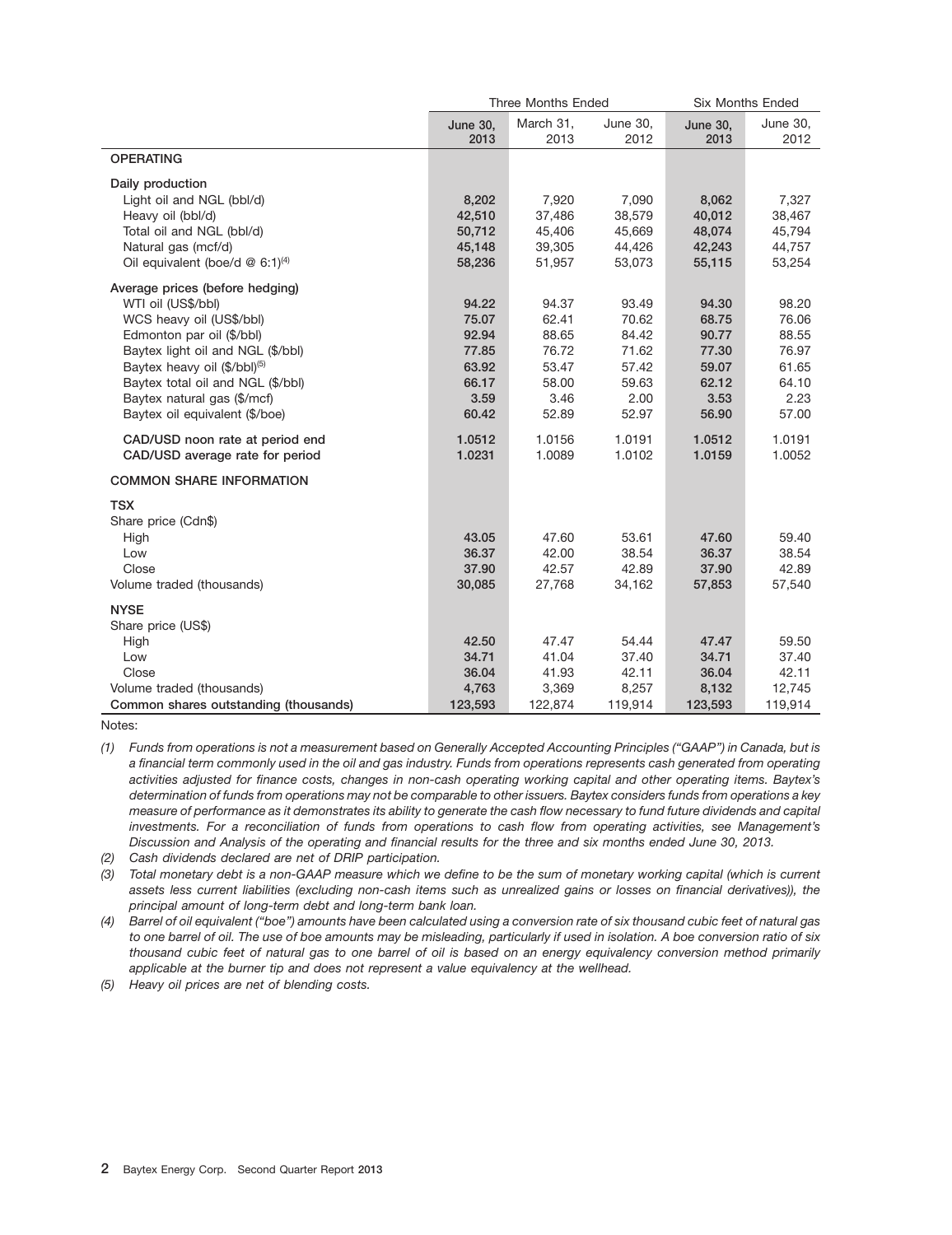| | Three Months Ended | | | Six Months Ended | |
|---|---|---|---|---|---|
| | **June 30, 2013** | March 31, 2013 | June 30, 2012 | **June 30, 2013** | June 30, 2012 |
| **OPERATING** | | | | | |
| Daily production | | | | | |
| Light oil and NGL (bbl/d) | **8,202** | 7,920 | 7,090 | **8,062** | 7,327 |
| Heavy oil (bbl/d) | **42,510** | 37,486 | 38,579 | **40,012** | 38,467 |
| Total oil and NGL (bbl/d) | **50,712** | 45,406 | 45,669 | **48,074** | 45,794 |
| Natural gas (mcf/d) | **45,148** | 39,305 | 44,426 | **42,243** | 44,757 |
| Oil equivalent (boe/d @ 6:1)[4] | **58,236** | 51,957 | 53,073 | **55,115** | 53,254 |
| Average prices (before hedging) | | | | | |
| WTI oil (US$/bbl) | **94.22** | 94.37 | 93.49 | **94.30** | 98.20 |
| WCS heavy oil (US$/bbl) | **75.07** | 62.41 | 70.62 | **68.75** | 76.06 |
| Edmonton par oil ($/bbl) | **92.94** | 88.65 | 84.42 | **90.77** | 88.55 |
| Baytex light oil and NGL ($/bbl) | **77.85** | 76.72 | 71.62 | **77.30** | 76.97 |
| Baytex heavy oil ($/bbl)[5] | **63.92** | 53.47 | 57.42 | **59.07** | 61.65 |
| Baytex total oil and NGL ($/bbl) | **66.17** | 58.00 | 59.63 | **62.12** | 64.10 |
| Baytex natural gas ($/mcf) | **3.59** | 3.46 | 2.00 | **3.53** | 2.23 |
| Baytex oil equivalent ($/boe) | **60.42** | 52.89 | 52.97 | **56.90** | 57.00 |
| **CAD/USD noon rate at period end** | **1.0512** | 1.0156 | 1.0191 | **1.0512** | 1.0191 |
| **CAD/USD average rate for period** | **1.0231** | 1.0089 | 1.0102 | **1.0159** | 1.0052 |
| **COMMON SHARE INFORMATION** | | | | | |
| **TSX** | | | | | |
| Share price (Cdn$) | | | | | |
| High | **43.05** | 47.60 | 53.61 | **47.60** | 59.40 |
| Low | **36.37** | 42.00 | 38.54 | **36.37** | 38.54 |
| Close | **37.90** | 42.57 | 42.89 | **37.90** | 42.89 |
| Volume traded (thousands) | **30,085** | 27,768 | 34,162 | **57,853** | 57,540 |
| **NYSE** | | | | | |
| Share price (US$) | | | | | |
| High | **42.50** | 47.47 | 54.44 | **47.47** | 59.50 |
| Low | **34.71** | 41.04 | 37.40 | **34.71** | 37.40 |
| Close | **36.04** | 41.93 | 42.11 | **36.04** | 42.11 |
| Volume traded (thousands) | **4,763** | 3,369 | 8,257 | **8,132** | 12,745 |
| **Common shares outstanding (thousands)** | **123,593** | 122,874 | 119,914 | **123,593** | 119,914 |

Notes:

*(1) Funds from operations is not a measurement based on Generally Accepted Accounting Principles ("GAAP") in Canada, but is a financial term commonly used in the oil and gas industry. Funds from operations represents cash generated from operating activities adjusted for finance costs, changes in non-cash operating working capital and other operating items. Baytex's determination of funds from operations may not be comparable to other issuers. Baytex considers funds from operations a key measure of performance as it demonstrates its ability to generate the cash flow necessary to fund future dividends and capital investments. For a reconciliation of funds from operations to cash flow from operating activities, see Management's Discussion and Analysis of the operating and financial results for the three and six months ended June 30, 2013.*

*(2) Cash dividends declared are net of DRIP participation.*

*(3) Total monetary debt is a non-GAAP measure which we define to be the sum of monetary working capital (which is current assets less current liabilities (excluding non-cash items such as unrealized gains or losses on financial derivatives)), the principal amount of long-term debt and long-term bank loan.*

*(4) Barrel of oil equivalent ("boe") amounts have been calculated using a conversion rate of six thousand cubic feet of natural gas to one barrel of oil. The use of boe amounts may be misleading, particularly if used in isolation. A boe conversion ratio of six thousand cubic feet of natural gas to one barrel of oil is based on an energy equivalency conversion method primarily applicable at the burner tip and does not represent a value equivalency at the wellhead.*

*(5) Heavy oil prices are net of blending costs.*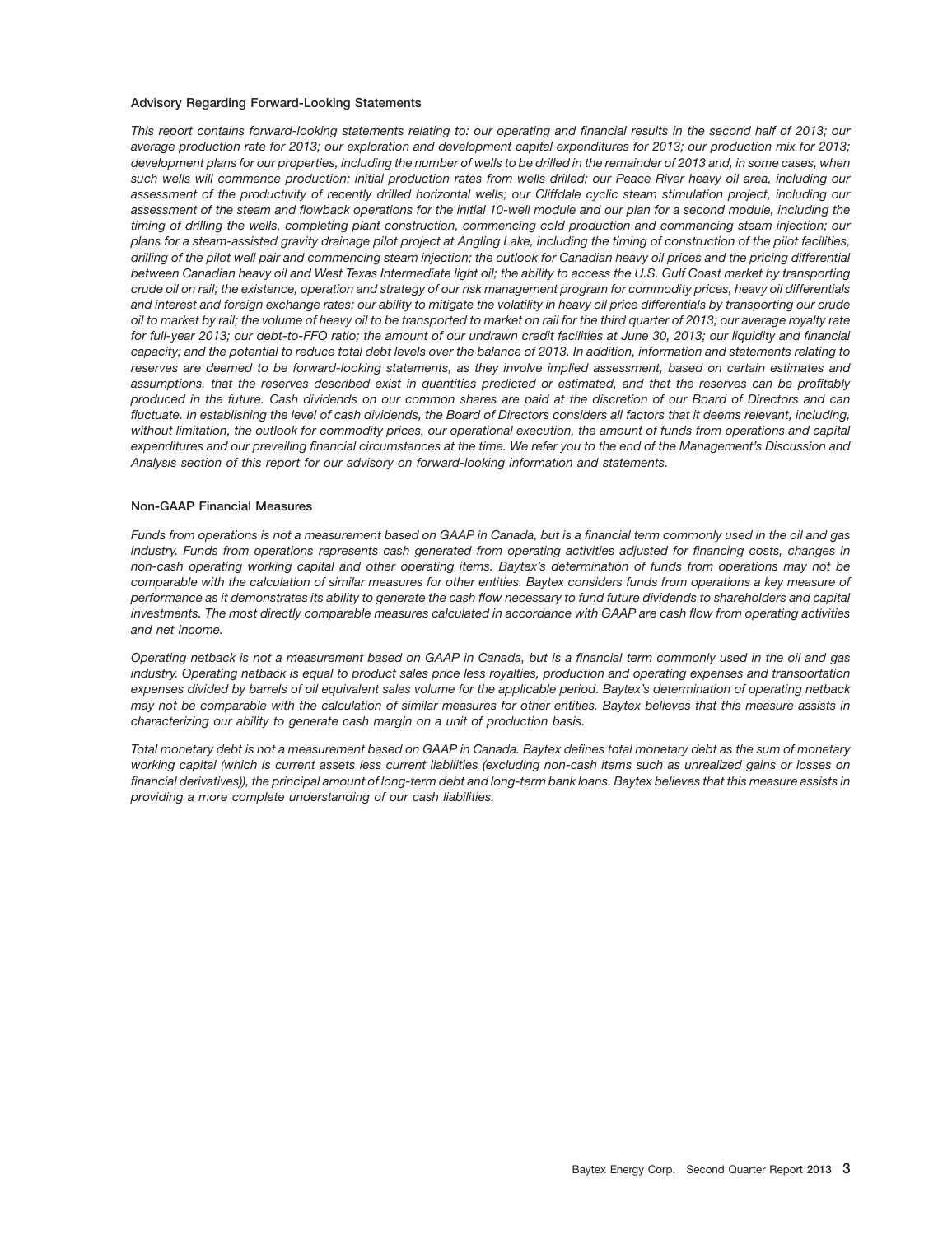**Advisory Regarding Forward-Looking Statements**

*This report contains forward-looking statements relating to: our operating and financial results in the second half of 2013; our average production rate for 2013; our exploration and development capital expenditures for 2013; our production mix for 2013; development plans for our properties, including the number of wells to be drilled in the remainder of 2013 and, in some cases, when such wells will commence production; initial production rates from wells drilled; our Peace River heavy oil area, including our assessment of the productivity of recently drilled horizontal wells; our Cliffdale cyclic steam stimulation project, including our assessment of the steam and flowback operations for the initial 10-well module and our plan for a second module, including the timing of drilling the wells, completing plant construction, commencing cold production and commencing steam injection; our plans for a steam-assisted gravity drainage pilot project at Angling Lake, including the timing of construction of the pilot facilities, drilling of the pilot well pair and commencing steam injection; the outlook for Canadian heavy oil prices and the pricing differential between Canadian heavy oil and West Texas Intermediate light oil; the ability to access the U.S. Gulf Coast market by transporting crude oil on rail; the existence, operation and strategy of our risk management program for commodity prices, heavy oil differentials and interest and foreign exchange rates; our ability to mitigate the volatility in heavy oil price differentials by transporting our crude oil to market by rail; the volume of heavy oil to be transported to market on rail for the third quarter of 2013; our average royalty rate for full-year 2013; our debt-to-FFO ratio; the amount of our undrawn credit facilities at June 30, 2013; our liquidity and financial capacity; and the potential to reduce total debt levels over the balance of 2013. In addition, information and statements relating to reserves are deemed to be forward-looking statements, as they involve implied assessment, based on certain estimates and assumptions, that the reserves described exist in quantities predicted or estimated, and that the reserves can be profitably produced in the future. Cash dividends on our common shares are paid at the discretion of our Board of Directors and can fluctuate. In establishing the level of cash dividends, the Board of Directors considers all factors that it deems relevant, including, without limitation, the outlook for commodity prices, our operational execution, the amount of funds from operations and capital expenditures and our prevailing financial circumstances at the time. We refer you to the end of the Management's Discussion and Analysis section of this report for our advisory on forward-looking information and statements.*

**Non-GAAP Financial Measures**

*Funds from operations is not a measurement based on GAAP in Canada, but is a financial term commonly used in the oil and gas industry. Funds from operations represents cash generated from operating activities adjusted for financing costs, changes in non-cash operating working capital and other operating items. Baytex's determination of funds from operations may not be comparable with the calculation of similar measures for other entities. Baytex considers funds from operations a key measure of performance as it demonstrates its ability to generate the cash flow necessary to fund future dividends to shareholders and capital investments. The most directly comparable measures calculated in accordance with GAAP are cash flow from operating activities and net income.*

*Operating netback is not a measurement based on GAAP in Canada, but is a financial term commonly used in the oil and gas industry. Operating netback is equal to product sales price less royalties, production and operating expenses and transportation expenses divided by barrels of oil equivalent sales volume for the applicable period. Baytex's determination of operating netback may not be comparable with the calculation of similar measures for other entities. Baytex believes that this measure assists in characterizing our ability to generate cash margin on a unit of production basis.*

*Total monetary debt is not a measurement based on GAAP in Canada. Baytex defines total monetary debt as the sum of monetary working capital (which is current assets less current liabilities (excluding non-cash items such as unrealized gains or losses on financial derivatives)), the principal amount of long-term debt and long-term bank loans. Baytex believes that this measure assists in providing a more complete understanding of our cash liabilities.*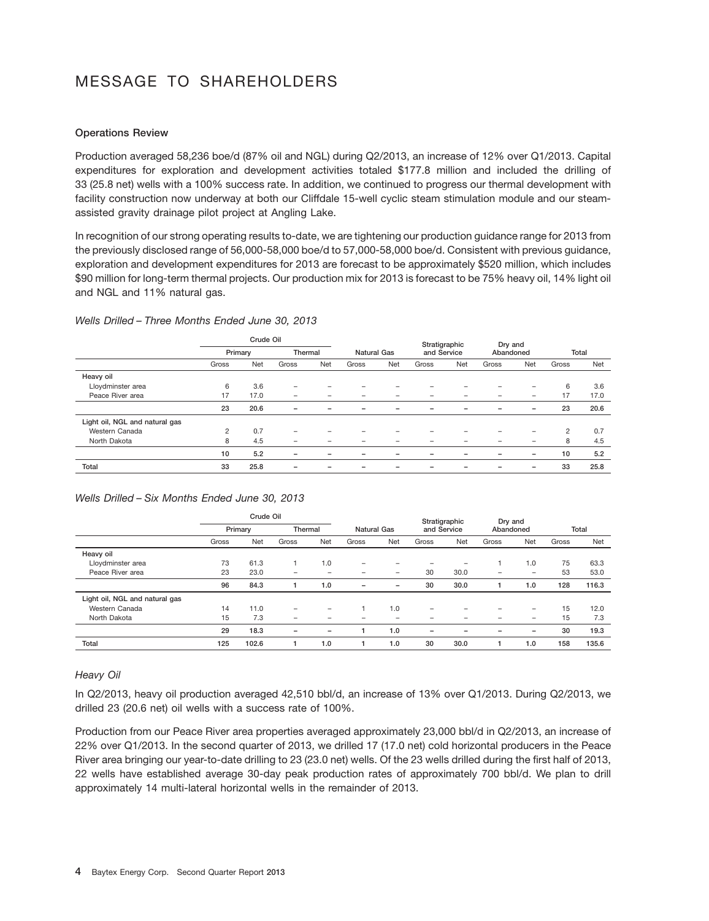# MESSAGE TO SHAREHOLDERS

### Operations Review

Production averaged 58,236 boe/d (87% oil and NGL) during Q2/2013, an increase of 12% over Q1/2013. Capital expenditures for exploration and development activities totaled $177.8 million and included the drilling of 33 (25.8 net) wells with a 100% success rate. In addition, we continued to progress our thermal development with facility construction now underway at both our Cliffdale 15-well cyclic steam stimulation module and our steam-assisted gravity drainage pilot project at Angling Lake.

In recognition of our strong operating results to-date, we are tightening our production guidance range for 2013 from the previously disclosed range of 56,000-58,000 boe/d to 57,000-58,000 boe/d. Consistent with previous guidance, exploration and development expenditures for 2013 are forecast to be approximately $520 million, which includes $90 million for long-term thermal projects. Our production mix for 2013 is forecast to be 75% heavy oil, 14% light oil and NGL and 11% natural gas.

*Wells Drilled – Three Months Ended June 30, 2013*

| | Crude Oil | | | | | | | | | | | |
|---|---|---|---|---|---|---|---|---|---|---|---|---|
| | Primary | | Thermal | | Natural Gas | | Stratigraphic and Service | | Dry and Abandoned | | Total | |
| | Gross | Net | Gross | Net | Gross | Net | Gross | Net | Gross | Net | Gross | Net |
| Heavy oil | | | | | | | | | | | | |
| Lloydminster area | 6 | 3.6 | – | – | – | – | – | – | – | – | 6 | 3.6 |
| Peace River area | 17 | 17.0 | – | – | – | – | – | – | – | – | 17 | 17.0 |
| | **23** | **20.6** | **–** | **–** | **–** | **–** | **–** | **–** | **–** | **–** | **23** | **20.6** |
| Light oil, NGL and natural gas | | | | | | | | | | | | |
| Western Canada | 2 | 0.7 | – | – | – | – | – | – | – | – | 2 | 0.7 |
| North Dakota | 8 | 4.5 | – | – | – | – | – | – | – | – | 8 | 4.5 |
| | **10** | **5.2** | **–** | **–** | **–** | **–** | **–** | **–** | **–** | **–** | **10** | **5.2** |
| Total | **33** | **25.8** | **–** | **–** | **–** | **–** | **–** | **–** | **–** | **–** | **33** | **25.8** |

*Wells Drilled – Six Months Ended June 30, 2013*

| | Crude Oil | | | | | | | | | | | |
|---|---|---|---|---|---|---|---|---|---|---|---|---|
| | Primary | | Thermal | | Natural Gas | | Stratigraphic and Service | | Dry and Abandoned | | Total | |
| | Gross | Net | Gross | Net | Gross | Net | Gross | Net | Gross | Net | Gross | Net |
| Heavy oil | | | | | | | | | | | | |
| Lloydminster area | 73 | 61.3 | 1 | 1.0 | – | – | – | – | 1 | 1.0 | 75 | 63.3 |
| Peace River area | 23 | 23.0 | – | – | – | – | 30 | 30.0 | – | – | 53 | 53.0 |
| | **96** | **84.3** | **1** | **1.0** | **–** | **–** | **30** | **30.0** | **1** | **1.0** | **128** | **116.3** |
| Light oil, NGL and natural gas | | | | | | | | | | | | |
| Western Canada | 14 | 11.0 | – | – | 1 | 1.0 | – | – | – | – | 15 | 12.0 |
| North Dakota | 15 | 7.3 | – | – | – | – | – | – | – | – | 15 | 7.3 |
| | **29** | **18.3** | **–** | **–** | **1** | **1.0** | **–** | **–** | **–** | **–** | **30** | **19.3** |
| Total | **125** | **102.6** | **1** | **1.0** | **1** | **1.0** | **30** | **30.0** | **1** | **1.0** | **158** | **135.6** |

*Heavy Oil*

In Q2/2013, heavy oil production averaged 42,510 bbl/d, an increase of 13% over Q1/2013. During Q2/2013, we drilled 23 (20.6 net) oil wells with a success rate of 100%.

Production from our Peace River area properties averaged approximately 23,000 bbl/d in Q2/2013, an increase of 22% over Q1/2013. In the second quarter of 2013, we drilled 17 (17.0 net) cold horizontal producers in the Peace River area bringing our year-to-date drilling to 23 (23.0 net) wells. Of the 23 wells drilled during the first half of 2013, 22 wells have established average 30-day peak production rates of approximately 700 bbl/d. We plan to drill approximately 14 multi-lateral horizontal wells in the remainder of 2013.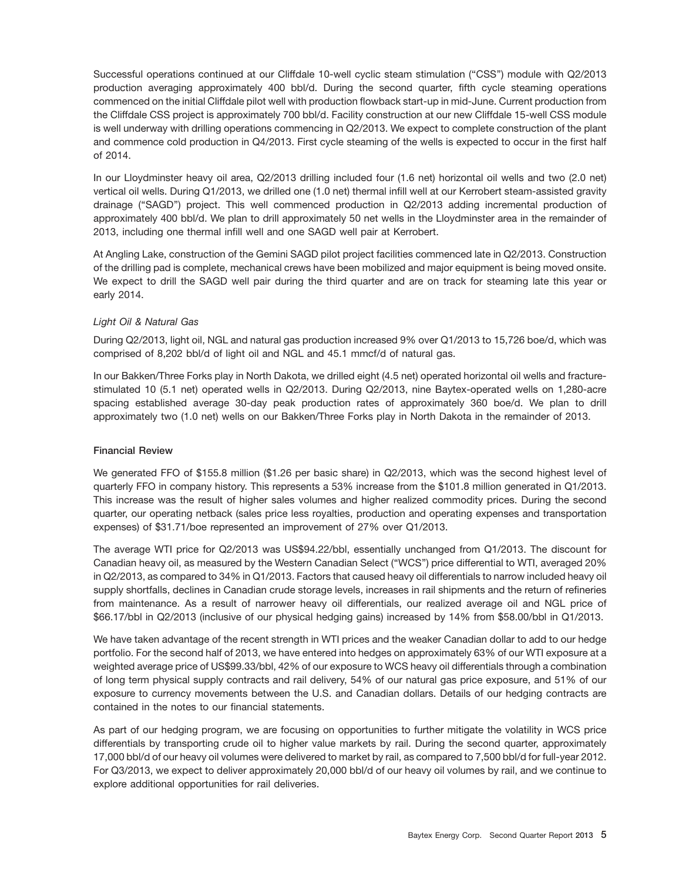Successful operations continued at our Cliffdale 10-well cyclic steam stimulation ("CSS") module with Q2/2013 production averaging approximately 400 bbl/d. During the second quarter, fifth cycle steaming operations commenced on the initial Cliffdale pilot well with production flowback start-up in mid-June. Current production from the Cliffdale CSS project is approximately 700 bbl/d. Facility construction at our new Cliffdale 15-well CSS module is well underway with drilling operations commencing in Q2/2013. We expect to complete construction of the plant and commence cold production in Q4/2013. First cycle steaming of the wells is expected to occur in the first half of 2014.

In our Lloydminster heavy oil area, Q2/2013 drilling included four (1.6 net) horizontal oil wells and two (2.0 net) vertical oil wells. During Q1/2013, we drilled one (1.0 net) thermal infill well at our Kerrobert steam-assisted gravity drainage ("SAGD") project. This well commenced production in Q2/2013 adding incremental production of approximately 400 bbl/d. We plan to drill approximately 50 net wells in the Lloydminster area in the remainder of 2013, including one thermal infill well and one SAGD well pair at Kerrobert.

At Angling Lake, construction of the Gemini SAGD pilot project facilities commenced late in Q2/2013. Construction of the drilling pad is complete, mechanical crews have been mobilized and major equipment is being moved onsite. We expect to drill the SAGD well pair during the third quarter and are on track for steaming late this year or early 2014.

*Light Oil & Natural Gas*

During Q2/2013, light oil, NGL and natural gas production increased 9% over Q1/2013 to 15,726 boe/d, which was comprised of 8,202 bbl/d of light oil and NGL and 45.1 mmcf/d of natural gas.

In our Bakken/Three Forks play in North Dakota, we drilled eight (4.5 net) operated horizontal oil wells and fracture-stimulated 10 (5.1 net) operated wells in Q2/2013. During Q2/2013, nine Baytex-operated wells on 1,280-acre spacing established average 30-day peak production rates of approximately 360 boe/d. We plan to drill approximately two (1.0 net) wells on our Bakken/Three Forks play in North Dakota in the remainder of 2013.

**Financial Review**

We generated FFO of $155.8 million ($1.26 per basic share) in Q2/2013, which was the second highest level of quarterly FFO in company history. This represents a 53% increase from the $101.8 million generated in Q1/2013. This increase was the result of higher sales volumes and higher realized commodity prices. During the second quarter, our operating netback (sales price less royalties, production and operating expenses and transportation expenses) of $31.71/boe represented an improvement of 27% over Q1/2013.

The average WTI price for Q2/2013 was US$94.22/bbl, essentially unchanged from Q1/2013. The discount for Canadian heavy oil, as measured by the Western Canadian Select ("WCS") price differential to WTI, averaged 20% in Q2/2013, as compared to 34% in Q1/2013. Factors that caused heavy oil differentials to narrow included heavy oil supply shortfalls, declines in Canadian crude storage levels, increases in rail shipments and the return of refineries from maintenance. As a result of narrower heavy oil differentials, our realized average oil and NGL price of $66.17/bbl in Q2/2013 (inclusive of our physical hedging gains) increased by 14% from $58.00/bbl in Q1/2013.

We have taken advantage of the recent strength in WTI prices and the weaker Canadian dollar to add to our hedge portfolio. For the second half of 2013, we have entered into hedges on approximately 63% of our WTI exposure at a weighted average price of US$99.33/bbl, 42% of our exposure to WCS heavy oil differentials through a combination of long term physical supply contracts and rail delivery, 54% of our natural gas price exposure, and 51% of our exposure to currency movements between the U.S. and Canadian dollars. Details of our hedging contracts are contained in the notes to our financial statements.

As part of our hedging program, we are focusing on opportunities to further mitigate the volatility in WCS price differentials by transporting crude oil to higher value markets by rail. During the second quarter, approximately 17,000 bbl/d of our heavy oil volumes were delivered to market by rail, as compared to 7,500 bbl/d for full-year 2012. For Q3/2013, we expect to deliver approximately 20,000 bbl/d of our heavy oil volumes by rail, and we continue to explore additional opportunities for rail deliveries.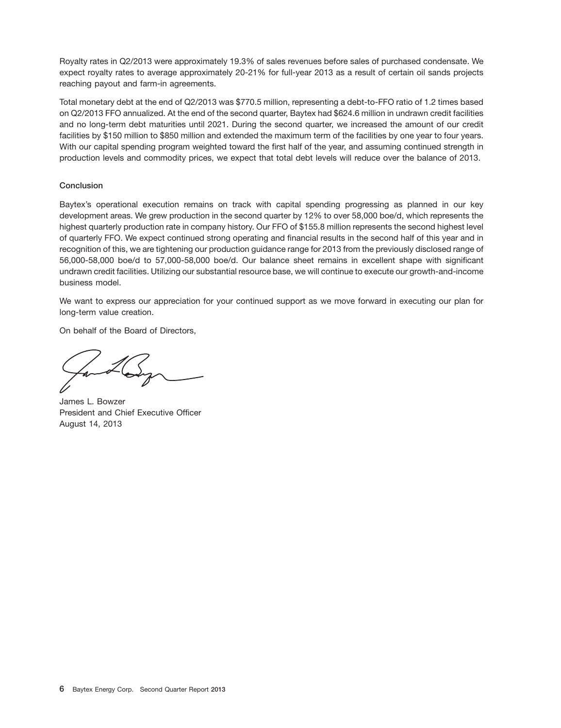Royalty rates in Q2/2013 were approximately 19.3% of sales revenues before sales of purchased condensate. We expect royalty rates to average approximately 20-21% for full-year 2013 as a result of certain oil sands projects reaching payout and farm-in agreements.

Total monetary debt at the end of Q2/2013 was $770.5 million, representing a debt-to-FFO ratio of 1.2 times based on Q2/2013 FFO annualized. At the end of the second quarter, Baytex had $624.6 million in undrawn credit facilities and no long-term debt maturities until 2021. During the second quarter, we increased the amount of our credit facilities by $150 million to $850 million and extended the maximum term of the facilities by one year to four years. With our capital spending program weighted toward the first half of the year, and assuming continued strength in production levels and commodity prices, we expect that total debt levels will reduce over the balance of 2013.

### Conclusion

Baytex's operational execution remains on track with capital spending progressing as planned in our key development areas. We grew production in the second quarter by 12% to over 58,000 boe/d, which represents the highest quarterly production rate in company history. Our FFO of $155.8 million represents the second highest level of quarterly FFO. We expect continued strong operating and financial results in the second half of this year and in recognition of this, we are tightening our production guidance range for 2013 from the previously disclosed range of 56,000-58,000 boe/d to 57,000-58,000 boe/d. Our balance sheet remains in excellent shape with significant undrawn credit facilities. Utilizing our substantial resource base, we will continue to execute our growth-and-income business model.

We want to express our appreciation for your continued support as we move forward in executing our plan for long-term value creation.

On behalf of the Board of Directors,

James L. Bowzer
President and Chief Executive Officer
August 14, 2013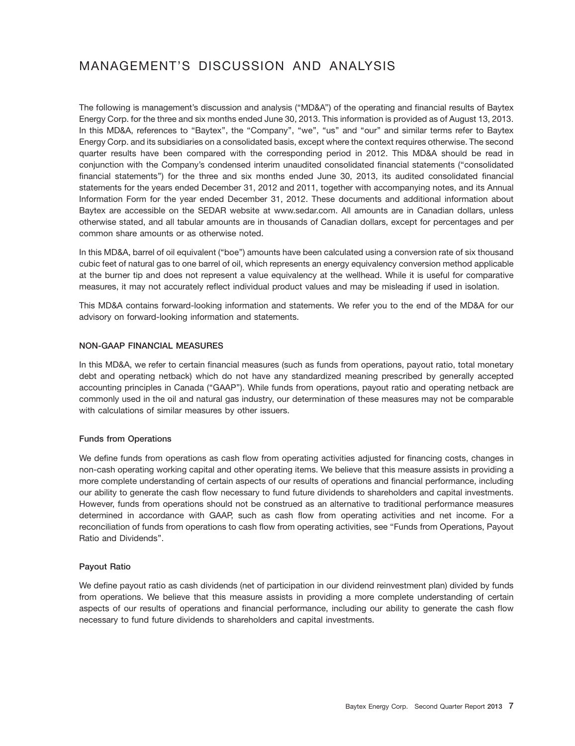# MANAGEMENT'S DISCUSSION AND ANALYSIS

The following is management's discussion and analysis ("MD&A") of the operating and financial results of Baytex Energy Corp. for the three and six months ended June 30, 2013. This information is provided as of August 13, 2013. In this MD&A, references to "Baytex", the "Company", "we", "us" and "our" and similar terms refer to Baytex Energy Corp. and its subsidiaries on a consolidated basis, except where the context requires otherwise. The second quarter results have been compared with the corresponding period in 2012. This MD&A should be read in conjunction with the Company's condensed interim unaudited consolidated financial statements ("consolidated financial statements") for the three and six months ended June 30, 2013, its audited consolidated financial statements for the years ended December 31, 2012 and 2011, together with accompanying notes, and its Annual Information Form for the year ended December 31, 2012. These documents and additional information about Baytex are accessible on the SEDAR website at www.sedar.com. All amounts are in Canadian dollars, unless otherwise stated, and all tabular amounts are in thousands of Canadian dollars, except for percentages and per common share amounts or as otherwise noted.

In this MD&A, barrel of oil equivalent ("boe") amounts have been calculated using a conversion rate of six thousand cubic feet of natural gas to one barrel of oil, which represents an energy equivalency conversion method applicable at the burner tip and does not represent a value equivalency at the wellhead. While it is useful for comparative measures, it may not accurately reflect individual product values and may be misleading if used in isolation.

This MD&A contains forward-looking information and statements. We refer you to the end of the MD&A for our advisory on forward-looking information and statements.

## NON-GAAP FINANCIAL MEASURES

In this MD&A, we refer to certain financial measures (such as funds from operations, payout ratio, total monetary debt and operating netback) which do not have any standardized meaning prescribed by generally accepted accounting principles in Canada ("GAAP"). While funds from operations, payout ratio and operating netback are commonly used in the oil and natural gas industry, our determination of these measures may not be comparable with calculations of similar measures by other issuers.

### Funds from Operations

We define funds from operations as cash flow from operating activities adjusted for financing costs, changes in non-cash operating working capital and other operating items. We believe that this measure assists in providing a more complete understanding of certain aspects of our results of operations and financial performance, including our ability to generate the cash flow necessary to fund future dividends to shareholders and capital investments. However, funds from operations should not be construed as an alternative to traditional performance measures determined in accordance with GAAP, such as cash flow from operating activities and net income. For a reconciliation of funds from operations to cash flow from operating activities, see "Funds from Operations, Payout Ratio and Dividends".

### Payout Ratio

We define payout ratio as cash dividends (net of participation in our dividend reinvestment plan) divided by funds from operations. We believe that this measure assists in providing a more complete understanding of certain aspects of our results of operations and financial performance, including our ability to generate the cash flow necessary to fund future dividends to shareholders and capital investments.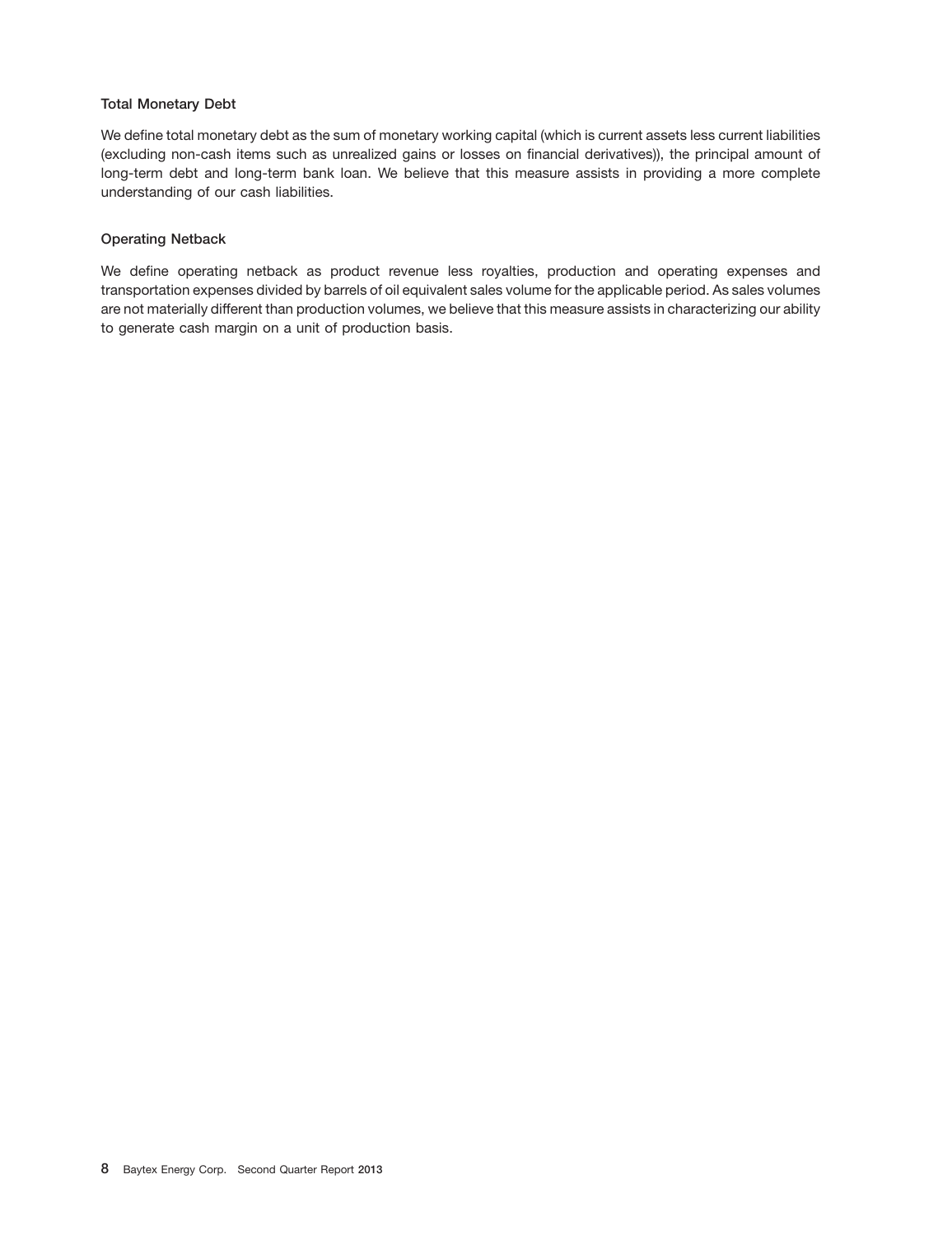### Total Monetary Debt

We define total monetary debt as the sum of monetary working capital (which is current assets less current liabilities (excluding non-cash items such as unrealized gains or losses on financial derivatives)), the principal amount of long-term debt and long-term bank loan. We believe that this measure assists in providing a more complete understanding of our cash liabilities.

### Operating Netback

We define operating netback as product revenue less royalties, production and operating expenses and transportation expenses divided by barrels of oil equivalent sales volume for the applicable period. As sales volumes are not materially different than production volumes, we believe that this measure assists in characterizing our ability to generate cash margin on a unit of production basis.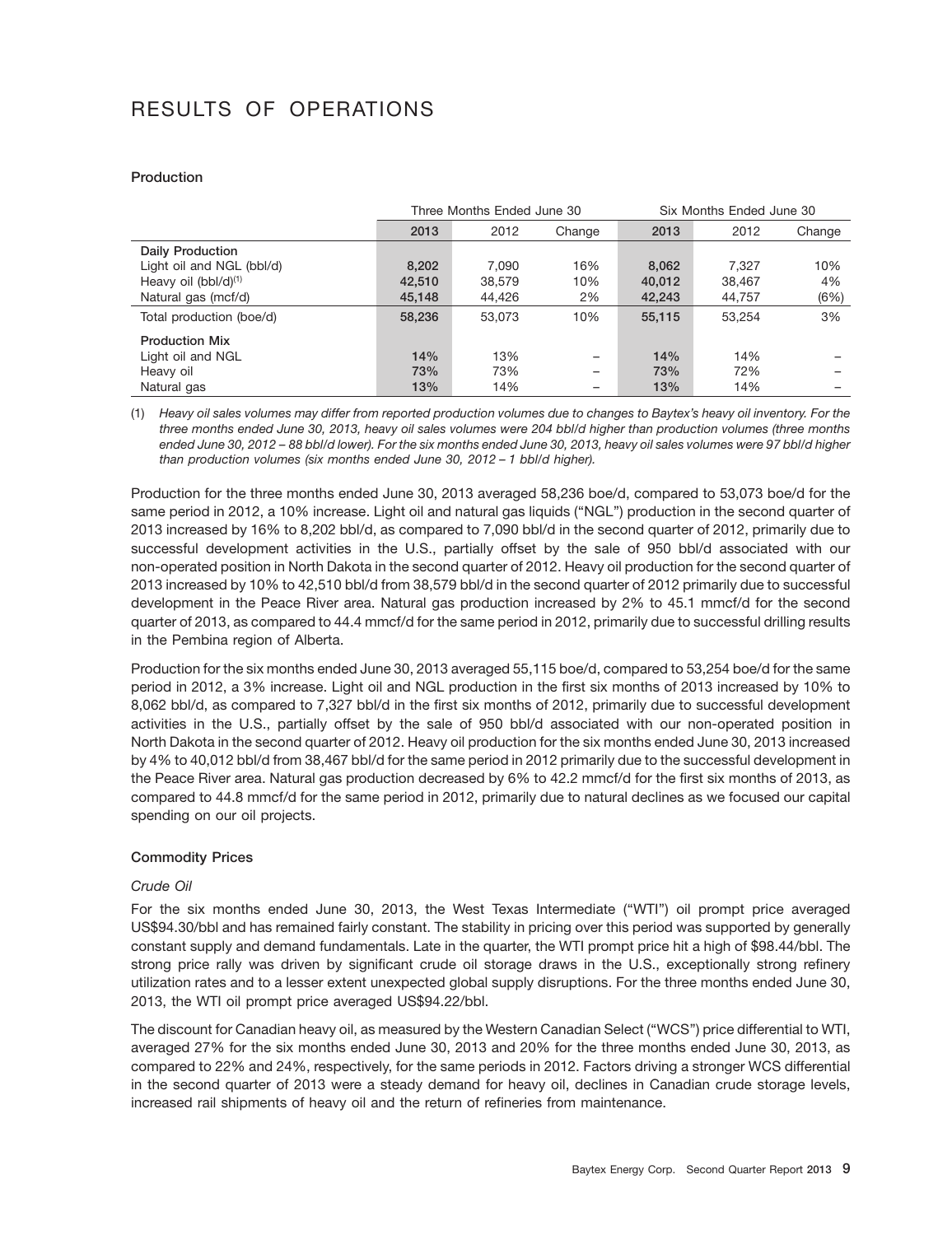# RESULTS OF OPERATIONS

### Production

| | Three Months Ended June 30 | | | Six Months Ended June 30 | | |
|---|---|---|---|---|---|---|
| | **2013** | 2012 | Change | **2013** | 2012 | Change |
| **Daily Production** | | | | | | |
| Light oil and NGL (bbl/d) | **8,202** | 7,090 | 16% | **8,062** | 7,327 | 10% |
| Heavy oil (bbl/d)[(1)] | **42,510** | 38,579 | 10% | **40,012** | 38,467 | 4% |
| Natural gas (mcf/d) | **45,148** | 44,426 | 2% | **42,243** | 44,757 | (6%) |
| Total production (boe/d) | **58,236** | 53,073 | 10% | **55,115** | 53,254 | 3% |
| **Production Mix** | | | | | | |
| Light oil and NGL | **14%** | 13% | – | **14%** | 14% | – |
| Heavy oil | **73%** | 73% | – | **73%** | 72% | – |
| Natural gas | **13%** | 14% | – | **13%** | 14% | – |

(1) *Heavy oil sales volumes may differ from reported production volumes due to changes to Baytex's heavy oil inventory. For the three months ended June 30, 2013, heavy oil sales volumes were 204 bbl/d higher than production volumes (three months ended June 30, 2012 – 88 bbl/d lower). For the six months ended June 30, 2013, heavy oil sales volumes were 97 bbl/d higher than production volumes (six months ended June 30, 2012 – 1 bbl/d higher).*

Production for the three months ended June 30, 2013 averaged 58,236 boe/d, compared to 53,073 boe/d for the same period in 2012, a 10% increase. Light oil and natural gas liquids ("NGL") production in the second quarter of 2013 increased by 16% to 8,202 bbl/d, as compared to 7,090 bbl/d in the second quarter of 2012, primarily due to successful development activities in the U.S., partially offset by the sale of 950 bbl/d associated with our non-operated position in North Dakota in the second quarter of 2012. Heavy oil production for the second quarter of 2013 increased by 10% to 42,510 bbl/d from 38,579 bbl/d in the second quarter of 2012 primarily due to successful development in the Peace River area. Natural gas production increased by 2% to 45.1 mmcf/d for the second quarter of 2013, as compared to 44.4 mmcf/d for the same period in 2012, primarily due to successful drilling results in the Pembina region of Alberta.

Production for the six months ended June 30, 2013 averaged 55,115 boe/d, compared to 53,254 boe/d for the same period in 2012, a 3% increase. Light oil and NGL production in the first six months of 2013 increased by 10% to 8,062 bbl/d, as compared to 7,327 bbl/d in the first six months of 2012, primarily due to successful development activities in the U.S., partially offset by the sale of 950 bbl/d associated with our non-operated position in North Dakota in the second quarter of 2012. Heavy oil production for the six months ended June 30, 2013 increased by 4% to 40,012 bbl/d from 38,467 bbl/d for the same period in 2012 primarily due to the successful development in the Peace River area. Natural gas production decreased by 6% to 42.2 mmcf/d for the first six months of 2013, as compared to 44.8 mmcf/d for the same period in 2012, primarily due to natural declines as we focused our capital spending on our oil projects.

### Commodity Prices

*Crude Oil*

For the six months ended June 30, 2013, the West Texas Intermediate ("WTI") oil prompt price averaged US$94.30/bbl and has remained fairly constant. The stability in pricing over this period was supported by generally constant supply and demand fundamentals. Late in the quarter, the WTI prompt price hit a high of $98.44/bbl. The strong price rally was driven by significant crude oil storage draws in the U.S., exceptionally strong refinery utilization rates and to a lesser extent unexpected global supply disruptions. For the three months ended June 30, 2013, the WTI oil prompt price averaged US$94.22/bbl.

The discount for Canadian heavy oil, as measured by the Western Canadian Select ("WCS") price differential to WTI, averaged 27% for the six months ended June 30, 2013 and 20% for the three months ended June 30, 2013, as compared to 22% and 24%, respectively, for the same periods in 2012. Factors driving a stronger WCS differential in the second quarter of 2013 were a steady demand for heavy oil, declines in Canadian crude storage levels, increased rail shipments of heavy oil and the return of refineries from maintenance.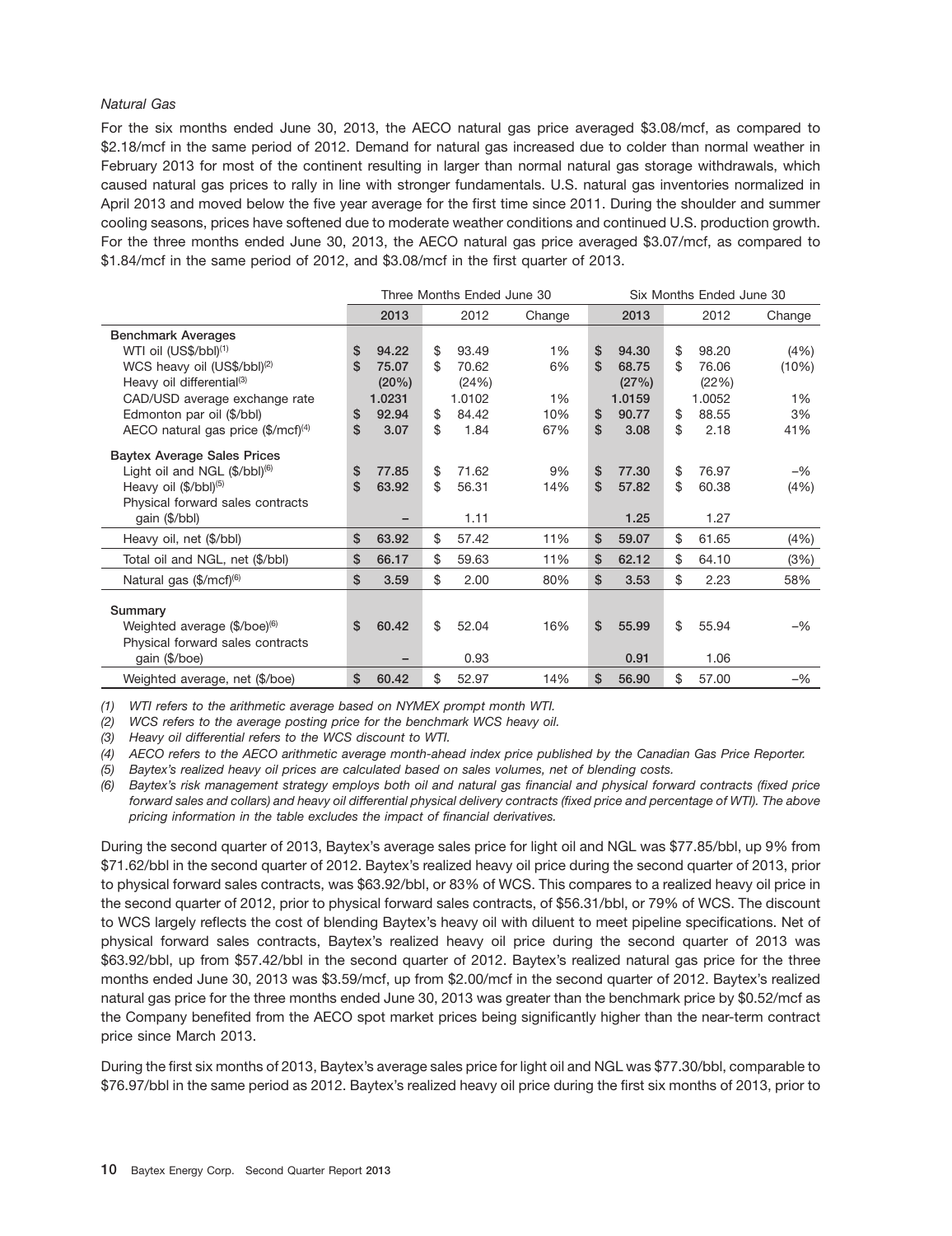*Natural Gas*

For the six months ended June 30, 2013, the AECO natural gas price averaged \$3.08/mcf, as compared to \$2.18/mcf in the same period of 2012. Demand for natural gas increased due to colder than normal weather in February 2013 for most of the continent resulting in larger than normal natural gas storage withdrawals, which caused natural gas prices to rally in line with stronger fundamentals. U.S. natural gas inventories normalized in April 2013 and moved below the five year average for the first time since 2011. During the shoulder and summer cooling seasons, prices have softened due to moderate weather conditions and continued U.S. production growth. For the three months ended June 30, 2013, the AECO natural gas price averaged \$3.07/mcf, as compared to \$1.84/mcf in the same period of 2012, and \$3.08/mcf in the first quarter of 2013.

| | Three Months Ended June 30 | | | Six Months Ended June 30 | | |
|---|---|---|---|---|---|---|
| | 2013 | 2012 | Change | 2013 | 2012 | Change |
| **Benchmark Averages** | | | | | | |
| WTI oil (US\$/bbl)[1] | \$ 94.22 | \$ 93.49 | 1% | \$ 94.30 | \$ 98.20 | (4%) |
| WCS heavy oil (US\$/bbl)[2] | \$ 75.07 | \$ 70.62 | 6% | \$ 68.75 | \$ 76.06 | (10%) |
| Heavy oil differential[3] | (20%) | (24%) | | (27%) | (22%) | |
| CAD/USD average exchange rate | 1.0231 | 1.0102 | 1% | 1.0159 | 1.0052 | 1% |
| Edmonton par oil (\$/bbl) | \$ 92.94 | \$ 84.42 | 10% | \$ 90.77 | \$ 88.55 | 3% |
| AECO natural gas price (\$/mcf)[4] | \$ 3.07 | \$ 1.84 | 67% | \$ 3.08 | \$ 2.18 | 41% |
| **Baytex Average Sales Prices** | | | | | | |
| Light oil and NGL (\$/bbl)[6] | \$ 77.85 | \$ 71.62 | 9% | \$ 77.30 | \$ 76.97 | –% |
| Heavy oil (\$/bbl)[5] | \$ 63.92 | \$ 56.31 | 14% | \$ 57.82 | \$ 60.38 | (4%) |
| Physical forward sales contracts gain (\$/bbl) | – | 1.11 | | 1.25 | 1.27 | |
| Heavy oil, net (\$/bbl) | \$ 63.92 | \$ 57.42 | 11% | \$ 59.07 | \$ 61.65 | (4%) |
| Total oil and NGL, net (\$/bbl) | \$ 66.17 | \$ 59.63 | 11% | \$ 62.12 | \$ 64.10 | (3%) |
| Natural gas (\$/mcf)[6] | \$ 3.59 | \$ 2.00 | 80% | \$ 3.53 | \$ 2.23 | 58% |
| **Summary** | | | | | | |
| Weighted average (\$/boe)[6] | \$ 60.42 | \$ 52.04 | 16% | \$ 55.99 | \$ 55.94 | –% |
| Physical forward sales contracts gain (\$/boe) | – | 0.93 | | 0.91 | 1.06 | |
| Weighted average, net (\$/boe) | \$ 60.42 | \$ 52.97 | 14% | \$ 56.90 | \$ 57.00 | –% |

*(1) WTI refers to the arithmetic average based on NYMEX prompt month WTI.*

*(2) WCS refers to the average posting price for the benchmark WCS heavy oil.*

*(3) Heavy oil differential refers to the WCS discount to WTI.*

*(4) AECO refers to the AECO arithmetic average month-ahead index price published by the Canadian Gas Price Reporter.*

*(5) Baytex's realized heavy oil prices are calculated based on sales volumes, net of blending costs.*

*(6) Baytex's risk management strategy employs both oil and natural gas financial and physical forward contracts (fixed price forward sales and collars) and heavy oil differential physical delivery contracts (fixed price and percentage of WTI). The above pricing information in the table excludes the impact of financial derivatives.*

During the second quarter of 2013, Baytex's average sales price for light oil and NGL was \$77.85/bbl, up 9% from \$71.62/bbl in the second quarter of 2012. Baytex's realized heavy oil price during the second quarter of 2013, prior to physical forward sales contracts, was \$63.92/bbl, or 83% of WCS. This compares to a realized heavy oil price in the second quarter of 2012, prior to physical forward sales contracts, of \$56.31/bbl, or 79% of WCS. The discount to WCS largely reflects the cost of blending Baytex's heavy oil with diluent to meet pipeline specifications. Net of physical forward sales contracts, Baytex's realized heavy oil price during the second quarter of 2013 was \$63.92/bbl, up from \$57.42/bbl in the second quarter of 2012. Baytex's realized natural gas price for the three months ended June 30, 2013 was \$3.59/mcf, up from \$2.00/mcf in the second quarter of 2012. Baytex's realized natural gas price for the three months ended June 30, 2013 was greater than the benchmark price by \$0.52/mcf as the Company benefited from the AECO spot market prices being significantly higher than the near-term contract price since March 2013.

During the first six months of 2013, Baytex's average sales price for light oil and NGL was \$77.30/bbl, comparable to \$76.97/bbl in the same period as 2012. Baytex's realized heavy oil price during the first six months of 2013, prior to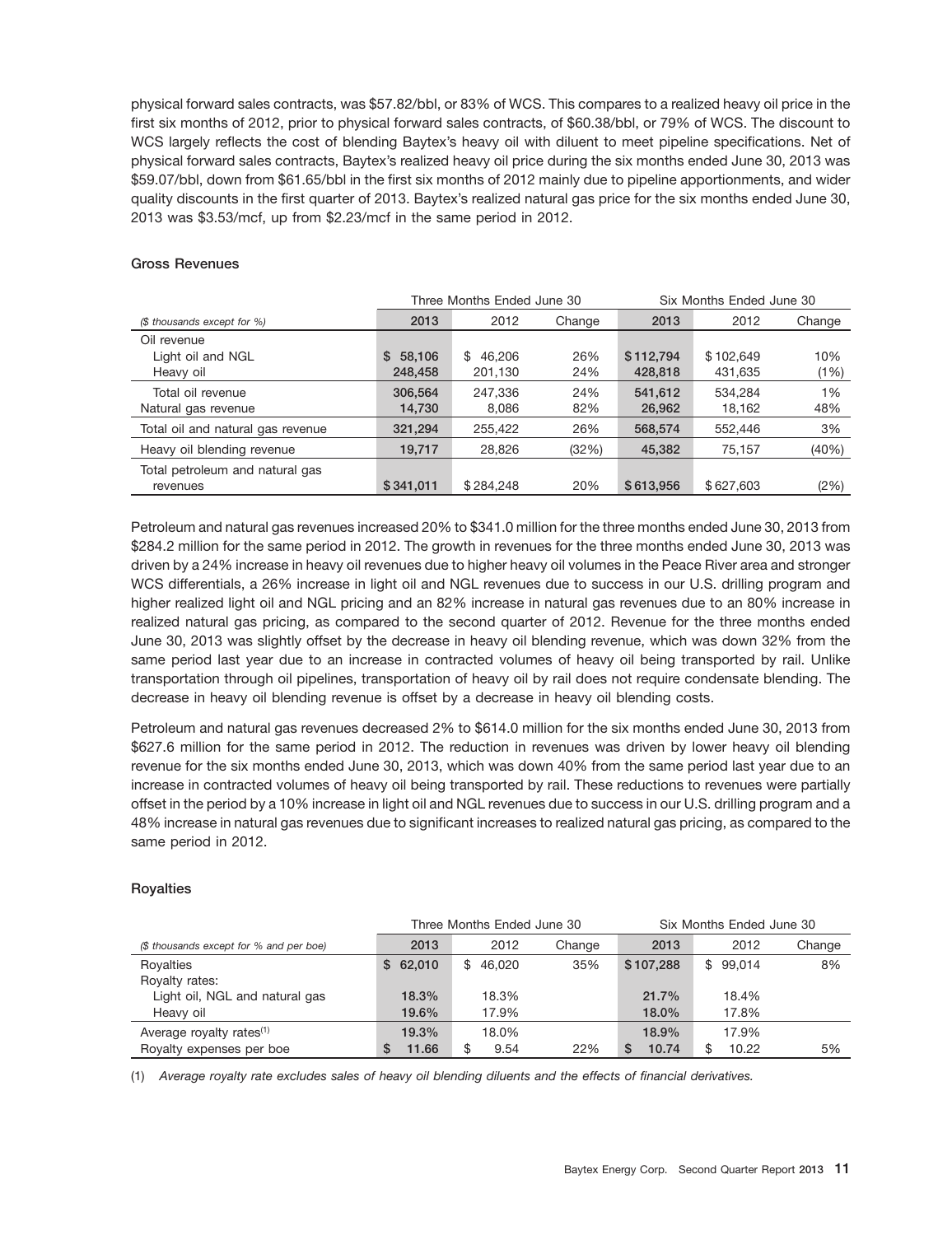physical forward sales contracts, was $57.82/bbl, or 83% of WCS. This compares to a realized heavy oil price in the first six months of 2012, prior to physical forward sales contracts, of $60.38/bbl, or 79% of WCS. The discount to WCS largely reflects the cost of blending Baytex's heavy oil with diluent to meet pipeline specifications. Net of physical forward sales contracts, Baytex's realized heavy oil price during the six months ended June 30, 2013 was $59.07/bbl, down from $61.65/bbl in the first six months of 2012 mainly due to pipeline apportionments, and wider quality discounts in the first quarter of 2013. Baytex's realized natural gas price for the six months ended June 30, 2013 was $3.53/mcf, up from $2.23/mcf in the same period in 2012.

### Gross Revenues

| | Three Months Ended June 30 | | | Six Months Ended June 30 | | |
|---|---|---|---|---|---|---|
| *($ thousands except for %)* | **2013** | 2012 | Change | **2013** | 2012 | Change |
| Oil revenue | | | | | | |
| Light oil and NGL | **$ 58,106** | $ 46,206 | 26% | **$ 112,794** | $ 102,649 | 10% |
| Heavy oil | **248,458** | 201,130 | 24% | **428,818** | 431,635 | (1%) |
| Total oil revenue | **306,564** | 247,336 | 24% | **541,612** | 534,284 | 1% |
| Natural gas revenue | **14,730** | 8,086 | 82% | **26,962** | 18,162 | 48% |
| Total oil and natural gas revenue | **321,294** | 255,422 | 26% | **568,574** | 552,446 | 3% |
| Heavy oil blending revenue | **19,717** | 28,826 | (32%) | **45,382** | 75,157 | (40%) |
| Total petroleum and natural gas revenues | **$ 341,011** | $ 284,248 | 20% | **$ 613,956** | $ 627,603 | (2%) |

Petroleum and natural gas revenues increased 20% to $341.0 million for the three months ended June 30, 2013 from $284.2 million for the same period in 2012. The growth in revenues for the three months ended June 30, 2013 was driven by a 24% increase in heavy oil revenues due to higher heavy oil volumes in the Peace River area and stronger WCS differentials, a 26% increase in light oil and NGL revenues due to success in our U.S. drilling program and higher realized light oil and NGL pricing and an 82% increase in natural gas revenues due to an 80% increase in realized natural gas pricing, as compared to the second quarter of 2012. Revenue for the three months ended June 30, 2013 was slightly offset by the decrease in heavy oil blending revenue, which was down 32% from the same period last year due to an increase in contracted volumes of heavy oil being transported by rail. Unlike transportation through oil pipelines, transportation of heavy oil by rail does not require condensate blending. The decrease in heavy oil blending revenue is offset by a decrease in heavy oil blending costs.

Petroleum and natural gas revenues decreased 2% to $614.0 million for the six months ended June 30, 2013 from $627.6 million for the same period in 2012. The reduction in revenues was driven by lower heavy oil blending revenue for the six months ended June 30, 2013, which was down 40% from the same period last year due to an increase in contracted volumes of heavy oil being transported by rail. These reductions to revenues were partially offset in the period by a 10% increase in light oil and NGL revenues due to success in our U.S. drilling program and a 48% increase in natural gas revenues due to significant increases to realized natural gas pricing, as compared to the same period in 2012.

### Royalties

| | Three Months Ended June 30 | | | Six Months Ended June 30 | | |
|---|---|---|---|---|---|---|
| *($ thousands except for % and per boe)* | **2013** | 2012 | Change | **2013** | 2012 | Change |
| Royalties | **$ 62,010** | $ 46,020 | 35% | **$ 107,288** | $ 99,014 | 8% |
| Royalty rates: | | | | | | |
| Light oil, NGL and natural gas | **18.3%** | 18.3% | | **21.7%** | 18.4% | |
| Heavy oil | **19.6%** | 17.9% | | **18.0%** | 17.8% | |
| Average royalty rates[(1)] | **19.3%** | 18.0% | | **18.9%** | 17.9% | |
| Royalty expenses per boe | **$ 11.66** | $ 9.54 | 22% | **$ 10.74** | $ 10.22 | 5% |

(1) *Average royalty rate excludes sales of heavy oil blending diluents and the effects of financial derivatives.*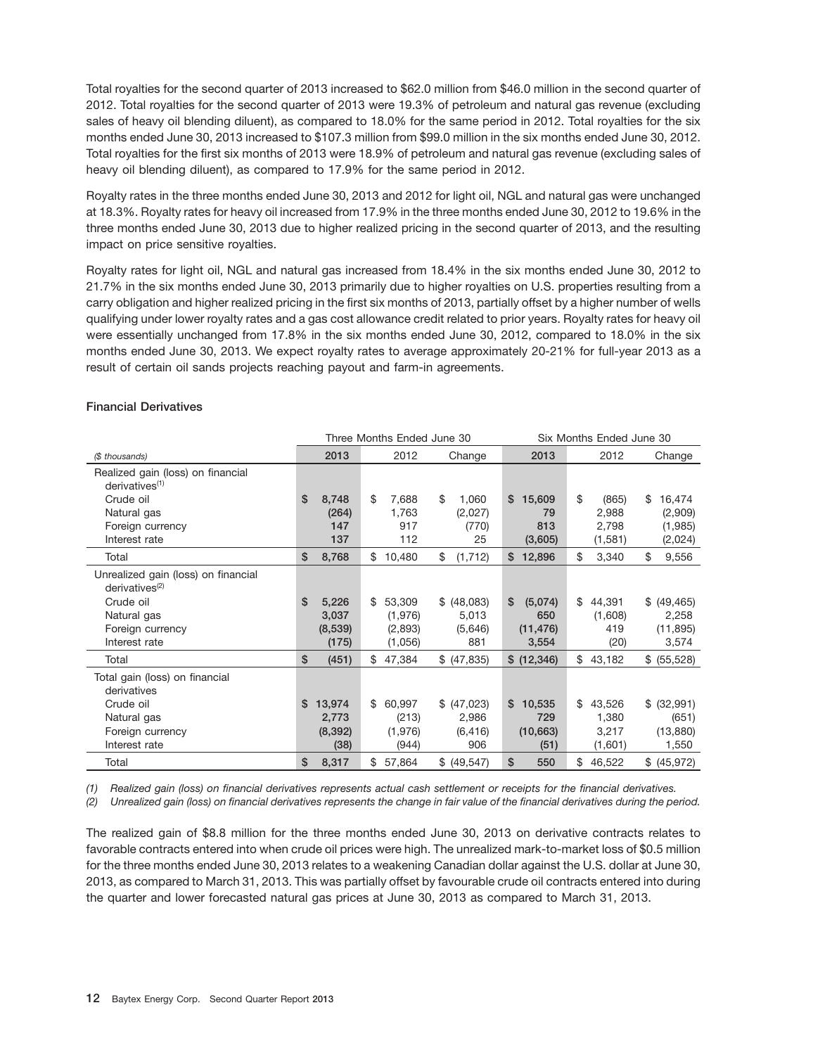Total royalties for the second quarter of 2013 increased to $62.0 million from $46.0 million in the second quarter of 2012. Total royalties for the second quarter of 2013 were 19.3% of petroleum and natural gas revenue (excluding sales of heavy oil blending diluent), as compared to 18.0% for the same period in 2012. Total royalties for the six months ended June 30, 2013 increased to $107.3 million from $99.0 million in the six months ended June 30, 2012. Total royalties for the first six months of 2013 were 18.9% of petroleum and natural gas revenue (excluding sales of heavy oil blending diluent), as compared to 17.9% for the same period in 2012.

Royalty rates in the three months ended June 30, 2013 and 2012 for light oil, NGL and natural gas were unchanged at 18.3%. Royalty rates for heavy oil increased from 17.9% in the three months ended June 30, 2012 to 19.6% in the three months ended June 30, 2013 due to higher realized pricing in the second quarter of 2013, and the resulting impact on price sensitive royalties.

Royalty rates for light oil, NGL and natural gas increased from 18.4% in the six months ended June 30, 2012 to 21.7% in the six months ended June 30, 2013 primarily due to higher royalties on U.S. properties resulting from a carry obligation and higher realized pricing in the first six months of 2013, partially offset by a higher number of wells qualifying under lower royalty rates and a gas cost allowance credit related to prior years. Royalty rates for heavy oil were essentially unchanged from 17.8% in the six months ended June 30, 2012, compared to 18.0% in the six months ended June 30, 2013. We expect royalty rates to average approximately 20-21% for full-year 2013 as a result of certain oil sands projects reaching payout and farm-in agreements.

### Financial Derivatives

| | Three Months Ended June 30 | | | Six Months Ended June 30 | | |
|---|---|---|---|---|---|---|
| *($ thousands)* | **2013** | 2012 | Change | **2013** | 2012 | Change |
| Realized gain (loss) on financial derivatives[1] | | | | | | |
| Crude oil | **$ 8,748** | $ 7,688 | $ 1,060 | **$ 15,609** | $ (865) | $ 16,474 |
| Natural gas | **(264)** | 1,763 | (2,027) | **79** | 2,988 | (2,909) |
| Foreign currency | **147** | 917 | (770) | **813** | 2,798 | (1,985) |
| Interest rate | **137** | 112 | 25 | **(3,605)** | (1,581) | (2,024) |
| Total | **$ 8,768** | $ 10,480 | $ (1,712) | **$ 12,896** | $ 3,340 | $ 9,556 |
| Unrealized gain (loss) on financial derivatives[2] | | | | | | |
| Crude oil | **$ 5,226** | $ 53,309 | $ (48,083) | **$ (5,074)** | $ 44,391 | $ (49,465) |
| Natural gas | **3,037** | (1,976) | 5,013 | **650** | (1,608) | 2,258 |
| Foreign currency | **(8,539)** | (2,893) | (5,646) | **(11,476)** | 419 | (11,895) |
| Interest rate | **(175)** | (1,056) | 881 | **3,554** | (20) | 3,574 |
| Total | **$ (451)** | $ 47,384 | $ (47,835) | **$ (12,346)** | $ 43,182 | $ (55,528) |
| Total gain (loss) on financial derivatives | | | | | | |
| Crude oil | **$ 13,974** | $ 60,997 | $ (47,023) | **$ 10,535** | $ 43,526 | $ (32,991) |
| Natural gas | **2,773** | (213) | 2,986 | **729** | 1,380 | (651) |
| Foreign currency | **(8,392)** | (1,976) | (6,416) | **(10,663)** | 3,217 | (13,880) |
| Interest rate | **(38)** | (944) | 906 | **(51)** | (1,601) | 1,550 |
| Total | **$ 8,317** | $ 57,864 | $ (49,547) | **$ 550** | $ 46,522 | $ (45,972) |

*(1) Realized gain (loss) on financial derivatives represents actual cash settlement or receipts for the financial derivatives.*

*(2) Unrealized gain (loss) on financial derivatives represents the change in fair value of the financial derivatives during the period.*

The realized gain of $8.8 million for the three months ended June 30, 2013 on derivative contracts relates to favorable contracts entered into when crude oil prices were high. The unrealized mark-to-market loss of $0.5 million for the three months ended June 30, 2013 relates to a weakening Canadian dollar against the U.S. dollar at June 30, 2013, as compared to March 31, 2013. This was partially offset by favourable crude oil contracts entered into during the quarter and lower forecasted natural gas prices at June 30, 2013 as compared to March 31, 2013.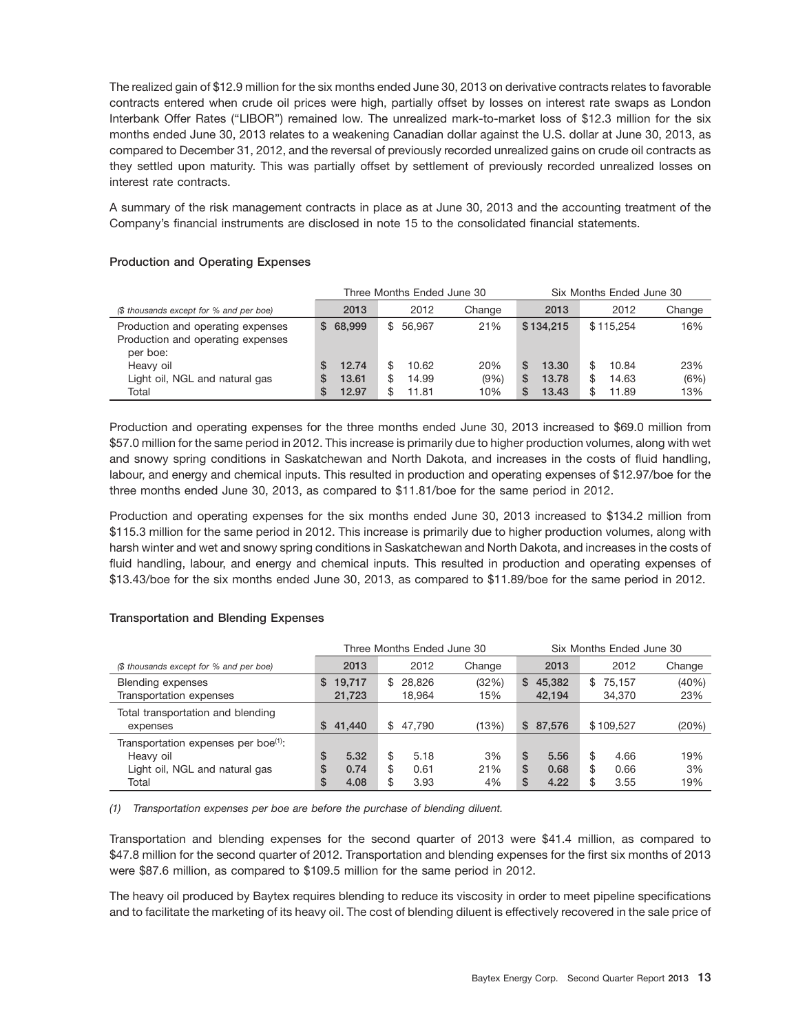The realized gain of $12.9 million for the six months ended June 30, 2013 on derivative contracts relates to favorable contracts entered when crude oil prices were high, partially offset by losses on interest rate swaps as London Interbank Offer Rates ("LIBOR") remained low. The unrealized mark-to-market loss of $12.3 million for the six months ended June 30, 2013 relates to a weakening Canadian dollar against the U.S. dollar at June 30, 2013, as compared to December 31, 2012, and the reversal of previously recorded unrealized gains on crude oil contracts as they settled upon maturity. This was partially offset by settlement of previously recorded unrealized losses on interest rate contracts.

A summary of the risk management contracts in place as at June 30, 2013 and the accounting treatment of the Company's financial instruments are disclosed in note 15 to the consolidated financial statements.

### Production and Operating Expenses

| | Three Months Ended June 30 | | | Six Months Ended June 30 | | |
|---|---|---|---|---|---|---|
| *($ thousands except for % and per boe)* | **2013** | 2012 | Change | **2013** | 2012 | Change |
| Production and operating expenses | **$ 68,999** | $ 56,967 | 21% | **$ 134,215** | $ 115,254 | 16% |
| Production and operating expenses per boe: | | | | | | |
| Heavy oil | **$ 12.74** | $ 10.62 | 20% | **$ 13.30** | $ 10.84 | 23% |
| Light oil, NGL and natural gas | **$ 13.61** | $ 14.99 | (9%) | **$ 13.78** | $ 14.63 | (6%) |
| Total | **$ 12.97** | $ 11.81 | 10% | **$ 13.43** | $ 11.89 | 13% |

Production and operating expenses for the three months ended June 30, 2013 increased to $69.0 million from $57.0 million for the same period in 2012. This increase is primarily due to higher production volumes, along with wet and snowy spring conditions in Saskatchewan and North Dakota, and increases in the costs of fluid handling, labour, and energy and chemical inputs. This resulted in production and operating expenses of $12.97/boe for the three months ended June 30, 2013, as compared to $11.81/boe for the same period in 2012.

Production and operating expenses for the six months ended June 30, 2013 increased to $134.2 million from $115.3 million for the same period in 2012. This increase is primarily due to higher production volumes, along with harsh winter and wet and snowy spring conditions in Saskatchewan and North Dakota, and increases in the costs of fluid handling, labour, and energy and chemical inputs. This resulted in production and operating expenses of $13.43/boe for the six months ended June 30, 2013, as compared to $11.89/boe for the same period in 2012.

### Transportation and Blending Expenses

| | Three Months Ended June 30 | | | Six Months Ended June 30 | | |
|---|---|---|---|---|---|---|
| *($ thousands except for % and per boe)* | **2013** | 2012 | Change | **2013** | 2012 | Change |
| Blending expenses | **$ 19,717** | $ 28,826 | (32%) | **$ 45,382** | $ 75,157 | (40%) |
| Transportation expenses | **21,723** | 18,964 | 15% | **42,194** | 34,370 | 23% |
| Total transportation and blending expenses | **$ 41,440** | $ 47,790 | (13%) | **$ 87,576** | $ 109,527 | (20%) |
| Transportation expenses per boe[(1)]: | | | | | | |
| Heavy oil | **$ 5.32** | $ 5.18 | 3% | **$ 5.56** | $ 4.66 | 19% |
| Light oil, NGL and natural gas | **$ 0.74** | $ 0.61 | 21% | **$ 0.68** | $ 0.66 | 3% |
| Total | **$ 4.08** | $ 3.93 | 4% | **$ 4.22** | $ 3.55 | 19% |

*(1) Transportation expenses per boe are before the purchase of blending diluent.*

Transportation and blending expenses for the second quarter of 2013 were $41.4 million, as compared to $47.8 million for the second quarter of 2012. Transportation and blending expenses for the first six months of 2013 were $87.6 million, as compared to $109.5 million for the same period in 2012.

The heavy oil produced by Baytex requires blending to reduce its viscosity in order to meet pipeline specifications and to facilitate the marketing of its heavy oil. The cost of blending diluent is effectively recovered in the sale price of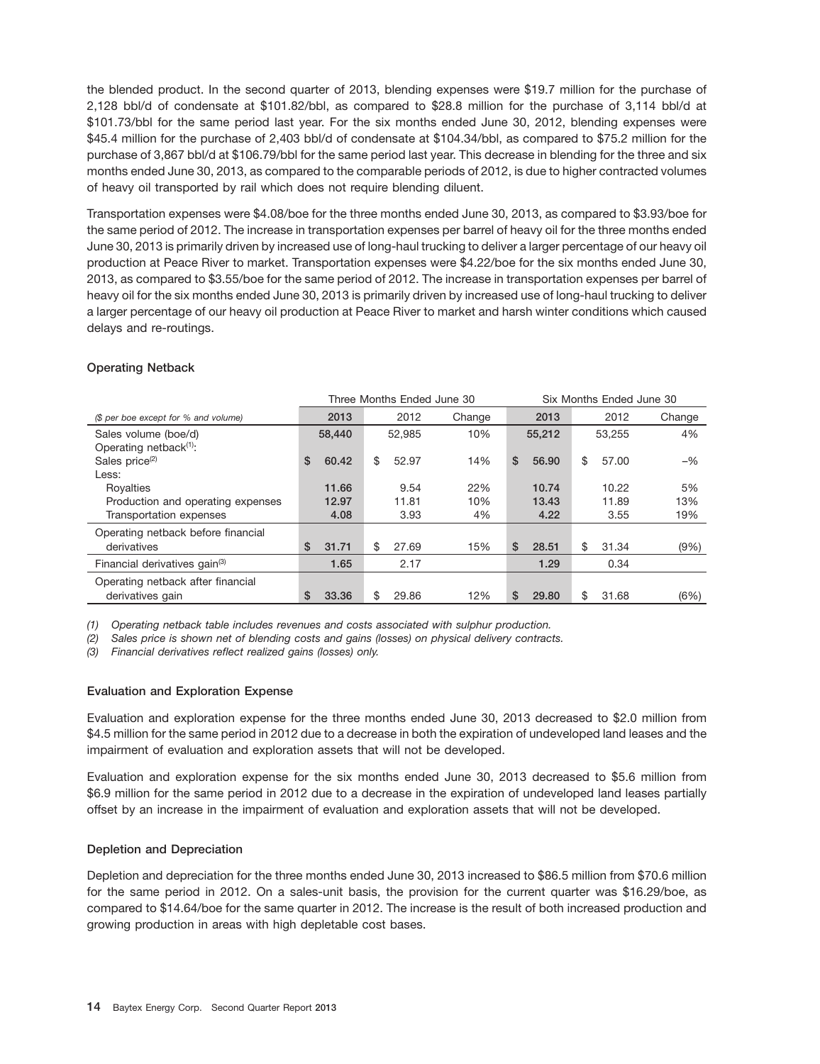the blended product. In the second quarter of 2013, blending expenses were \$19.7 million for the purchase of 2,128 bbl/d of condensate at \$101.82/bbl, as compared to \$28.8 million for the purchase of 3,114 bbl/d at \$101.73/bbl for the same period last year. For the six months ended June 30, 2012, blending expenses were \$45.4 million for the purchase of 2,403 bbl/d of condensate at \$104.34/bbl, as compared to \$75.2 million for the purchase of 3,867 bbl/d at \$106.79/bbl for the same period last year. This decrease in blending for the three and six months ended June 30, 2013, as compared to the comparable periods of 2012, is due to higher contracted volumes of heavy oil transported by rail which does not require blending diluent.

Transportation expenses were \$4.08/boe for the three months ended June 30, 2013, as compared to \$3.93/boe for the same period of 2012. The increase in transportation expenses per barrel of heavy oil for the three months ended June 30, 2013 is primarily driven by increased use of long-haul trucking to deliver a larger percentage of our heavy oil production at Peace River to market. Transportation expenses were \$4.22/boe for the six months ended June 30, 2013, as compared to \$3.55/boe for the same period of 2012. The increase in transportation expenses per barrel of heavy oil for the six months ended June 30, 2013 is primarily driven by increased use of long-haul trucking to deliver a larger percentage of our heavy oil production at Peace River to market and harsh winter conditions which caused delays and re-routings.

### Operating Netback

| | Three Months Ended June 30 | | | Six Months Ended June 30 | | |
|---|---|---|---|---|---|---|
| *(\$ per boe except for % and volume)* | **2013** | 2012 | Change | **2013** | 2012 | Change |
| Sales volume (boe/d) | **58,440** | 52,985 | 10% | **55,212** | 53,255 | 4% |
| Operating netback[1]: | | | | | | |
| Sales price[2] | **\$ 60.42** | \$ 52.97 | 14% | **\$ 56.90** | \$ 57.00 | –% |
| Less: | | | | | | |
| Royalties | **11.66** | 9.54 | 22% | **10.74** | 10.22 | 5% |
| Production and operating expenses | **12.97** | 11.81 | 10% | **13.43** | 11.89 | 13% |
| Transportation expenses | **4.08** | 3.93 | 4% | **4.22** | 3.55 | 19% |
| Operating netback before financial derivatives | **\$ 31.71** | \$ 27.69 | 15% | **\$ 28.51** | \$ 31.34 | (9%) |
| Financial derivatives gain[3] | **1.65** | 2.17 | | **1.29** | 0.34 | |
| Operating netback after financial derivatives gain | **\$ 33.36** | \$ 29.86 | 12% | **\$ 29.80** | \$ 31.68 | (6%) |

*(1) Operating netback table includes revenues and costs associated with sulphur production.*

*(2) Sales price is shown net of blending costs and gains (losses) on physical delivery contracts.*

*(3) Financial derivatives reflect realized gains (losses) only.*

### Evaluation and Exploration Expense

Evaluation and exploration expense for the three months ended June 30, 2013 decreased to \$2.0 million from \$4.5 million for the same period in 2012 due to a decrease in both the expiration of undeveloped land leases and the impairment of evaluation and exploration assets that will not be developed.

Evaluation and exploration expense for the six months ended June 30, 2013 decreased to \$5.6 million from \$6.9 million for the same period in 2012 due to a decrease in the expiration of undeveloped land leases partially offset by an increase in the impairment of evaluation and exploration assets that will not be developed.

### Depletion and Depreciation

Depletion and depreciation for the three months ended June 30, 2013 increased to \$86.5 million from \$70.6 million for the same period in 2012. On a sales-unit basis, the provision for the current quarter was \$16.29/boe, as compared to \$14.64/boe for the same quarter in 2012. The increase is the result of both increased production and growing production in areas with high depletable cost bases.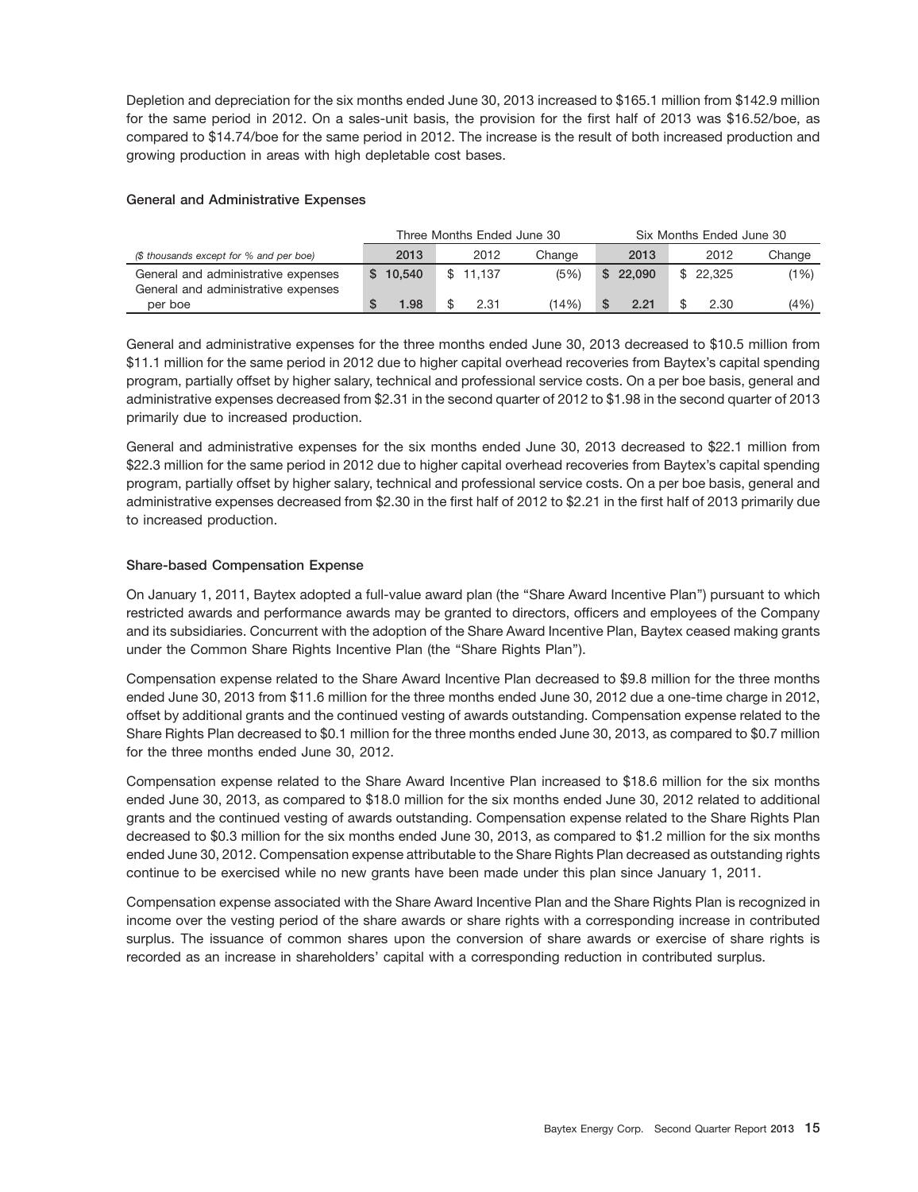Depletion and depreciation for the six months ended June 30, 2013 increased to $165.1 million from $142.9 million for the same period in 2012. On a sales-unit basis, the provision for the first half of 2013 was $16.52/boe, as compared to $14.74/boe for the same period in 2012. The increase is the result of both increased production and growing production in areas with high depletable cost bases.

### General and Administrative Expenses

| | Three Months Ended June 30 | | | Six Months Ended June 30 | | |
|---|---|---|---|---|---|---|
| *($ thousands except for % and per boe)* | **2013** | 2012 | Change | **2013** | 2012 | Change |
| General and administrative expenses | **$ 10,540** | $ 11,137 | (5%) | **$ 22,090** | $ 22,325 | (1%) |
| General and administrative expenses per boe | **$ 1.98** | $ 2.31 | (14%) | **$ 2.21** | $ 2.30 | (4%) |

General and administrative expenses for the three months ended June 30, 2013 decreased to $10.5 million from $11.1 million for the same period in 2012 due to higher capital overhead recoveries from Baytex's capital spending program, partially offset by higher salary, technical and professional service costs. On a per boe basis, general and administrative expenses decreased from $2.31 in the second quarter of 2012 to $1.98 in the second quarter of 2013 primarily due to increased production.

General and administrative expenses for the six months ended June 30, 2013 decreased to $22.1 million from $22.3 million for the same period in 2012 due to higher capital overhead recoveries from Baytex's capital spending program, partially offset by higher salary, technical and professional service costs. On a per boe basis, general and administrative expenses decreased from $2.30 in the first half of 2012 to $2.21 in the first half of 2013 primarily due to increased production.

### Share-based Compensation Expense

On January 1, 2011, Baytex adopted a full-value award plan (the "Share Award Incentive Plan") pursuant to which restricted awards and performance awards may be granted to directors, officers and employees of the Company and its subsidiaries. Concurrent with the adoption of the Share Award Incentive Plan, Baytex ceased making grants under the Common Share Rights Incentive Plan (the "Share Rights Plan").

Compensation expense related to the Share Award Incentive Plan decreased to $9.8 million for the three months ended June 30, 2013 from $11.6 million for the three months ended June 30, 2012 due a one-time charge in 2012, offset by additional grants and the continued vesting of awards outstanding. Compensation expense related to the Share Rights Plan decreased to $0.1 million for the three months ended June 30, 2013, as compared to $0.7 million for the three months ended June 30, 2012.

Compensation expense related to the Share Award Incentive Plan increased to $18.6 million for the six months ended June 30, 2013, as compared to $18.0 million for the six months ended June 30, 2012 related to additional grants and the continued vesting of awards outstanding. Compensation expense related to the Share Rights Plan decreased to $0.3 million for the six months ended June 30, 2013, as compared to $1.2 million for the six months ended June 30, 2012. Compensation expense attributable to the Share Rights Plan decreased as outstanding rights continue to be exercised while no new grants have been made under this plan since January 1, 2011.

Compensation expense associated with the Share Award Incentive Plan and the Share Rights Plan is recognized in income over the vesting period of the share awards or share rights with a corresponding increase in contributed surplus. The issuance of common shares upon the conversion of share awards or exercise of share rights is recorded as an increase in shareholders' capital with a corresponding reduction in contributed surplus.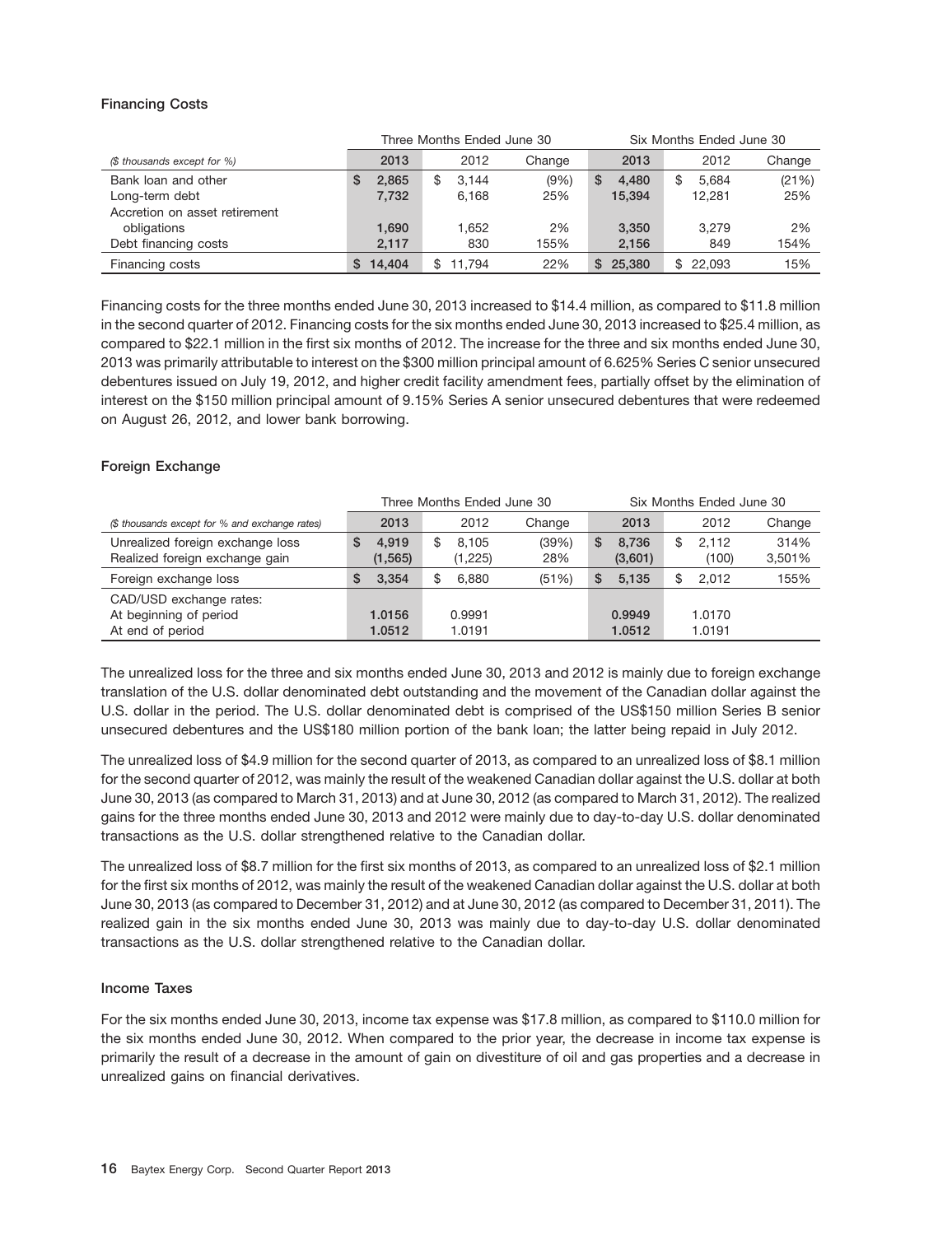### Financing Costs

| | Three Months Ended June 30 | | | Six Months Ended June 30 | | |
|---|---|---|---|---|---|---|
| *($ thousands except for %)* | **2013** | 2012 | Change | **2013** | 2012 | Change |
| Bank loan and other | **$ 2,865** | $ 3,144 | (9%) | **$ 4,480** | $ 5,684 | (21%) |
| Long-term debt | **7,732** | 6,168 | 25% | **15,394** | 12,281 | 25% |
| Accretion on asset retirement obligations | **1,690** | 1,652 | 2% | **3,350** | 3,279 | 2% |
| Debt financing costs | **2,117** | 830 | 155% | **2,156** | 849 | 154% |
| Financing costs | **$ 14,404** | $ 11,794 | 22% | **$ 25,380** | $ 22,093 | 15% |

Financing costs for the three months ended June 30, 2013 increased to $14.4 million, as compared to $11.8 million in the second quarter of 2012. Financing costs for the six months ended June 30, 2013 increased to $25.4 million, as compared to $22.1 million in the first six months of 2012. The increase for the three and six months ended June 30, 2013 was primarily attributable to interest on the $300 million principal amount of 6.625% Series C senior unsecured debentures issued on July 19, 2012, and higher credit facility amendment fees, partially offset by the elimination of interest on the $150 million principal amount of 9.15% Series A senior unsecured debentures that were redeemed on August 26, 2012, and lower bank borrowing.

### Foreign Exchange

| | Three Months Ended June 30 | | | Six Months Ended June 30 | | |
|---|---|---|---|---|---|---|
| *($ thousands except for % and exchange rates)* | **2013** | 2012 | Change | **2013** | 2012 | Change |
| Unrealized foreign exchange loss | **$ 4,919** | $ 8,105 | (39%) | **$ 8,736** | $ 2,112 | 314% |
| Realized foreign exchange gain | **(1,565)** | (1,225) | 28% | **(3,601)** | (100) | 3,501% |
| Foreign exchange loss | **$ 3,354** | $ 6,880 | (51%) | **$ 5,135** | $ 2,012 | 155% |
| CAD/USD exchange rates: | | | | | | |
| At beginning of period | **1.0156** | 0.9991 | | **0.9949** | 1.0170 | |
| At end of period | **1.0512** | 1.0191 | | **1.0512** | 1.0191 | |

The unrealized loss for the three and six months ended June 30, 2013 and 2012 is mainly due to foreign exchange translation of the U.S. dollar denominated debt outstanding and the movement of the Canadian dollar against the U.S. dollar in the period. The U.S. dollar denominated debt is comprised of the US$150 million Series B senior unsecured debentures and the US$180 million portion of the bank loan; the latter being repaid in July 2012.

The unrealized loss of $4.9 million for the second quarter of 2013, as compared to an unrealized loss of $8.1 million for the second quarter of 2012, was mainly the result of the weakened Canadian dollar against the U.S. dollar at both June 30, 2013 (as compared to March 31, 2013) and at June 30, 2012 (as compared to March 31, 2012). The realized gains for the three months ended June 30, 2013 and 2012 were mainly due to day-to-day U.S. dollar denominated transactions as the U.S. dollar strengthened relative to the Canadian dollar.

The unrealized loss of $8.7 million for the first six months of 2013, as compared to an unrealized loss of $2.1 million for the first six months of 2012, was mainly the result of the weakened Canadian dollar against the U.S. dollar at both June 30, 2013 (as compared to December 31, 2012) and at June 30, 2012 (as compared to December 31, 2011). The realized gain in the six months ended June 30, 2013 was mainly due to day-to-day U.S. dollar denominated transactions as the U.S. dollar strengthened relative to the Canadian dollar.

### Income Taxes

For the six months ended June 30, 2013, income tax expense was $17.8 million, as compared to $110.0 million for the six months ended June 30, 2012. When compared to the prior year, the decrease in income tax expense is primarily the result of a decrease in the amount of gain on divestiture of oil and gas properties and a decrease in unrealized gains on financial derivatives.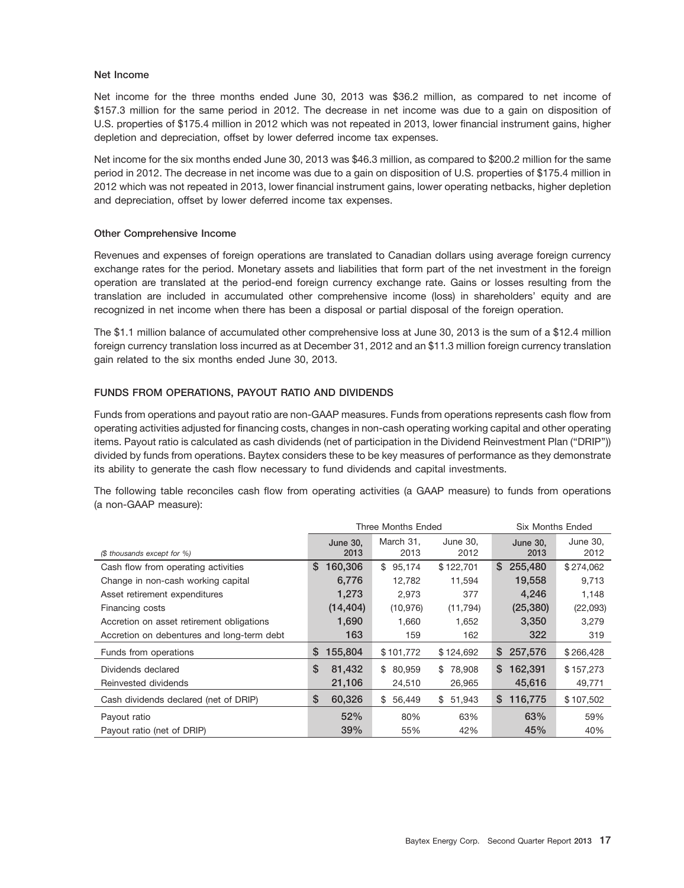### Net Income

Net income for the three months ended June 30, 2013 was $36.2 million, as compared to net income of $157.3 million for the same period in 2012. The decrease in net income was due to a gain on disposition of U.S. properties of $175.4 million in 2012 which was not repeated in 2013, lower financial instrument gains, higher depletion and depreciation, offset by lower deferred income tax expenses.

Net income for the six months ended June 30, 2013 was $46.3 million, as compared to $200.2 million for the same period in 2012. The decrease in net income was due to a gain on disposition of U.S. properties of $175.4 million in 2012 which was not repeated in 2013, lower financial instrument gains, lower operating netbacks, higher depletion and depreciation, offset by lower deferred income tax expenses.

### Other Comprehensive Income

Revenues and expenses of foreign operations are translated to Canadian dollars using average foreign currency exchange rates for the period. Monetary assets and liabilities that form part of the net investment in the foreign operation are translated at the period-end foreign currency exchange rate. Gains or losses resulting from the translation are included in accumulated other comprehensive income (loss) in shareholders' equity and are recognized in net income when there has been a disposal or partial disposal of the foreign operation.

The $1.1 million balance of accumulated other comprehensive loss at June 30, 2013 is the sum of a $12.4 million foreign currency translation loss incurred as at December 31, 2012 and an $11.3 million foreign currency translation gain related to the six months ended June 30, 2013.

## FUNDS FROM OPERATIONS, PAYOUT RATIO AND DIVIDENDS

Funds from operations and payout ratio are non-GAAP measures. Funds from operations represents cash flow from operating activities adjusted for financing costs, changes in non-cash operating working capital and other operating items. Payout ratio is calculated as cash dividends (net of participation in the Dividend Reinvestment Plan ("DRIP")) divided by funds from operations. Baytex considers these to be key measures of performance as they demonstrate its ability to generate the cash flow necessary to fund dividends and capital investments.

The following table reconciles cash flow from operating activities (a GAAP measure) to funds from operations (a non-GAAP measure):

| | Three Months Ended | | | Six Months Ended | |
|---|---|---|---|---|---|
| *($ thousands except for %)* | **June 30, 2013** | March 31, 2013 | June 30, 2012 | **June 30, 2013** | June 30, 2012 |
| Cash flow from operating activities | **$ 160,306** | $ 95,174 | $ 122,701 | **$ 255,480** | $ 274,062 |
| Change in non-cash working capital | **6,776** | 12,782 | 11,594 | **19,558** | 9,713 |
| Asset retirement expenditures | **1,273** | 2,973 | 377 | **4,246** | 1,148 |
| Financing costs | **(14,404)** | (10,976) | (11,794) | **(25,380)** | (22,093) |
| Accretion on asset retirement obligations | **1,690** | 1,660 | 1,652 | **3,350** | 3,279 |
| Accretion on debentures and long-term debt | **163** | 159 | 162 | **322** | 319 |
| Funds from operations | **$ 155,804** | $ 101,772 | $ 124,692 | **$ 257,576** | $ 266,428 |
| Dividends declared | **$ 81,432** | $ 80,959 | $ 78,908 | **$ 162,391** | $ 157,273 |
| Reinvested dividends | **21,106** | 24,510 | 26,965 | **45,616** | 49,771 |
| Cash dividends declared (net of DRIP) | **$ 60,326** | $ 56,449 | $ 51,943 | **$ 116,775** | $ 107,502 |
| Payout ratio | **52%** | 80% | 63% | **63%** | 59% |
| Payout ratio (net of DRIP) | **39%** | 55% | 42% | **45%** | 40% |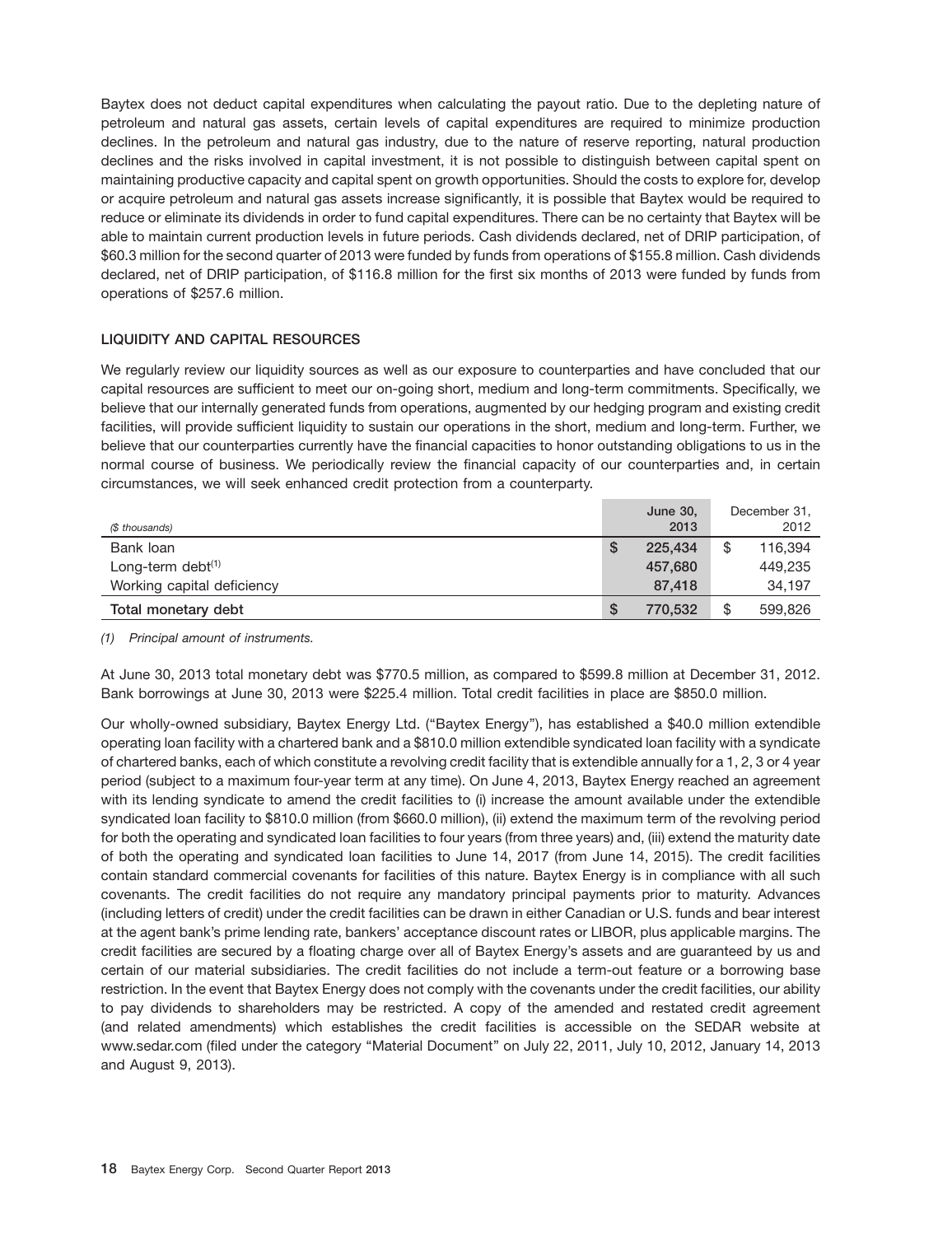Baytex does not deduct capital expenditures when calculating the payout ratio. Due to the depleting nature of petroleum and natural gas assets, certain levels of capital expenditures are required to minimize production declines. In the petroleum and natural gas industry, due to the nature of reserve reporting, natural production declines and the risks involved in capital investment, it is not possible to distinguish between capital spent on maintaining productive capacity and capital spent on growth opportunities. Should the costs to explore for, develop or acquire petroleum and natural gas assets increase significantly, it is possible that Baytex would be required to reduce or eliminate its dividends in order to fund capital expenditures. There can be no certainty that Baytex will be able to maintain current production levels in future periods. Cash dividends declared, net of DRIP participation, of $60.3 million for the second quarter of 2013 were funded by funds from operations of $155.8 million. Cash dividends declared, net of DRIP participation, of $116.8 million for the first six months of 2013 were funded by funds from operations of $257.6 million.

## LIQUIDITY AND CAPITAL RESOURCES

We regularly review our liquidity sources as well as our exposure to counterparties and have concluded that our capital resources are sufficient to meet our on-going short, medium and long-term commitments. Specifically, we believe that our internally generated funds from operations, augmented by our hedging program and existing credit facilities, will provide sufficient liquidity to sustain our operations in the short, medium and long-term. Further, we believe that our counterparties currently have the financial capacities to honor outstanding obligations to us in the normal course of business. We periodically review the financial capacity of our counterparties and, in certain circumstances, we will seek enhanced credit protection from a counterparty.

| *($ thousands)* | June 30, 2013 | December 31, 2012 |
|---|---|---|
| Bank loan | $ 225,434 | $ 116,394 |
| Long-term debt[(1)] | 457,680 | 449,235 |
| Working capital deficiency | 87,418 | 34,197 |
| **Total monetary debt** | **$ 770,532** | **$ 599,826** |

*(1) Principal amount of instruments.*

At June 30, 2013 total monetary debt was $770.5 million, as compared to $599.8 million at December 31, 2012. Bank borrowings at June 30, 2013 were $225.4 million. Total credit facilities in place are $850.0 million.

Our wholly-owned subsidiary, Baytex Energy Ltd. ("Baytex Energy"), has established a $40.0 million extendible operating loan facility with a chartered bank and a $810.0 million extendible syndicated loan facility with a syndicate of chartered banks, each of which constitute a revolving credit facility that is extendible annually for a 1, 2, 3 or 4 year period (subject to a maximum four-year term at any time). On June 4, 2013, Baytex Energy reached an agreement with its lending syndicate to amend the credit facilities to (i) increase the amount available under the extendible syndicated loan facility to $810.0 million (from $660.0 million), (ii) extend the maximum term of the revolving period for both the operating and syndicated loan facilities to four years (from three years) and, (iii) extend the maturity date of both the operating and syndicated loan facilities to June 14, 2017 (from June 14, 2015). The credit facilities contain standard commercial covenants for facilities of this nature. Baytex Energy is in compliance with all such covenants. The credit facilities do not require any mandatory principal payments prior to maturity. Advances (including letters of credit) under the credit facilities can be drawn in either Canadian or U.S. funds and bear interest at the agent bank's prime lending rate, bankers' acceptance discount rates or LIBOR, plus applicable margins. The credit facilities are secured by a floating charge over all of Baytex Energy's assets and are guaranteed by us and certain of our material subsidiaries. The credit facilities do not include a term-out feature or a borrowing base restriction. In the event that Baytex Energy does not comply with the covenants under the credit facilities, our ability to pay dividends to shareholders may be restricted. A copy of the amended and restated credit agreement (and related amendments) which establishes the credit facilities is accessible on the SEDAR website at www.sedar.com (filed under the category "Material Document" on July 22, 2011, July 10, 2012, January 14, 2013 and August 9, 2013).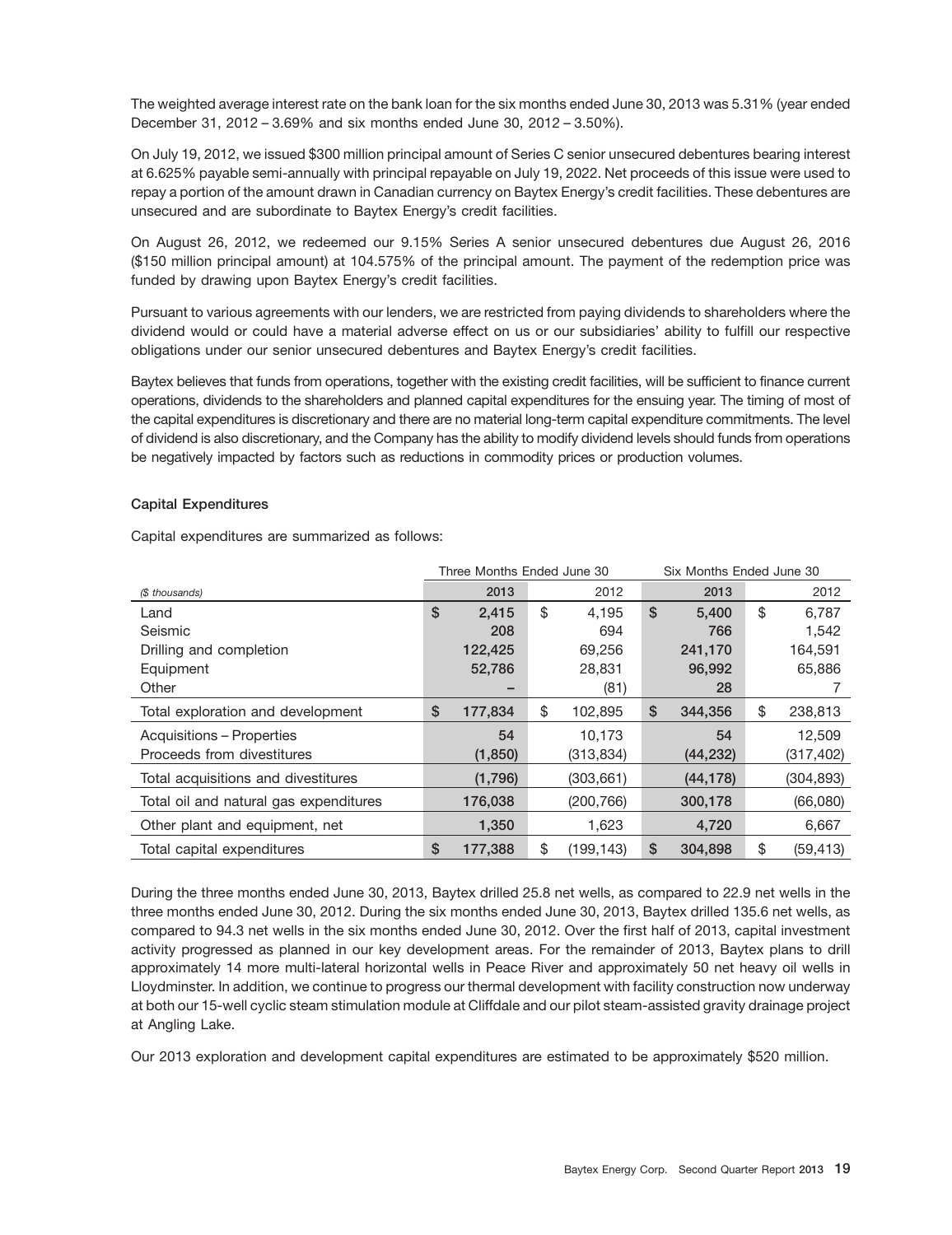The weighted average interest rate on the bank loan for the six months ended June 30, 2013 was 5.31% (year ended December 31, 2012 – 3.69% and six months ended June 30, 2012 – 3.50%).

On July 19, 2012, we issued $300 million principal amount of Series C senior unsecured debentures bearing interest at 6.625% payable semi-annually with principal repayable on July 19, 2022. Net proceeds of this issue were used to repay a portion of the amount drawn in Canadian currency on Baytex Energy's credit facilities. These debentures are unsecured and are subordinate to Baytex Energy's credit facilities.

On August 26, 2012, we redeemed our 9.15% Series A senior unsecured debentures due August 26, 2016 ($150 million principal amount) at 104.575% of the principal amount. The payment of the redemption price was funded by drawing upon Baytex Energy's credit facilities.

Pursuant to various agreements with our lenders, we are restricted from paying dividends to shareholders where the dividend would or could have a material adverse effect on us or our subsidiaries' ability to fulfill our respective obligations under our senior unsecured debentures and Baytex Energy's credit facilities.

Baytex believes that funds from operations, together with the existing credit facilities, will be sufficient to finance current operations, dividends to the shareholders and planned capital expenditures for the ensuing year. The timing of most of the capital expenditures is discretionary and there are no material long-term capital expenditure commitments. The level of dividend is also discretionary, and the Company has the ability to modify dividend levels should funds from operations be negatively impacted by factors such as reductions in commodity prices or production volumes.

### Capital Expenditures

Capital expenditures are summarized as follows:

| | Three Months Ended June 30 | | Six Months Ended June 30 | |
|---|---|---|---|---|
| *($ thousands)* | 2013 | 2012 | 2013 | 2012 |
| Land | $ 2,415 | $ 4,195 | $ 5,400 | $ 6,787 |
| Seismic | 208 | 694 | 766 | 1,542 |
| Drilling and completion | 122,425 | 69,256 | 241,170 | 164,591 |
| Equipment | 52,786 | 28,831 | 96,992 | 65,886 |
| Other | – | (81) | 28 | 7 |
| Total exploration and development | $ 177,834 | $ 102,895 | $ 344,356 | $ 238,813 |
| Acquisitions – Properties | 54 | 10,173 | 54 | 12,509 |
| Proceeds from divestitures | (1,850) | (313,834) | (44,232) | (317,402) |
| Total acquisitions and divestitures | (1,796) | (303,661) | (44,178) | (304,893) |
| Total oil and natural gas expenditures | 176,038 | (200,766) | 300,178 | (66,080) |
| Other plant and equipment, net | 1,350 | 1,623 | 4,720 | 6,667 |
| Total capital expenditures | $ 177,388 | $ (199,143) | $ 304,898 | $ (59,413) |

During the three months ended June 30, 2013, Baytex drilled 25.8 net wells, as compared to 22.9 net wells in the three months ended June 30, 2012. During the six months ended June 30, 2013, Baytex drilled 135.6 net wells, as compared to 94.3 net wells in the six months ended June 30, 2012. Over the first half of 2013, capital investment activity progressed as planned in our key development areas. For the remainder of 2013, Baytex plans to drill approximately 14 more multi-lateral horizontal wells in Peace River and approximately 50 net heavy oil wells in Lloydminster. In addition, we continue to progress our thermal development with facility construction now underway at both our 15-well cyclic steam stimulation module at Cliffdale and our pilot steam-assisted gravity drainage project at Angling Lake.

Our 2013 exploration and development capital expenditures are estimated to be approximately $520 million.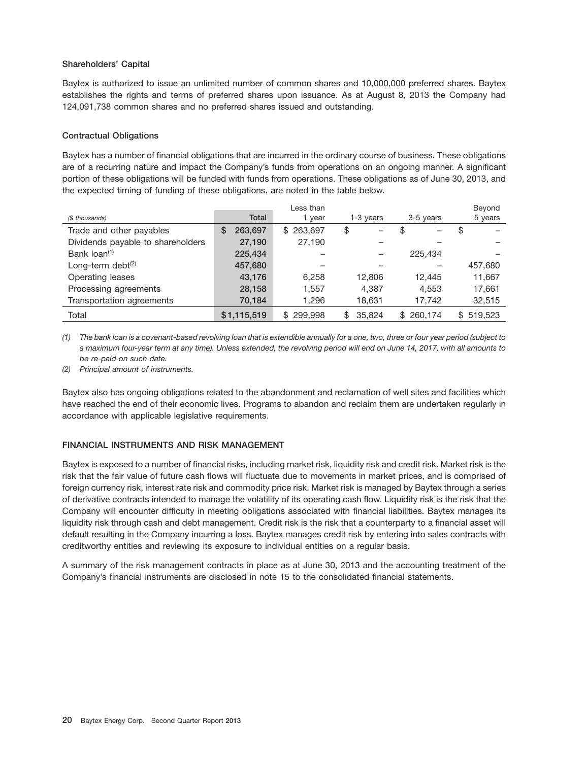### Shareholders' Capital

Baytex is authorized to issue an unlimited number of common shares and 10,000,000 preferred shares. Baytex establishes the rights and terms of preferred shares upon issuance. As at August 8, 2013 the Company had 124,091,738 common shares and no preferred shares issued and outstanding.

### Contractual Obligations

Baytex has a number of financial obligations that are incurred in the ordinary course of business. These obligations are of a recurring nature and impact the Company's funds from operations on an ongoing manner. A significant portion of these obligations will be funded with funds from operations. These obligations as of June 30, 2013, and the expected timing of funding of these obligations, are noted in the table below.

| *($ thousands)* | Total | Less than 1 year | 1-3 years | 3-5 years | Beyond 5 years |
|---|---|---|---|---|---|
| Trade and other payables | $ 263,697 | $ 263,697 | $ – | $ – | $ – |
| Dividends payable to shareholders | 27,190 | 27,190 | – | – | – |
| Bank loan[1] | 225,434 | – | – | 225,434 | – |
| Long-term debt[2] | 457,680 | – | – | – | 457,680 |
| Operating leases | 43,176 | 6,258 | 12,806 | 12,445 | 11,667 |
| Processing agreements | 28,158 | 1,557 | 4,387 | 4,553 | 17,661 |
| Transportation agreements | 70,184 | 1,296 | 18,631 | 17,742 | 32,515 |
| Total | $1,115,519 | $ 299,998 | $ 35,824 | $ 260,174 | $ 519,523 |

*(1) The bank loan is a covenant-based revolving loan that is extendible annually for a one, two, three or four year period (subject to a maximum four-year term at any time). Unless extended, the revolving period will end on June 14, 2017, with all amounts to be re-paid on such date.*

*(2) Principal amount of instruments.*

Baytex also has ongoing obligations related to the abandonment and reclamation of well sites and facilities which have reached the end of their economic lives. Programs to abandon and reclaim them are undertaken regularly in accordance with applicable legislative requirements.

## FINANCIAL INSTRUMENTS AND RISK MANAGEMENT

Baytex is exposed to a number of financial risks, including market risk, liquidity risk and credit risk. Market risk is the risk that the fair value of future cash flows will fluctuate due to movements in market prices, and is comprised of foreign currency risk, interest rate risk and commodity price risk. Market risk is managed by Baytex through a series of derivative contracts intended to manage the volatility of its operating cash flow. Liquidity risk is the risk that the Company will encounter difficulty in meeting obligations associated with financial liabilities. Baytex manages its liquidity risk through cash and debt management. Credit risk is the risk that a counterparty to a financial asset will default resulting in the Company incurring a loss. Baytex manages credit risk by entering into sales contracts with creditworthy entities and reviewing its exposure to individual entities on a regular basis.

A summary of the risk management contracts in place as at June 30, 2013 and the accounting treatment of the Company's financial instruments are disclosed in note 15 to the consolidated financial statements.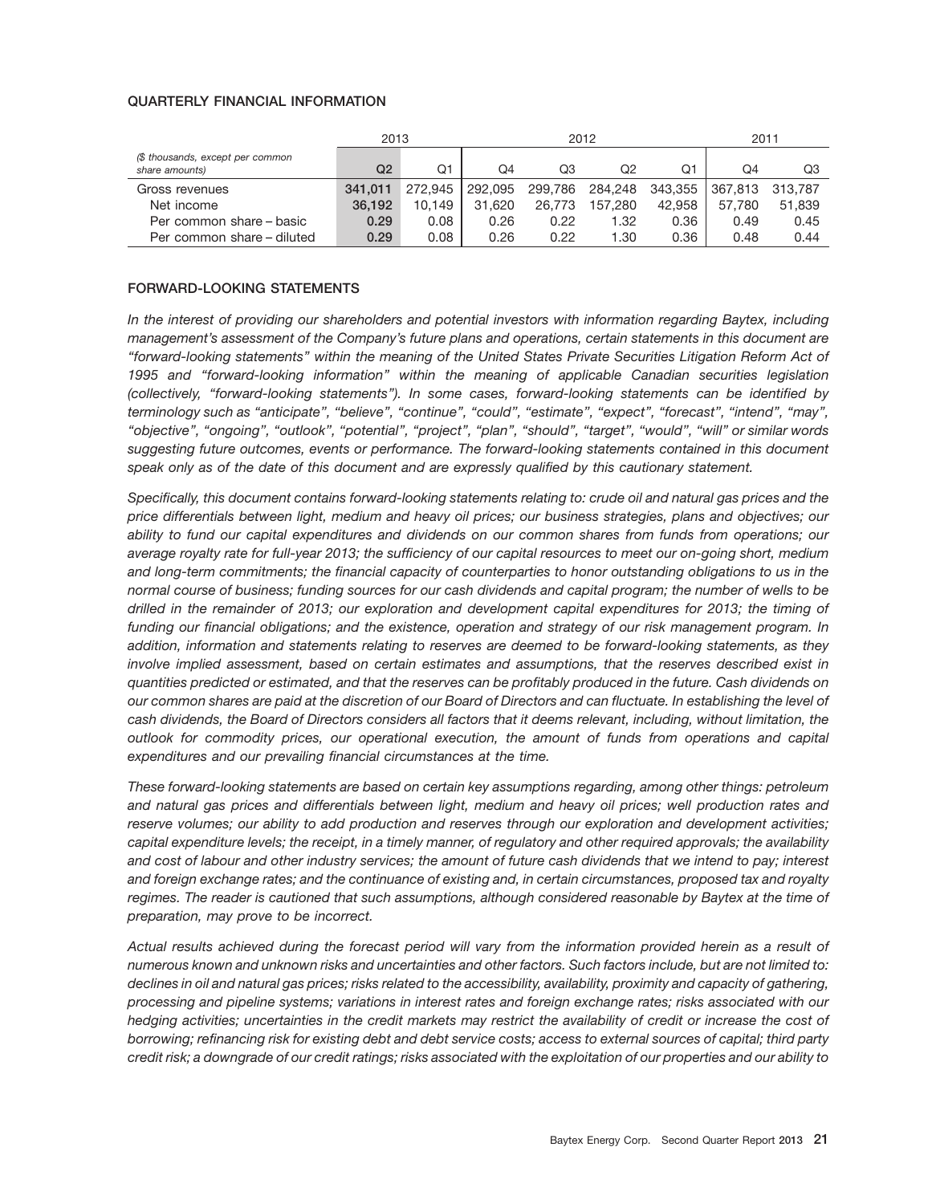## QUARTERLY FINANCIAL INFORMATION

| ($ thousands, except per common share amounts) | 2013 | | 2012 | | | | 2011 | |
|---|---|---|---|---|---|---|---|---|
| | Q2 | Q1 | Q4 | Q3 | Q2 | Q1 | Q4 | Q3 |
| Gross revenues | **341,011** | 272,945 | 292,095 | 299,786 | 284,248 | 343,355 | 367,813 | 313,787 |
| Net income | **36,192** | 10,149 | 31,620 | 26,773 | 157,280 | 42,958 | 57,780 | 51,839 |
| Per common share – basic | **0.29** | 0.08 | 0.26 | 0.22 | 1.32 | 0.36 | 0.49 | 0.45 |
| Per common share – diluted | **0.29** | 0.08 | 0.26 | 0.22 | 1.30 | 0.36 | 0.48 | 0.44 |

## FORWARD-LOOKING STATEMENTS

*In the interest of providing our shareholders and potential investors with information regarding Baytex, including management's assessment of the Company's future plans and operations, certain statements in this document are "forward-looking statements" within the meaning of the United States Private Securities Litigation Reform Act of 1995 and "forward-looking information" within the meaning of applicable Canadian securities legislation (collectively, "forward-looking statements"). In some cases, forward-looking statements can be identified by terminology such as "anticipate", "believe", "continue", "could", "estimate", "expect", "forecast", "intend", "may", "objective", "ongoing", "outlook", "potential", "project", "plan", "should", "target", "would", "will" or similar words suggesting future outcomes, events or performance. The forward-looking statements contained in this document speak only as of the date of this document and are expressly qualified by this cautionary statement.*

*Specifically, this document contains forward-looking statements relating to: crude oil and natural gas prices and the price differentials between light, medium and heavy oil prices; our business strategies, plans and objectives; our ability to fund our capital expenditures and dividends on our common shares from funds from operations; our average royalty rate for full-year 2013; the sufficiency of our capital resources to meet our on-going short, medium and long-term commitments; the financial capacity of counterparties to honor outstanding obligations to us in the normal course of business; funding sources for our cash dividends and capital program; the number of wells to be drilled in the remainder of 2013; our exploration and development capital expenditures for 2013; the timing of funding our financial obligations; and the existence, operation and strategy of our risk management program. In addition, information and statements relating to reserves are deemed to be forward-looking statements, as they involve implied assessment, based on certain estimates and assumptions, that the reserves described exist in quantities predicted or estimated, and that the reserves can be profitably produced in the future. Cash dividends on our common shares are paid at the discretion of our Board of Directors and can fluctuate. In establishing the level of cash dividends, the Board of Directors considers all factors that it deems relevant, including, without limitation, the outlook for commodity prices, our operational execution, the amount of funds from operations and capital expenditures and our prevailing financial circumstances at the time.*

*These forward-looking statements are based on certain key assumptions regarding, among other things: petroleum and natural gas prices and differentials between light, medium and heavy oil prices; well production rates and reserve volumes; our ability to add production and reserves through our exploration and development activities; capital expenditure levels; the receipt, in a timely manner, of regulatory and other required approvals; the availability and cost of labour and other industry services; the amount of future cash dividends that we intend to pay; interest and foreign exchange rates; and the continuance of existing and, in certain circumstances, proposed tax and royalty regimes. The reader is cautioned that such assumptions, although considered reasonable by Baytex at the time of preparation, may prove to be incorrect.*

*Actual results achieved during the forecast period will vary from the information provided herein as a result of numerous known and unknown risks and uncertainties and other factors. Such factors include, but are not limited to: declines in oil and natural gas prices; risks related to the accessibility, availability, proximity and capacity of gathering, processing and pipeline systems; variations in interest rates and foreign exchange rates; risks associated with our hedging activities; uncertainties in the credit markets may restrict the availability of credit or increase the cost of borrowing; refinancing risk for existing debt and debt service costs; access to external sources of capital; third party credit risk; a downgrade of our credit ratings; risks associated with the exploitation of our properties and our ability to*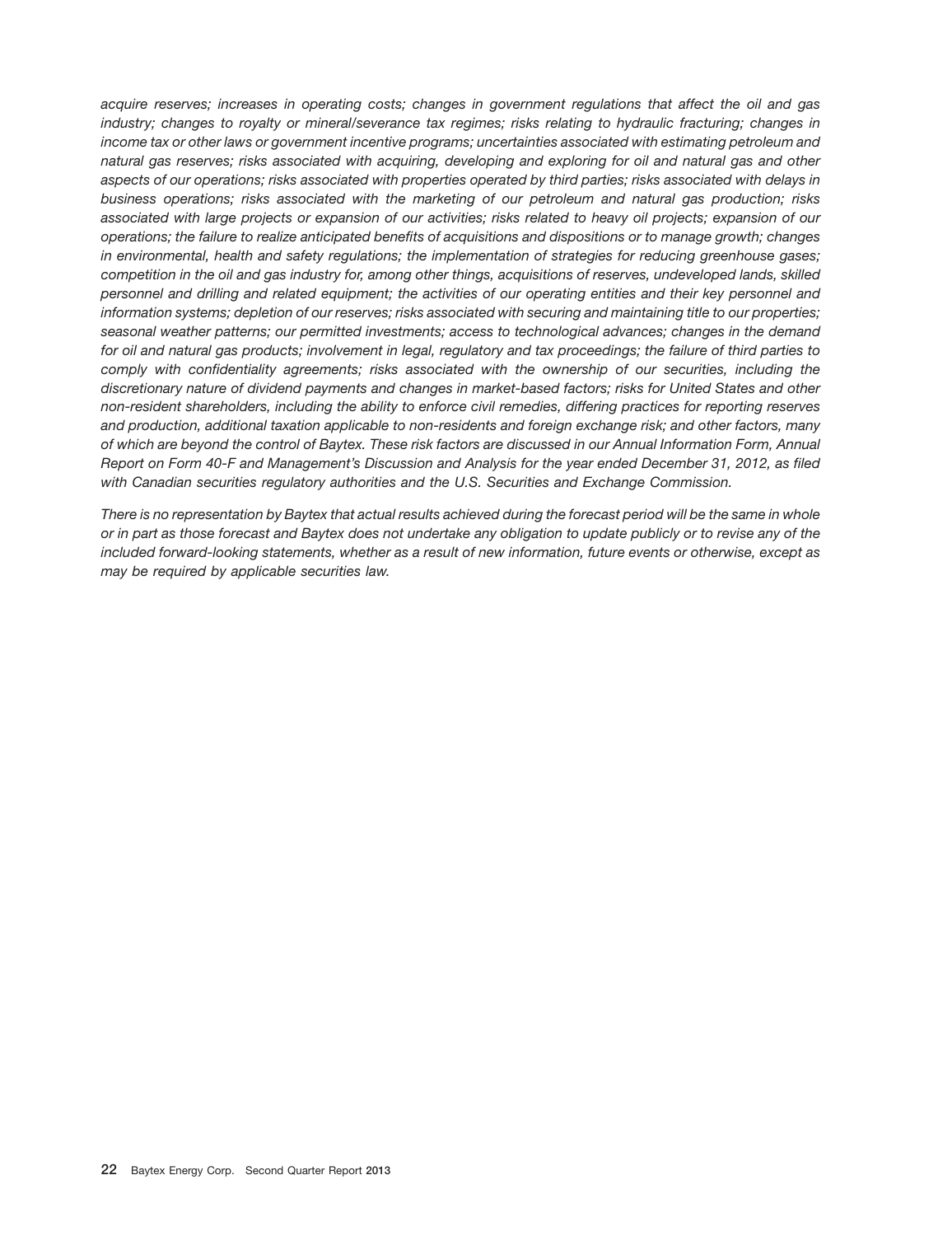*acquire reserves; increases in operating costs; changes in government regulations that affect the oil and gas industry; changes to royalty or mineral/severance tax regimes; risks relating to hydraulic fracturing; changes in income tax or other laws or government incentive programs; uncertainties associated with estimating petroleum and natural gas reserves; risks associated with acquiring, developing and exploring for oil and natural gas and other aspects of our operations; risks associated with properties operated by third parties; risks associated with delays in business operations; risks associated with the marketing of our petroleum and natural gas production; risks associated with large projects or expansion of our activities; risks related to heavy oil projects; expansion of our operations; the failure to realize anticipated benefits of acquisitions and dispositions or to manage growth; changes in environmental, health and safety regulations; the implementation of strategies for reducing greenhouse gases; competition in the oil and gas industry for, among other things, acquisitions of reserves, undeveloped lands, skilled personnel and drilling and related equipment; the activities of our operating entities and their key personnel and information systems; depletion of our reserves; risks associated with securing and maintaining title to our properties; seasonal weather patterns; our permitted investments; access to technological advances; changes in the demand for oil and natural gas products; involvement in legal, regulatory and tax proceedings; the failure of third parties to comply with confidentiality agreements; risks associated with the ownership of our securities, including the discretionary nature of dividend payments and changes in market-based factors; risks for United States and other non-resident shareholders, including the ability to enforce civil remedies, differing practices for reporting reserves and production, additional taxation applicable to non-residents and foreign exchange risk; and other factors, many of which are beyond the control of Baytex. These risk factors are discussed in our Annual Information Form, Annual Report on Form 40-F and Management's Discussion and Analysis for the year ended December 31, 2012, as filed with Canadian securities regulatory authorities and the U.S. Securities and Exchange Commission.*

*There is no representation by Baytex that actual results achieved during the forecast period will be the same in whole or in part as those forecast and Baytex does not undertake any obligation to update publicly or to revise any of the included forward-looking statements, whether as a result of new information, future events or otherwise, except as may be required by applicable securities law.*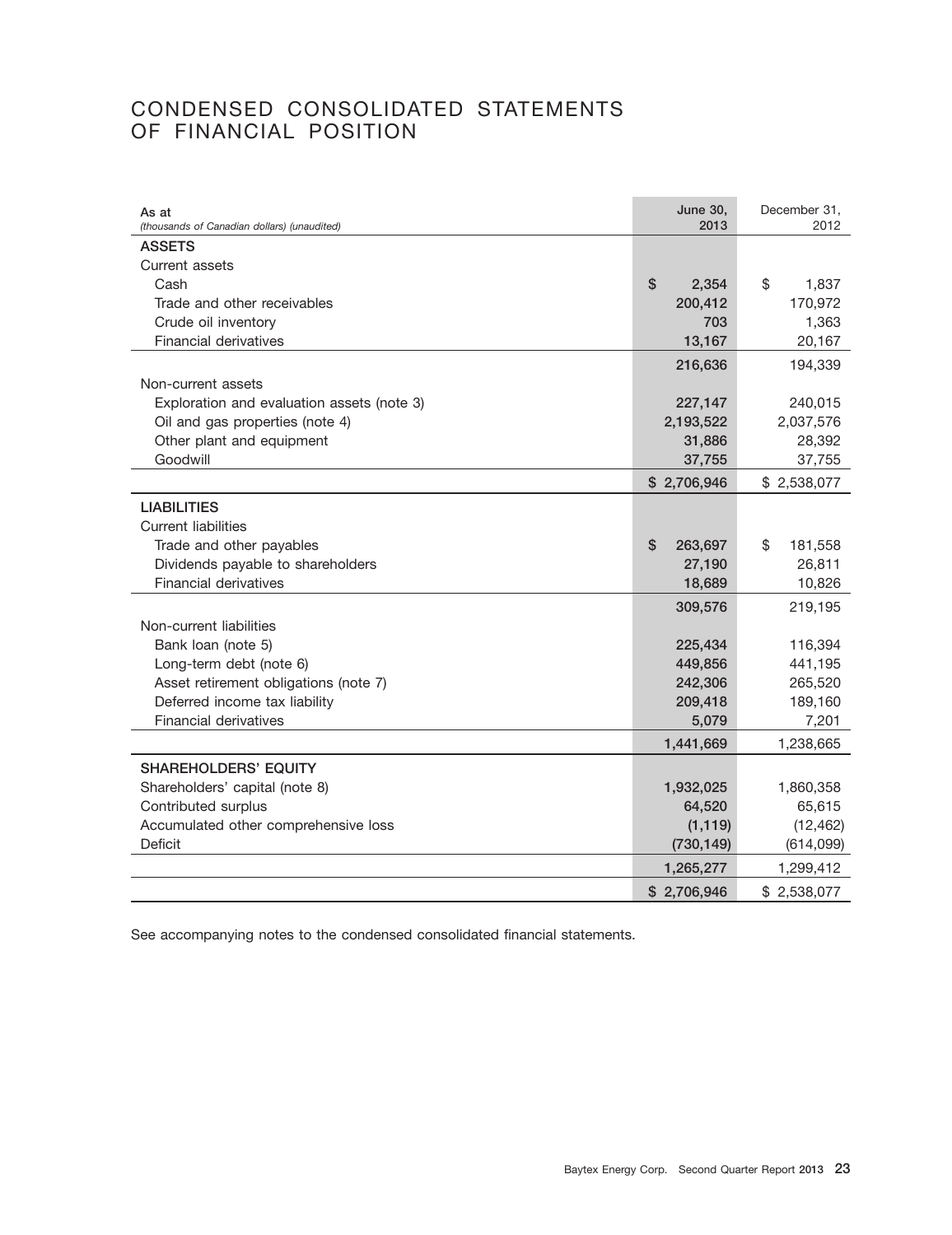# CONDENSED CONSOLIDATED STATEMENTS OF FINANCIAL POSITION

| As at<br>*(thousands of Canadian dollars) (unaudited)* | June 30, 2013 | December 31, 2012 |
|---|---|---|
| **ASSETS** | | |
| Current assets | | |
| Cash | $ 2,354 | $ 1,837 |
| Trade and other receivables | 200,412 | 170,972 |
| Crude oil inventory | 703 | 1,363 |
| Financial derivatives | 13,167 | 20,167 |
| | 216,636 | 194,339 |
| Non-current assets | | |
| Exploration and evaluation assets (note 3) | 227,147 | 240,015 |
| Oil and gas properties (note 4) | 2,193,522 | 2,037,576 |
| Other plant and equipment | 31,886 | 28,392 |
| Goodwill | 37,755 | 37,755 |
| | $ 2,706,946 | $ 2,538,077 |
| **LIABILITIES** | | |
| Current liabilities | | |
| Trade and other payables | $ 263,697 | $ 181,558 |
| Dividends payable to shareholders | 27,190 | 26,811 |
| Financial derivatives | 18,689 | 10,826 |
| | 309,576 | 219,195 |
| Non-current liabilities | | |
| Bank loan (note 5) | 225,434 | 116,394 |
| Long-term debt (note 6) | 449,856 | 441,195 |
| Asset retirement obligations (note 7) | 242,306 | 265,520 |
| Deferred income tax liability | 209,418 | 189,160 |
| Financial derivatives | 5,079 | 7,201 |
| | 1,441,669 | 1,238,665 |
| **SHAREHOLDERS' EQUITY** | | |
| Shareholders' capital (note 8) | 1,932,025 | 1,860,358 |
| Contributed surplus | 64,520 | 65,615 |
| Accumulated other comprehensive loss | (1,119) | (12,462) |
| Deficit | (730,149) | (614,099) |
| | 1,265,277 | 1,299,412 |
| | $ 2,706,946 | $ 2,538,077 |

See accompanying notes to the condensed consolidated financial statements.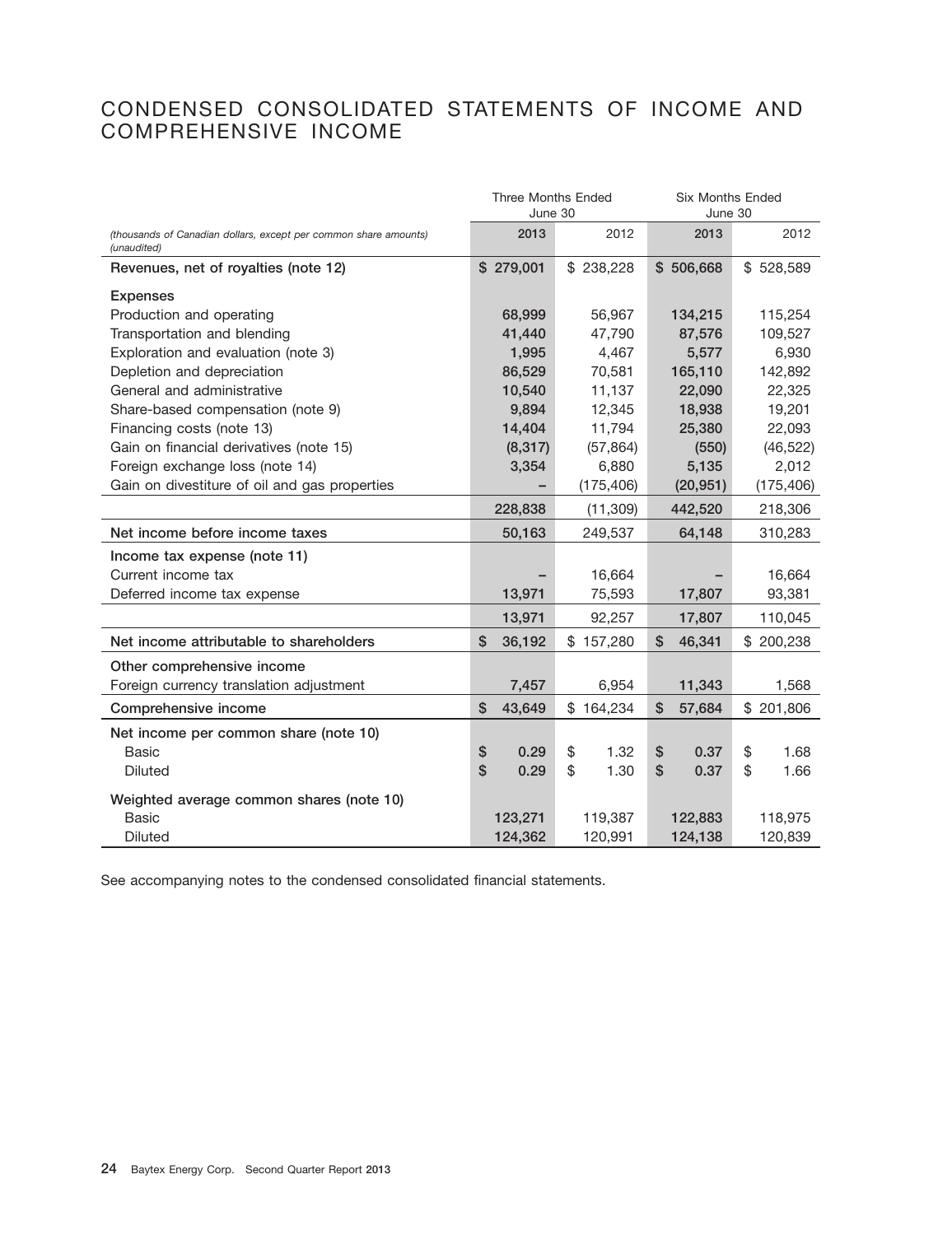# CONDENSED CONSOLIDATED STATEMENTS OF INCOME AND COMPREHENSIVE INCOME

| | Three Months Ended June 30 | | Six Months Ended June 30 | |
|---|---|---|---|---|
| *(thousands of Canadian dollars, except per common share amounts) (unaudited)* | **2013** | 2012 | **2013** | 2012 |
| **Revenues, net of royalties (note 12)** | **$ 279,001** | $ 238,228 | **$ 506,668** | $ 528,589 |
| **Expenses** | | | | |
| Production and operating | **68,999** | 56,967 | **134,215** | 115,254 |
| Transportation and blending | **41,440** | 47,790 | **87,576** | 109,527 |
| Exploration and evaluation (note 3) | **1,995** | 4,467 | **5,577** | 6,930 |
| Depletion and depreciation | **86,529** | 70,581 | **165,110** | 142,892 |
| General and administrative | **10,540** | 11,137 | **22,090** | 22,325 |
| Share-based compensation (note 9) | **9,894** | 12,345 | **18,938** | 19,201 |
| Financing costs (note 13) | **14,404** | 11,794 | **25,380** | 22,093 |
| Gain on financial derivatives (note 15) | **(8,317)** | (57,864) | **(550)** | (46,522) |
| Foreign exchange loss (note 14) | **3,354** | 6,880 | **5,135** | 2,012 |
| Gain on divestiture of oil and gas properties | **–** | (175,406) | **(20,951)** | (175,406) |
| | **228,838** | (11,309) | **442,520** | 218,306 |
| **Net income before income taxes** | **50,163** | 249,537 | **64,148** | 310,283 |
| **Income tax expense (note 11)** | | | | |
| Current income tax | **–** | 16,664 | **–** | 16,664 |
| Deferred income tax expense | **13,971** | 75,593 | **17,807** | 93,381 |
| | **13,971** | 92,257 | **17,807** | 110,045 |
| **Net income attributable to shareholders** | **$ 36,192** | $ 157,280 | **$ 46,341** | $ 200,238 |
| **Other comprehensive income** | | | | |
| Foreign currency translation adjustment | **7,457** | 6,954 | **11,343** | 1,568 |
| **Comprehensive income** | **$ 43,649** | $ 164,234 | **$ 57,684** | $ 201,806 |
| **Net income per common share (note 10)** | | | | |
| Basic | **$ 0.29** | $ 1.32 | **$ 0.37** | $ 1.68 |
| Diluted | **$ 0.29** | $ 1.30 | **$ 0.37** | $ 1.66 |
| **Weighted average common shares (note 10)** | | | | |
| Basic | **123,271** | 119,387 | **122,883** | 118,975 |
| Diluted | **124,362** | 120,991 | **124,138** | 120,839 |

See accompanying notes to the condensed consolidated financial statements.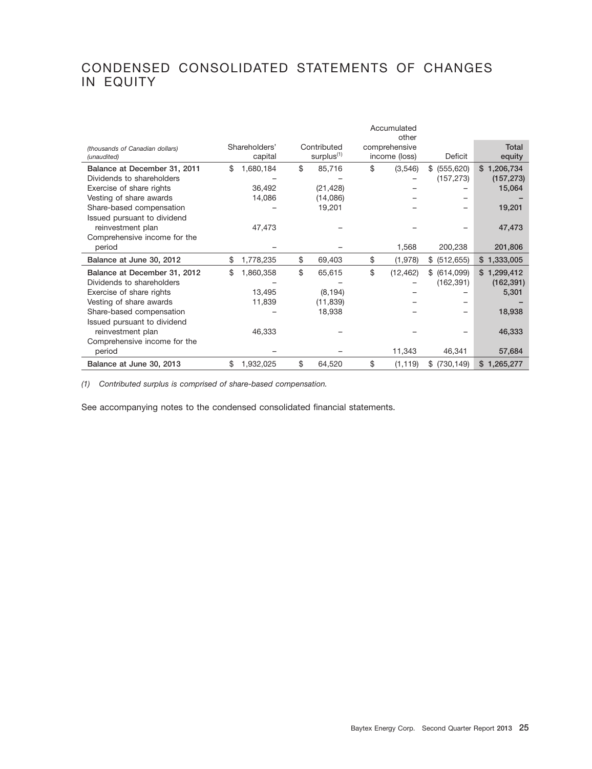# CONDENSED CONSOLIDATED STATEMENTS OF CHANGES IN EQUITY

| *(thousands of Canadian dollars)* *(unaudited)* | Shareholders' capital | Contributed surplus[(1)] | Accumulated other comprehensive income (loss) | Deficit | Total equity |
|---|---|---|---|---|---|
| **Balance at December 31, 2011** | $ 1,680,184 | $ 85,716 | $ (3,546) | $ (555,620) | **$ 1,206,734** |
| Dividends to shareholders | – | – | – | (157,273) | **(157,273)** |
| Exercise of share rights | 36,492 | (21,428) | – | – | **15,064** |
| Vesting of share awards | 14,086 | (14,086) | – | – | **–** |
| Share-based compensation | – | 19,201 | – | – | **19,201** |
| Issued pursuant to dividend reinvestment plan | 47,473 | – | – | – | **47,473** |
| Comprehensive income for the period | – | – | 1,568 | 200,238 | **201,806** |
| **Balance at June 30, 2012** | $ 1,778,235 | $ 69,403 | $ (1,978) | $ (512,655) | **$ 1,333,005** |
| **Balance at December 31, 2012** | $ 1,860,358 | $ 65,615 | $ (12,462) | $ (614,099) | **$ 1,299,412** |
| Dividends to shareholders | – | – | – | (162,391) | **(162,391)** |
| Exercise of share rights | 13,495 | (8,194) | – | – | **5,301** |
| Vesting of share awards | 11,839 | (11,839) | – | – | **–** |
| Share-based compensation | – | 18,938 | – | – | **18,938** |
| Issued pursuant to dividend reinvestment plan | 46,333 | – | – | – | **46,333** |
| Comprehensive income for the period | – | – | 11,343 | 46,341 | **57,684** |
| **Balance at June 30, 2013** | $ 1,932,025 | $ 64,520 | $ (1,119) | $ (730,149) | **$ 1,265,277** |

*(1) Contributed surplus is comprised of share-based compensation.*

See accompanying notes to the condensed consolidated financial statements.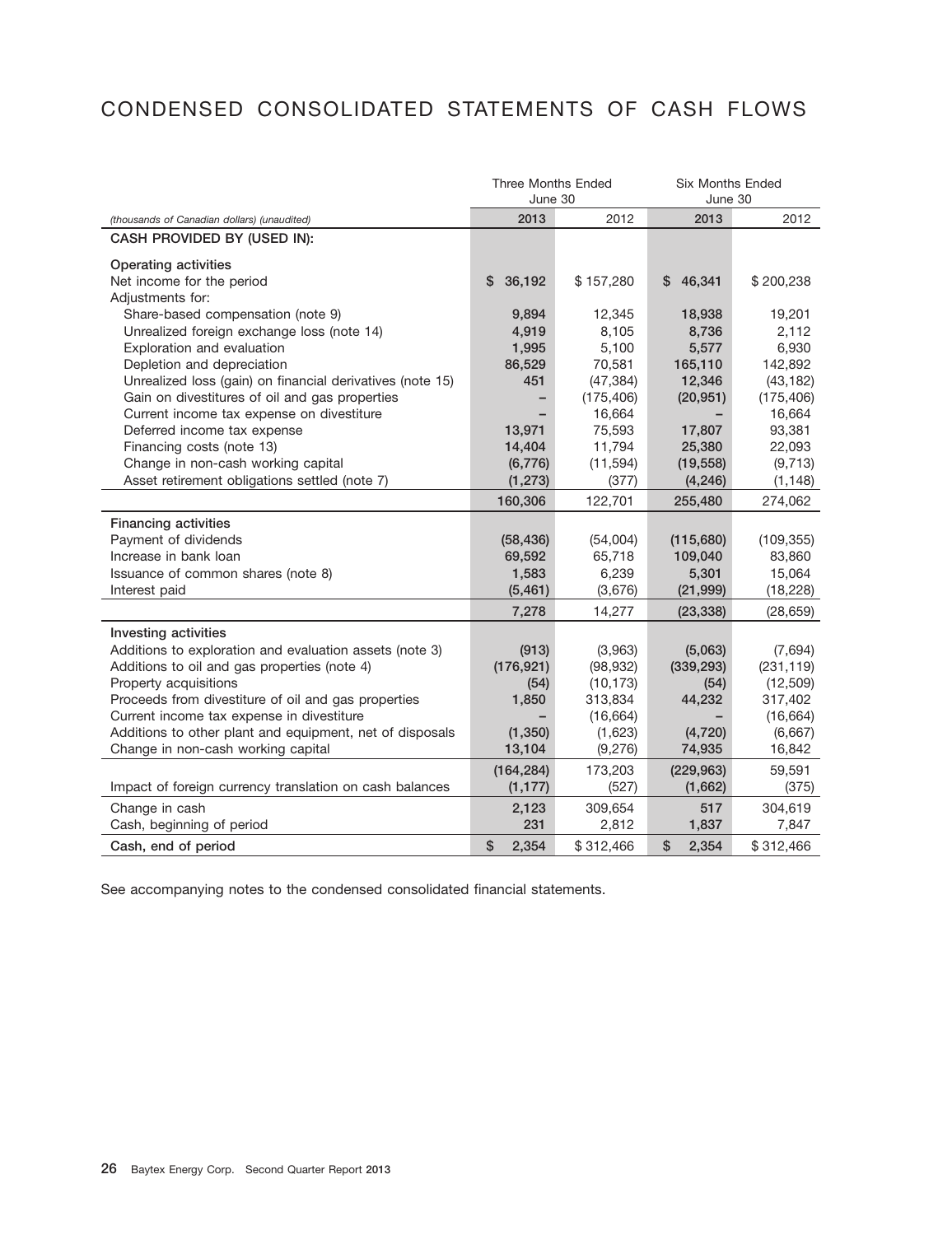# CONDENSED CONSOLIDATED STATEMENTS OF CASH FLOWS

| *(thousands of Canadian dollars) (unaudited)* | Three Months Ended June 30 2013 | Three Months Ended June 30 2012 | Six Months Ended June 30 2013 | Six Months Ended June 30 2012 |
|---|---|---|---|---|
| **CASH PROVIDED BY (USED IN):** | | | | |
| **Operating activities** | | | | |
| Net income for the period | $ 36,192 | $ 157,280 | $ 46,341 | $ 200,238 |
| Adjustments for: | | | | |
| Share-based compensation (note 9) | 9,894 | 12,345 | 18,938 | 19,201 |
| Unrealized foreign exchange loss (note 14) | 4,919 | 8,105 | 8,736 | 2,112 |
| Exploration and evaluation | 1,995 | 5,100 | 5,577 | 6,930 |
| Depletion and depreciation | 86,529 | 70,581 | 165,110 | 142,892 |
| Unrealized loss (gain) on financial derivatives (note 15) | 451 | (47,384) | 12,346 | (43,182) |
| Gain on divestitures of oil and gas properties | – | (175,406) | (20,951) | (175,406) |
| Current income tax expense on divestiture | – | 16,664 | – | 16,664 |
| Deferred income tax expense | 13,971 | 75,593 | 17,807 | 93,381 |
| Financing costs (note 13) | 14,404 | 11,794 | 25,380 | 22,093 |
| Change in non-cash working capital | (6,776) | (11,594) | (19,558) | (9,713) |
| Asset retirement obligations settled (note 7) | (1,273) | (377) | (4,246) | (1,148) |
| | 160,306 | 122,701 | 255,480 | 274,062 |
| **Financing activities** | | | | |
| Payment of dividends | (58,436) | (54,004) | (115,680) | (109,355) |
| Increase in bank loan | 69,592 | 65,718 | 109,040 | 83,860 |
| Issuance of common shares (note 8) | 1,583 | 6,239 | 5,301 | 15,064 |
| Interest paid | (5,461) | (3,676) | (21,999) | (18,228) |
| | 7,278 | 14,277 | (23,338) | (28,659) |
| **Investing activities** | | | | |
| Additions to exploration and evaluation assets (note 3) | (913) | (3,963) | (5,063) | (7,694) |
| Additions to oil and gas properties (note 4) | (176,921) | (98,932) | (339,293) | (231,119) |
| Property acquisitions | (54) | (10,173) | (54) | (12,509) |
| Proceeds from divestiture of oil and gas properties | 1,850 | 313,834 | 44,232 | 317,402 |
| Current income tax expense in divestiture | – | (16,664) | – | (16,664) |
| Additions to other plant and equipment, net of disposals | (1,350) | (1,623) | (4,720) | (6,667) |
| Change in non-cash working capital | 13,104 | (9,276) | 74,935 | 16,842 |
| | (164,284) | 173,203 | (229,963) | 59,591 |
| Impact of foreign currency translation on cash balances | (1,177) | (527) | (1,662) | (375) |
| Change in cash | 2,123 | 309,654 | 517 | 304,619 |
| Cash, beginning of period | 231 | 2,812 | 1,837 | 7,847 |
| **Cash, end of period** | $ 2,354 | $ 312,466 | $ 2,354 | $ 312,466 |

See accompanying notes to the condensed consolidated financial statements.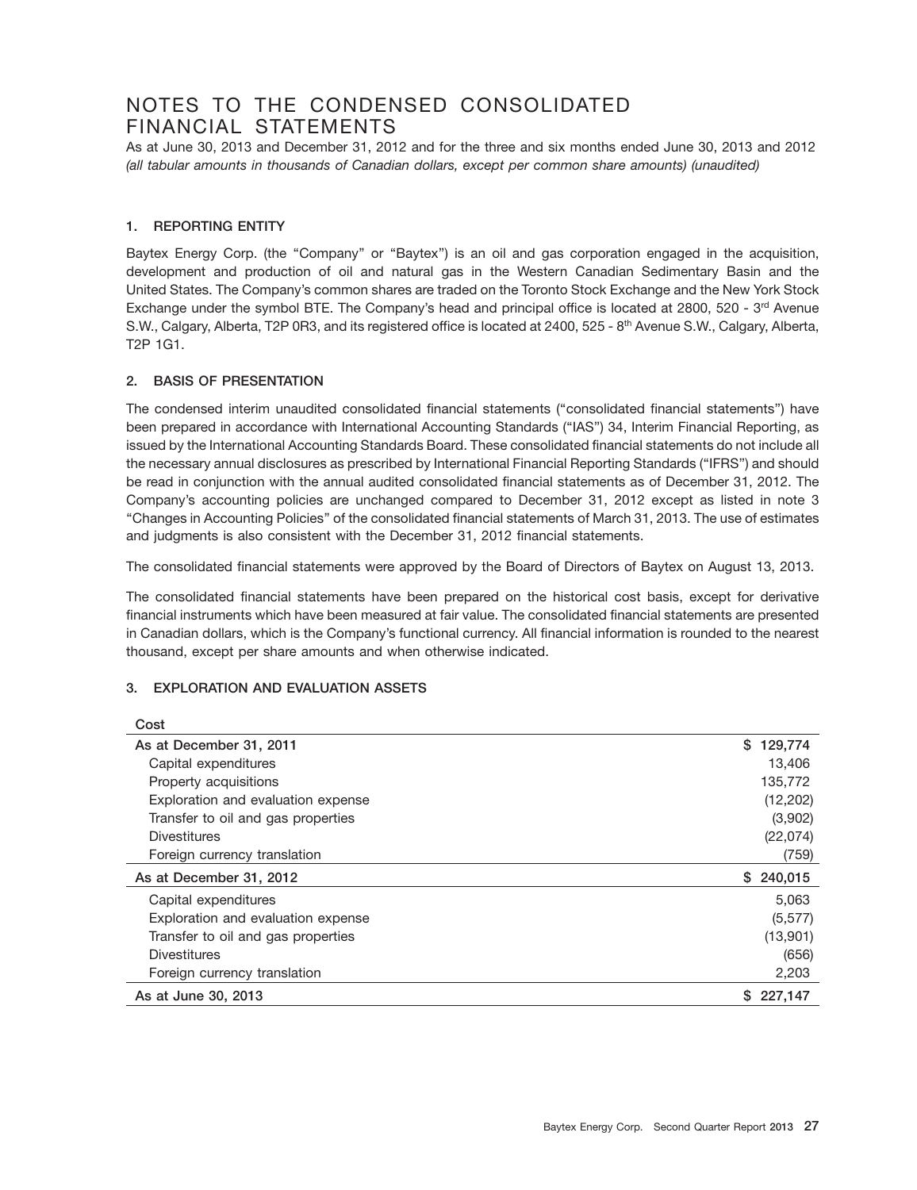# NOTES TO THE CONDENSED CONSOLIDATED FINANCIAL STATEMENTS

As at June 30, 2013 and December 31, 2012 and for the three and six months ended June 30, 2013 and 2012
*(all tabular amounts in thousands of Canadian dollars, except per common share amounts) (unaudited)*

## 1. REPORTING ENTITY

Baytex Energy Corp. (the "Company" or "Baytex") is an oil and gas corporation engaged in the acquisition, development and production of oil and natural gas in the Western Canadian Sedimentary Basin and the United States. The Company's common shares are traded on the Toronto Stock Exchange and the New York Stock Exchange under the symbol BTE. The Company's head and principal office is located at 2800, 520 - 3rd Avenue S.W., Calgary, Alberta, T2P 0R3, and its registered office is located at 2400, 525 - 8th Avenue S.W., Calgary, Alberta, T2P 1G1.

## 2. BASIS OF PRESENTATION

The condensed interim unaudited consolidated financial statements ("consolidated financial statements") have been prepared in accordance with International Accounting Standards ("IAS") 34, Interim Financial Reporting, as issued by the International Accounting Standards Board. These consolidated financial statements do not include all the necessary annual disclosures as prescribed by International Financial Reporting Standards ("IFRS") and should be read in conjunction with the annual audited consolidated financial statements as of December 31, 2012. The Company's accounting policies are unchanged compared to December 31, 2012 except as listed in note 3 "Changes in Accounting Policies" of the consolidated financial statements of March 31, 2013. The use of estimates and judgments is also consistent with the December 31, 2012 financial statements.

The consolidated financial statements were approved by the Board of Directors of Baytex on August 13, 2013.

The consolidated financial statements have been prepared on the historical cost basis, except for derivative financial instruments which have been measured at fair value. The consolidated financial statements are presented in Canadian dollars, which is the Company's functional currency. All financial information is rounded to the nearest thousand, except per share amounts and when otherwise indicated.

## 3. EXPLORATION AND EVALUATION ASSETS

| Cost | |
|---|---|
| **As at December 31, 2011** | $ 129,774 |
| Capital expenditures | 13,406 |
| Property acquisitions | 135,772 |
| Exploration and evaluation expense | (12,202) |
| Transfer to oil and gas properties | (3,902) |
| Divestitures | (22,074) |
| Foreign currency translation | (759) |
| **As at December 31, 2012** | $ 240,015 |
| Capital expenditures | 5,063 |
| Exploration and evaluation expense | (5,577) |
| Transfer to oil and gas properties | (13,901) |
| Divestitures | (656) |
| Foreign currency translation | 2,203 |
| **As at June 30, 2013** | $ 227,147 |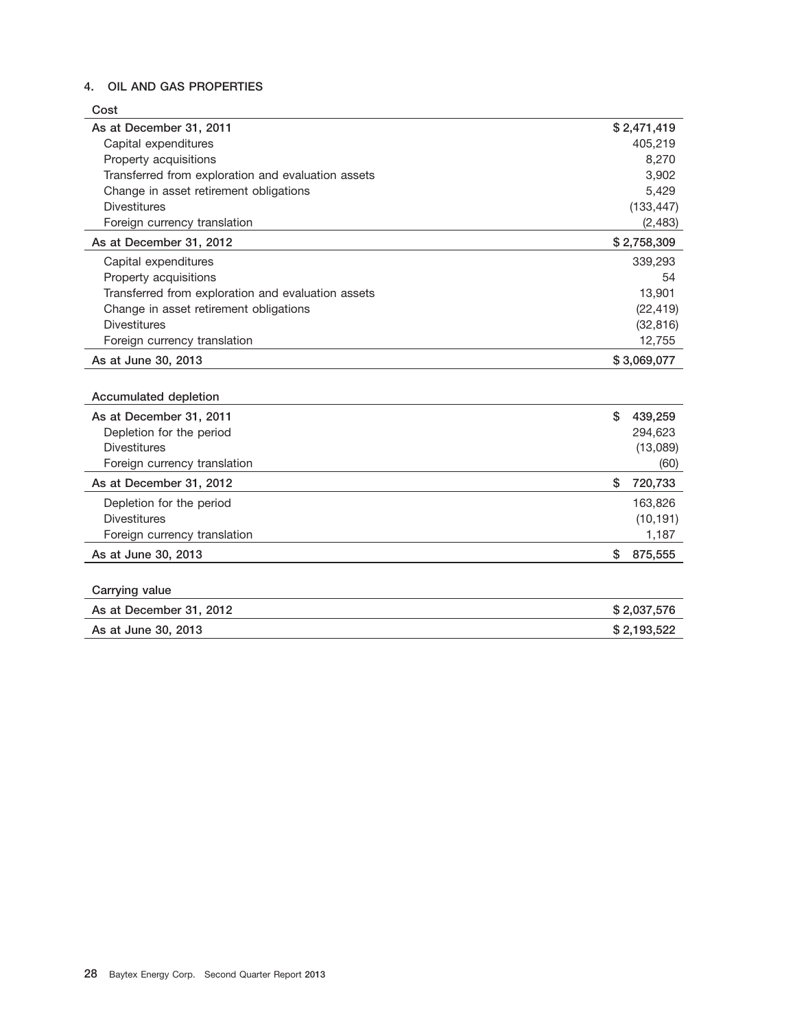## 4. OIL AND GAS PROPERTIES

| Cost | |
|---|---|
| As at December 31, 2011 | $ 2,471,419 |
| Capital expenditures | 405,219 |
| Property acquisitions | 8,270 |
| Transferred from exploration and evaluation assets | 3,902 |
| Change in asset retirement obligations | 5,429 |
| Divestitures | (133,447) |
| Foreign currency translation | (2,483) |
| As at December 31, 2012 | $ 2,758,309 |
| Capital expenditures | 339,293 |
| Property acquisitions | 54 |
| Transferred from exploration and evaluation assets | 13,901 |
| Change in asset retirement obligations | (22,419) |
| Divestitures | (32,816) |
| Foreign currency translation | 12,755 |
| As at June 30, 2013 | $ 3,069,077 |

| Accumulated depletion | |
|---|---|
| As at December 31, 2011 | $ 439,259 |
| Depletion for the period | 294,623 |
| Divestitures | (13,089) |
| Foreign currency translation | (60) |
| As at December 31, 2012 | $ 720,733 |
| Depletion for the period | 163,826 |
| Divestitures | (10,191) |
| Foreign currency translation | 1,187 |
| As at June 30, 2013 | $ 875,555 |

| Carrying value | |
|---|---|
| As at December 31, 2012 | $ 2,037,576 |
| As at June 30, 2013 | $ 2,193,522 |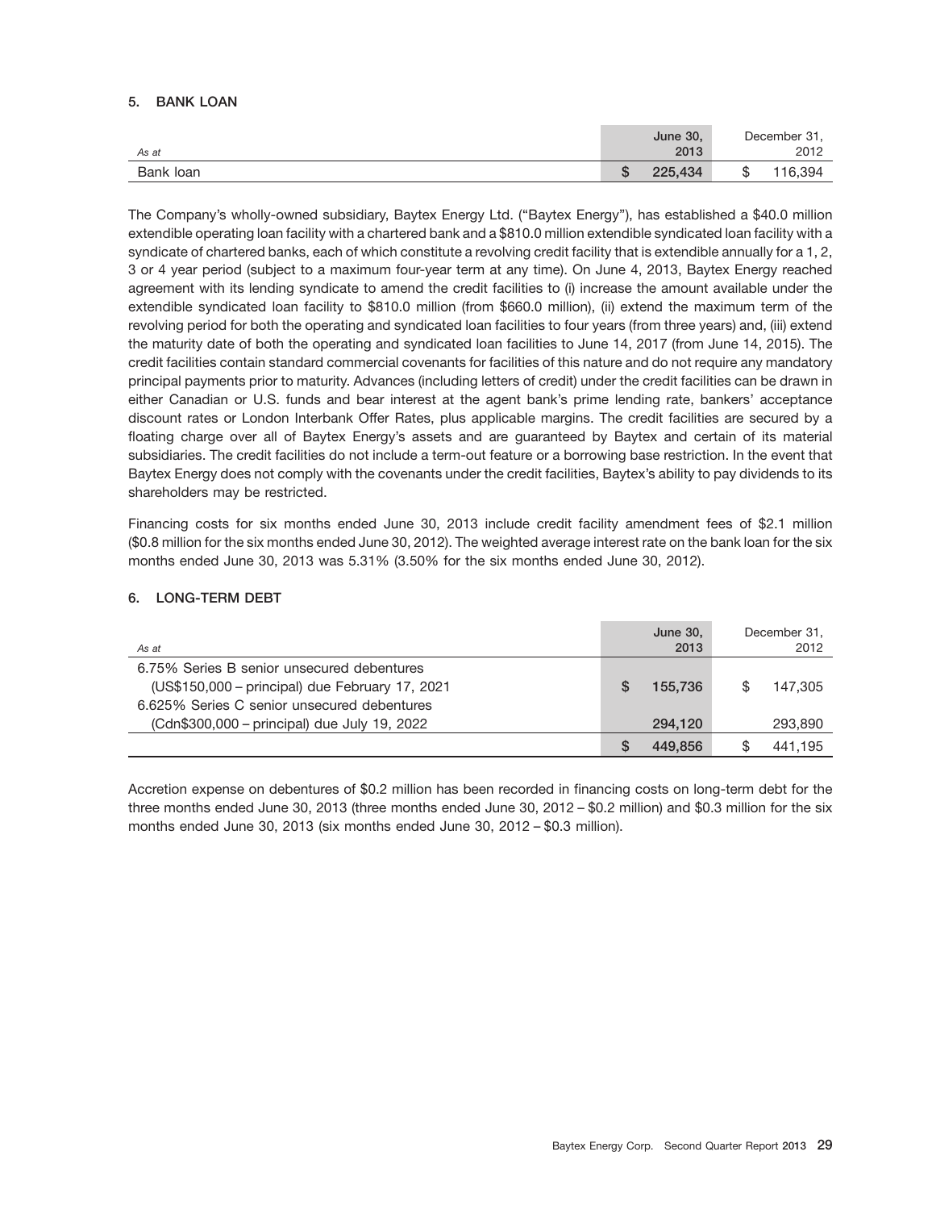## 5. BANK LOAN

| *As at* | June 30, 2013 | December 31, 2012 |
|---|---|---|
| Bank loan | $ 225,434 | $ 116,394 |

The Company's wholly-owned subsidiary, Baytex Energy Ltd. ("Baytex Energy"), has established a $40.0 million extendible operating loan facility with a chartered bank and a $810.0 million extendible syndicated loan facility with a syndicate of chartered banks, each of which constitute a revolving credit facility that is extendible annually for a 1, 2, 3 or 4 year period (subject to a maximum four-year term at any time). On June 4, 2013, Baytex Energy reached agreement with its lending syndicate to amend the credit facilities to (i) increase the amount available under the extendible syndicated loan facility to $810.0 million (from $660.0 million), (ii) extend the maximum term of the revolving period for both the operating and syndicated loan facilities to four years (from three years) and, (iii) extend the maturity date of both the operating and syndicated loan facilities to June 14, 2017 (from June 14, 2015). The credit facilities contain standard commercial covenants for facilities of this nature and do not require any mandatory principal payments prior to maturity. Advances (including letters of credit) under the credit facilities can be drawn in either Canadian or U.S. funds and bear interest at the agent bank's prime lending rate, bankers' acceptance discount rates or London Interbank Offer Rates, plus applicable margins. The credit facilities are secured by a floating charge over all of Baytex Energy's assets and are guaranteed by Baytex and certain of its material subsidiaries. The credit facilities do not include a term-out feature or a borrowing base restriction. In the event that Baytex Energy does not comply with the covenants under the credit facilities, Baytex's ability to pay dividends to its shareholders may be restricted.

Financing costs for six months ended June 30, 2013 include credit facility amendment fees of $2.1 million ($0.8 million for the six months ended June 30, 2012). The weighted average interest rate on the bank loan for the six months ended June 30, 2013 was 5.31% (3.50% for the six months ended June 30, 2012).

## 6. LONG-TERM DEBT

| *As at* | June 30, 2013 | December 31, 2012 |
|---|---|---|
| 6.75% Series B senior unsecured debentures (US$150,000 – principal) due February 17, 2021 | $ 155,736 | $ 147,305 |
| 6.625% Series C senior unsecured debentures (Cdn$300,000 – principal) due July 19, 2022 | 294,120 | 293,890 |
| | $ 449,856 | $ 441,195 |

Accretion expense on debentures of $0.2 million has been recorded in financing costs on long-term debt for the three months ended June 30, 2013 (three months ended June 30, 2012 – $0.2 million) and $0.3 million for the six months ended June 30, 2013 (six months ended June 30, 2012 – $0.3 million).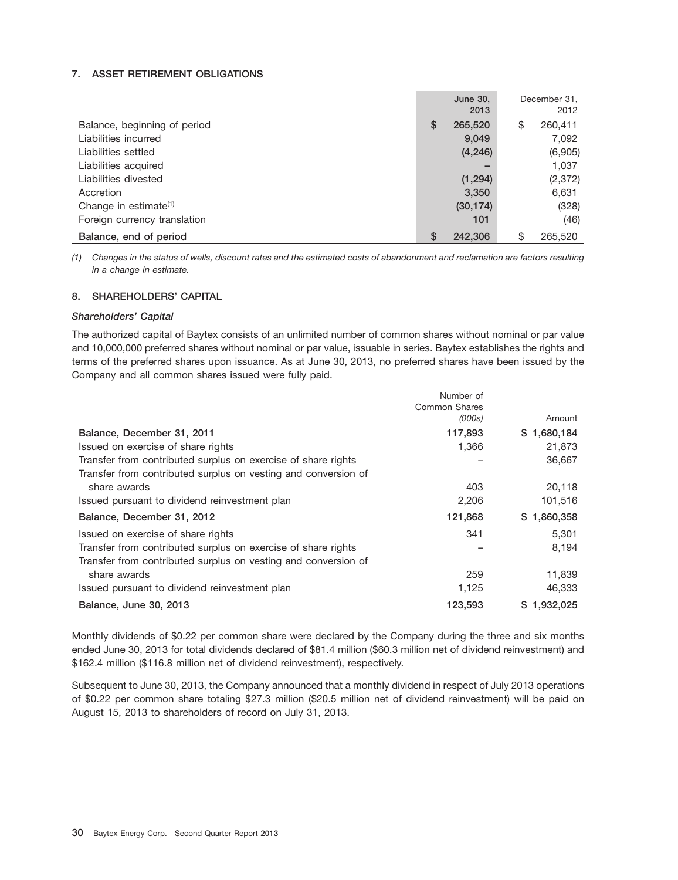## 7. ASSET RETIREMENT OBLIGATIONS

| | June 30, 2013 | December 31, 2012 |
|---|---|---|
| Balance, beginning of period | $ 265,520 | $ 260,411 |
| Liabilities incurred | 9,049 | 7,092 |
| Liabilities settled | (4,246) | (6,905) |
| Liabilities acquired | – | 1,037 |
| Liabilities divested | (1,294) | (2,372) |
| Accretion | 3,350 | 6,631 |
| Change in estimate[(1)] | (30,174) | (328) |
| Foreign currency translation | 101 | (46) |
| **Balance, end of period** | $ 242,306 | $ 265,520 |

*(1) Changes in the status of wells, discount rates and the estimated costs of abandonment and reclamation are factors resulting in a change in estimate.*

## 8. SHAREHOLDERS' CAPITAL

***Shareholders' Capital***

The authorized capital of Baytex consists of an unlimited number of common shares without nominal or par value and 10,000,000 preferred shares without nominal or par value, issuable in series. Baytex establishes the rights and terms of the preferred shares upon issuance. As at June 30, 2013, no preferred shares have been issued by the Company and all common shares issued were fully paid.

| | Number of Common Shares *(000s)* | Amount |
|---|---|---|
| **Balance, December 31, 2011** | **117,893** | **$ 1,680,184** |
| Issued on exercise of share rights | 1,366 | 21,873 |
| Transfer from contributed surplus on exercise of share rights | – | 36,667 |
| Transfer from contributed surplus on vesting and conversion of share awards | 403 | 20,118 |
| Issued pursuant to dividend reinvestment plan | 2,206 | 101,516 |
| **Balance, December 31, 2012** | **121,868** | **$ 1,860,358** |
| Issued on exercise of share rights | 341 | 5,301 |
| Transfer from contributed surplus on exercise of share rights | – | 8,194 |
| Transfer from contributed surplus on vesting and conversion of share awards | 259 | 11,839 |
| Issued pursuant to dividend reinvestment plan | 1,125 | 46,333 |
| **Balance, June 30, 2013** | **123,593** | **$ 1,932,025** |

Monthly dividends of $0.22 per common share were declared by the Company during the three and six months ended June 30, 2013 for total dividends declared of $81.4 million ($60.3 million net of dividend reinvestment) and $162.4 million ($116.8 million net of dividend reinvestment), respectively.

Subsequent to June 30, 2013, the Company announced that a monthly dividend in respect of July 2013 operations of $0.22 per common share totaling $27.3 million ($20.5 million net of dividend reinvestment) will be paid on August 15, 2013 to shareholders of record on July 31, 2013.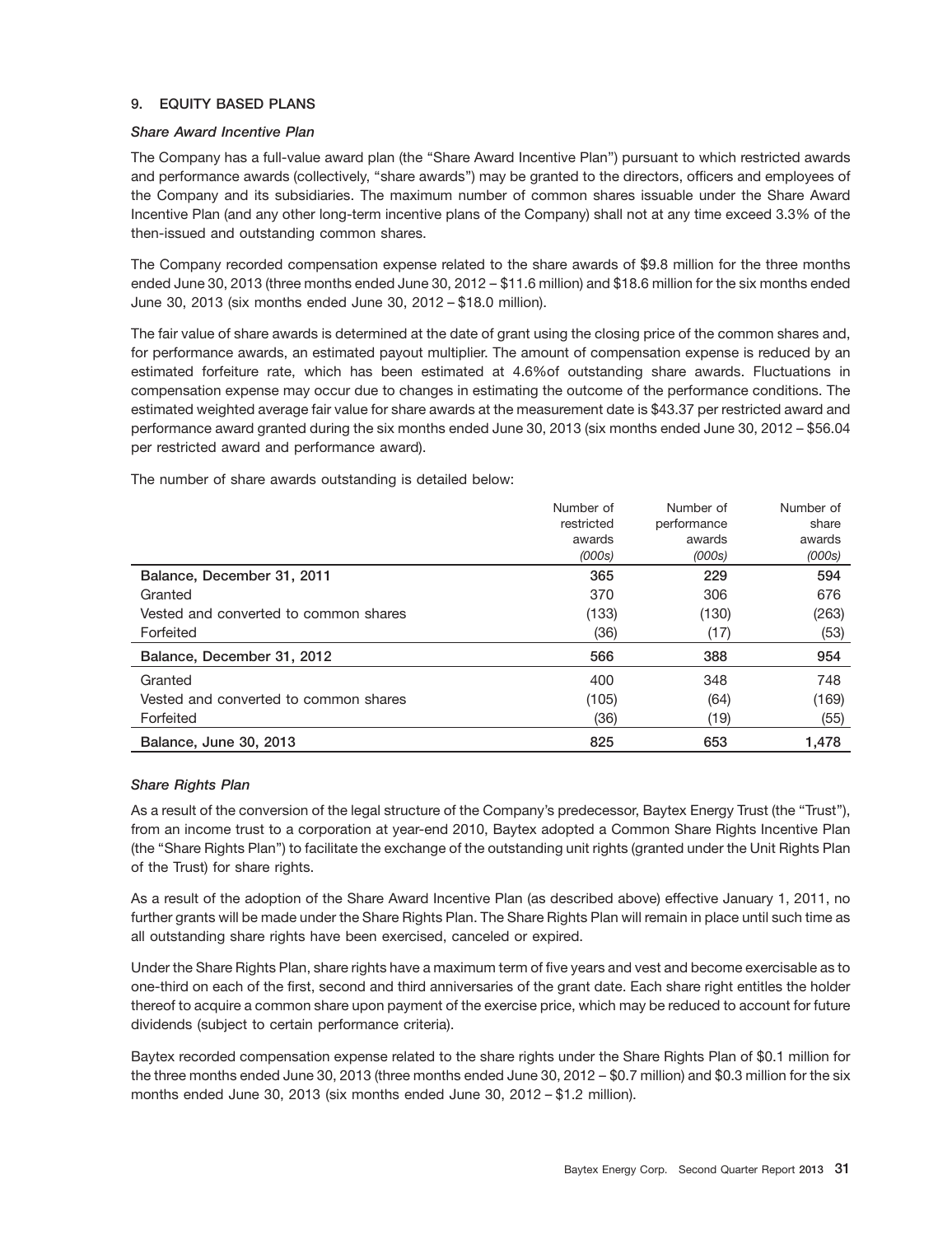## 9. EQUITY BASED PLANS

### *Share Award Incentive Plan*

The Company has a full-value award plan (the "Share Award Incentive Plan") pursuant to which restricted awards and performance awards (collectively, "share awards") may be granted to the directors, officers and employees of the Company and its subsidiaries. The maximum number of common shares issuable under the Share Award Incentive Plan (and any other long-term incentive plans of the Company) shall not at any time exceed 3.3% of the then-issued and outstanding common shares.

The Company recorded compensation expense related to the share awards of $9.8 million for the three months ended June 30, 2013 (three months ended June 30, 2012 – $11.6 million) and $18.6 million for the six months ended June 30, 2013 (six months ended June 30, 2012 – $18.0 million).

The fair value of share awards is determined at the date of grant using the closing price of the common shares and, for performance awards, an estimated payout multiplier. The amount of compensation expense is reduced by an estimated forfeiture rate, which has been estimated at 4.6%of outstanding share awards. Fluctuations in compensation expense may occur due to changes in estimating the outcome of the performance conditions. The estimated weighted average fair value for share awards at the measurement date is $43.37 per restricted award and performance award granted during the six months ended June 30, 2013 (six months ended June 30, 2012 – $56.04 per restricted award and performance award).

The number of share awards outstanding is detailed below:

| | Number of restricted awards *(000s)* | Number of performance awards *(000s)* | Number of share awards *(000s)* |
|---|---|---|---|
| **Balance, December 31, 2011** | **365** | **229** | **594** |
| Granted | 370 | 306 | 676 |
| Vested and converted to common shares | (133) | (130) | (263) |
| Forfeited | (36) | (17) | (53) |
| **Balance, December 31, 2012** | **566** | **388** | **954** |
| Granted | 400 | 348 | 748 |
| Vested and converted to common shares | (105) | (64) | (169) |
| Forfeited | (36) | (19) | (55) |
| **Balance, June 30, 2013** | **825** | **653** | **1,478** |

### *Share Rights Plan*

As a result of the conversion of the legal structure of the Company's predecessor, Baytex Energy Trust (the "Trust"), from an income trust to a corporation at year-end 2010, Baytex adopted a Common Share Rights Incentive Plan (the "Share Rights Plan") to facilitate the exchange of the outstanding unit rights (granted under the Unit Rights Plan of the Trust) for share rights.

As a result of the adoption of the Share Award Incentive Plan (as described above) effective January 1, 2011, no further grants will be made under the Share Rights Plan. The Share Rights Plan will remain in place until such time as all outstanding share rights have been exercised, canceled or expired.

Under the Share Rights Plan, share rights have a maximum term of five years and vest and become exercisable as to one-third on each of the first, second and third anniversaries of the grant date. Each share right entitles the holder thereof to acquire a common share upon payment of the exercise price, which may be reduced to account for future dividends (subject to certain performance criteria).

Baytex recorded compensation expense related to the share rights under the Share Rights Plan of $0.1 million for the three months ended June 30, 2013 (three months ended June 30, 2012 – $0.7 million) and $0.3 million for the six months ended June 30, 2013 (six months ended June 30, 2012 – $1.2 million).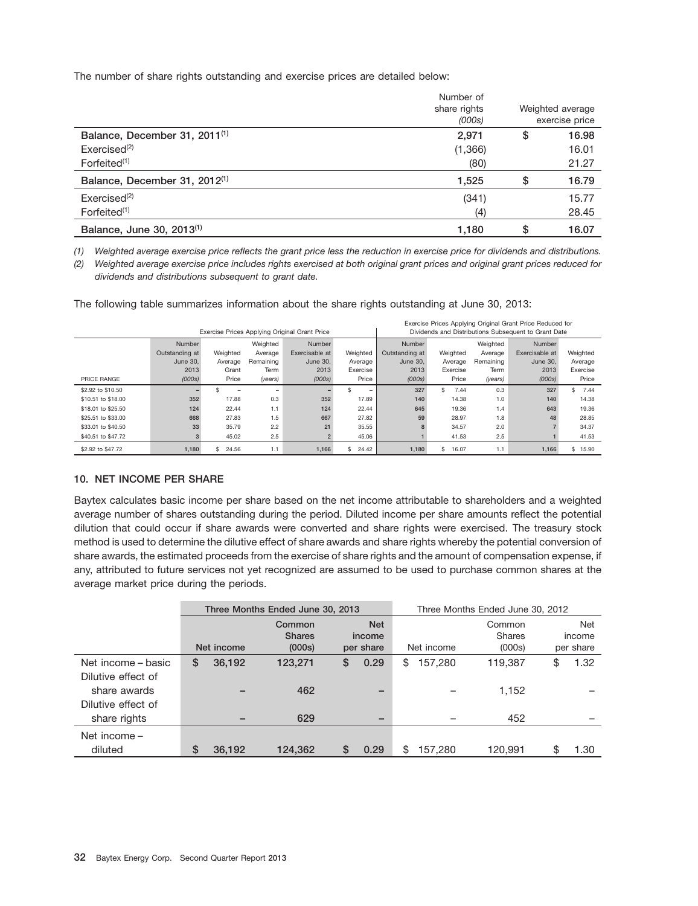The number of share rights outstanding and exercise prices are detailed below:

| | Number of share rights *(000s)* | Weighted average exercise price |
|---|---|---|
| **Balance, December 31, 2011[(1)]** | **2,971** | **$ 16.98** |
| Exercised[(2)] | (1,366) | 16.01 |
| Forfeited[(1)] | (80) | 21.27 |
| **Balance, December 31, 2012[(1)]** | **1,525** | **$ 16.79** |
| Exercised[(2)] | (341) | 15.77 |
| Forfeited[(1)] | (4) | 28.45 |
| **Balance, June 30, 2013[(1)]** | **1,180** | **$ 16.07** |

*(1) Weighted average exercise price reflects the grant price less the reduction in exercise price for dividends and distributions.*

*(2) Weighted average exercise price includes rights exercised at both original grant prices and original grant prices reduced for dividends and distributions subsequent to grant date.*

The following table summarizes information about the share rights outstanding at June 30, 2013:

| | Exercise Prices Applying Original Grant Price | | | | | Exercise Prices Applying Original Grant Price Reduced for Dividends and Distributions Subsequent to Grant Date | | | | |
|---|---|---|---|---|---|---|---|---|---|---|
| PRICE RANGE | Number Outstanding at June 30, 2013 *(000s)* | Weighted Average Grant Price | Weighted Average Remaining Term *(years)* | Number Exercisable at June 30, 2013 *(000s)* | Weighted Average Exercise Price | Number Outstanding at June 30, 2013 *(000s)* | Weighted Average Exercise Price | Weighted Average Remaining Term *(years)* | Number Exercisable at June 30, 2013 *(000s)* | Weighted Average Exercise Price |
| $2.92 to $10.50 | – | $ – | – | – | $ – | 327 | $ 7.44 | 0.3 | 327 | $ 7.44 |
| $10.51 to $18.00 | 352 | 17.88 | 0.3 | 352 | 17.89 | 140 | 14.38 | 1.0 | 140 | 14.38 |
| $18.01 to $25.50 | 124 | 22.44 | 1.1 | 124 | 22.44 | 645 | 19.36 | 1.4 | 643 | 19.36 |
| $25.51 to $33.00 | 668 | 27.83 | 1.5 | 667 | 27.82 | 59 | 28.97 | 1.8 | 48 | 28.85 |
| $33.01 to $40.50 | 33 | 35.79 | 2.2 | 21 | 35.55 | 8 | 34.57 | 2.0 | 7 | 34.37 |
| $40.51 to $47.72 | 3 | 45.02 | 2.5 | 2 | 45.06 | 1 | 41.53 | 2.5 | 1 | 41.53 |
| $2.92 to $47.72 | 1,180 | $ 24.56 | 1.1 | 1,166 | $ 24.42 | 1,180 | $ 16.07 | 1.1 | 1,166 | $ 15.90 |

### 10. NET INCOME PER SHARE

Baytex calculates basic income per share based on the net income attributable to shareholders and a weighted average number of shares outstanding during the period. Diluted income per share amounts reflect the potential dilution that could occur if share awards were converted and share rights were exercised. The treasury stock method is used to determine the dilutive effect of share awards and share rights whereby the potential conversion of share awards, the estimated proceeds from the exercise of share rights and the amount of compensation expense, if any, attributed to future services not yet recognized are assumed to be used to purchase common shares at the average market price during the periods.

| | Three Months Ended June 30, 2013 | | | Three Months Ended June 30, 2012 | | |
|---|---|---|---|---|---|---|
| | Net income | Common Shares (000s) | Net income per share | Net income | Common Shares (000s) | Net income per share |
| Net income – basic | $ 36,192 | 123,271 | $ 0.29 | $ 157,280 | 119,387 | $ 1.32 |
| Dilutive effect of share awards | – | 462 | – | – | 1,152 | – |
| Dilutive effect of share rights | – | 629 | – | – | 452 | – |
| Net income – diluted | $ 36,192 | 124,362 | $ 0.29 | $ 157,280 | 120,991 | $ 1.30 |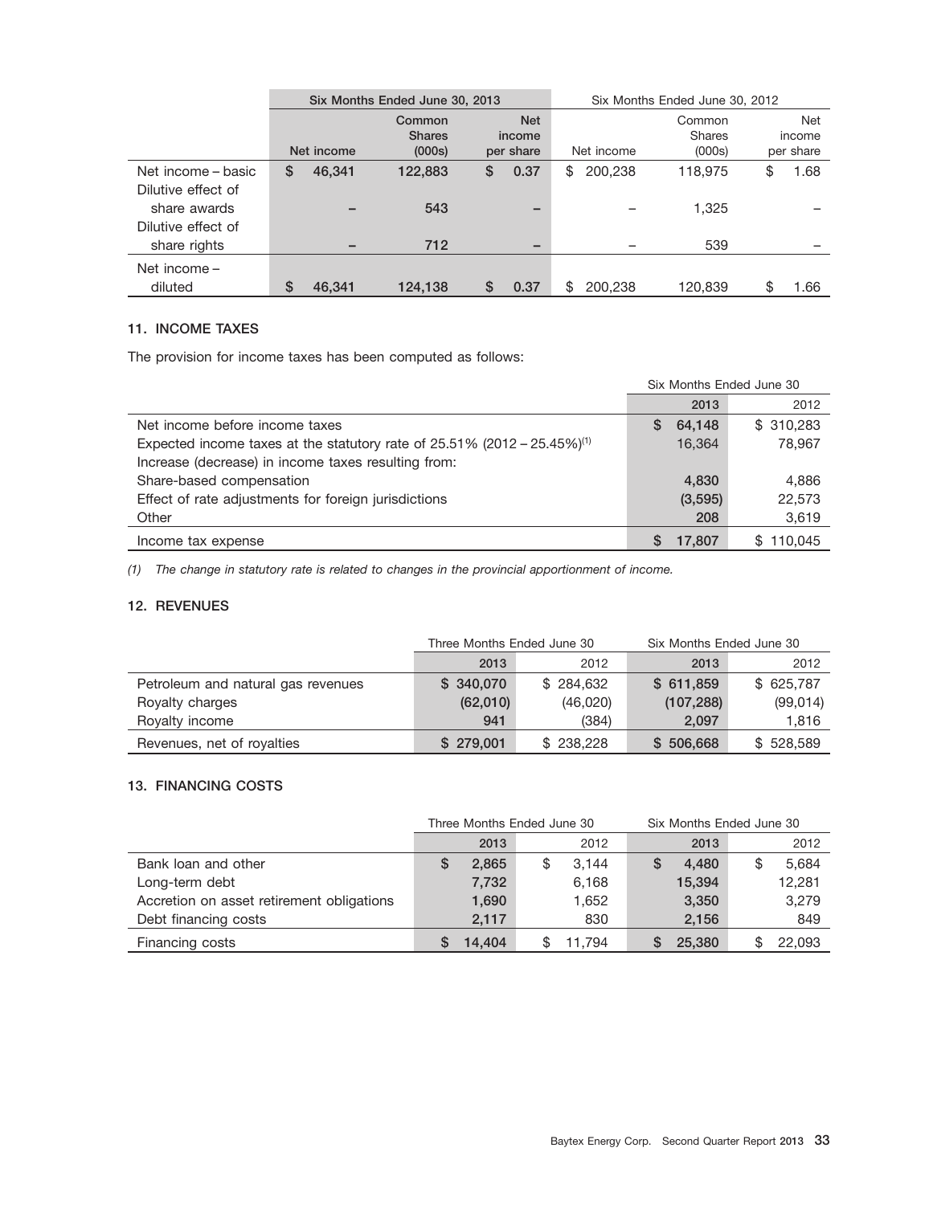| | Six Months Ended June 30, 2013 | | | Six Months Ended June 30, 2012 | | |
|---|---|---|---|---|---|---|
| | Net income | Common Shares (000s) | Net income per share | Net income | Common Shares (000s) | Net income per share |
| Net income – basic | $ 46,341 | 122,883 | $ 0.37 | $ 200,238 | 118,975 | $ 1.68 |
| Dilutive effect of share awards | – | 543 | – | – | 1,325 | – |
| Dilutive effect of share rights | – | 712 | – | – | 539 | – |
| Net income – diluted | $ 46,341 | 124,138 | $ 0.37 | $ 200,238 | 120,839 | $ 1.66 |

### 11. INCOME TAXES

The provision for income taxes has been computed as follows:

| | Six Months Ended June 30 | |
|---|---|---|
| | 2013 | 2012 |
| Net income before income taxes | $ 64,148 | $ 310,283 |
| Expected income taxes at the statutory rate of 25.51% (2012 – 25.45%)[1] | 16,364 | 78,967 |
| Increase (decrease) in income taxes resulting from: | | |
| Share-based compensation | 4,830 | 4,886 |
| Effect of rate adjustments for foreign jurisdictions | (3,595) | 22,573 |
| Other | 208 | 3,619 |
| Income tax expense | $ 17,807 | $ 110,045 |

*(1) The change in statutory rate is related to changes in the provincial apportionment of income.*

### 12. REVENUES

| | Three Months Ended June 30 | | Six Months Ended June 30 | |
|---|---|---|---|---|
| | 2013 | 2012 | 2013 | 2012 |
| Petroleum and natural gas revenues | $ 340,070 | $ 284,632 | $ 611,859 | $ 625,787 |
| Royalty charges | (62,010) | (46,020) | (107,288) | (99,014) |
| Royalty income | 941 | (384) | 2,097 | 1,816 |
| Revenues, net of royalties | $ 279,001 | $ 238,228 | $ 506,668 | $ 528,589 |

### 13. FINANCING COSTS

| | Three Months Ended June 30 | | Six Months Ended June 30 | |
|---|---|---|---|---|
| | 2013 | 2012 | 2013 | 2012 |
| Bank loan and other | $ 2,865 | $ 3,144 | $ 4,480 | $ 5,684 |
| Long-term debt | 7,732 | 6,168 | 15,394 | 12,281 |
| Accretion on asset retirement obligations | 1,690 | 1,652 | 3,350 | 3,279 |
| Debt financing costs | 2,117 | 830 | 2,156 | 849 |
| Financing costs | $ 14,404 | $ 11,794 | $ 25,380 | $ 22,093 |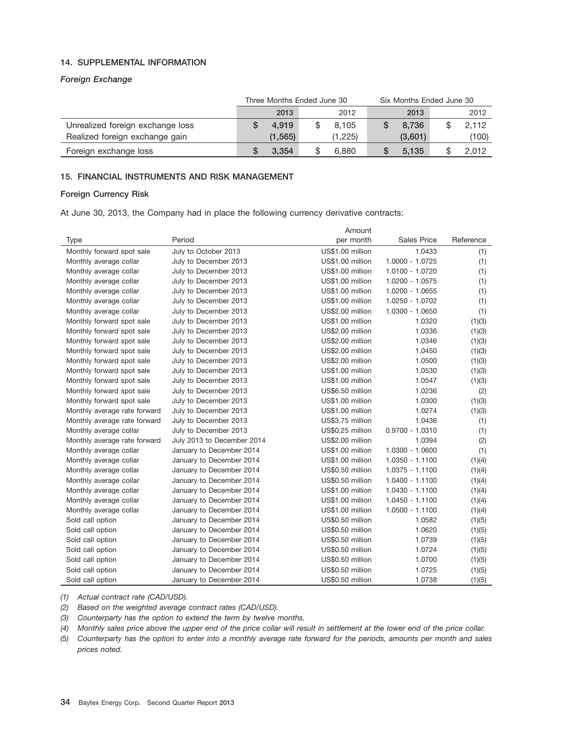## 14. SUPPLEMENTAL INFORMATION

### *Foreign Exchange*

| | Three Months Ended June 30 | | Six Months Ended June 30 | |
|---|---|---|---|---|
| | 2013 | 2012 | 2013 | 2012 |
| Unrealized foreign exchange loss | $ 4,919 | $ 8,105 | $ 8,736 | $ 2,112 |
| Realized foreign exchange gain | (1,565) | (1,225) | (3,601) | (100) |
| Foreign exchange loss | $ 3,354 | $ 6,880 | $ 5,135 | $ 2,012 |

## 15. FINANCIAL INSTRUMENTS AND RISK MANAGEMENT

### Foreign Currency Risk

At June 30, 2013, the Company had in place the following currency derivative contracts:

| Type | Period | Amount per month | Sales Price | Reference |
|---|---|---|---|---|
| Monthly forward spot sale | July to October 2013 | US$1.00 million | 1.0433 | (1) |
| Monthly average collar | July to December 2013 | US$1.00 million | 1.0000 - 1.0725 | (1) |
| Monthly average collar | July to December 2013 | US$1.00 million | 1.0100 - 1.0720 | (1) |
| Monthly average collar | July to December 2013 | US$1.00 million | 1.0200 - 1.0575 | (1) |
| Monthly average collar | July to December 2013 | US$1.00 million | 1.0200 - 1.0655 | (1) |
| Monthly average collar | July to December 2013 | US$1.00 million | 1.0250 - 1.0702 | (1) |
| Monthly average collar | July to December 2013 | US$2.00 million | 1.0300 - 1.0650 | (1) |
| Monthly forward spot sale | July to December 2013 | US$1.00 million | 1.0320 | (1)(3) |
| Monthly forward spot sale | July to December 2013 | US$2.00 million | 1.0336 | (1)(3) |
| Monthly forward spot sale | July to December 2013 | US$2.00 million | 1.0346 | (1)(3) |
| Monthly forward spot sale | July to December 2013 | US$2.00 million | 1.0450 | (1)(3) |
| Monthly forward spot sale | July to December 2013 | US$2.00 million | 1.0500 | (1)(3) |
| Monthly forward spot sale | July to December 2013 | US$1.00 million | 1.0530 | (1)(3) |
| Monthly forward spot sale | July to December 2013 | US$1.00 million | 1.0547 | (1)(3) |
| Monthly forward spot sale | July to December 2013 | US$6.50 million | 1.0236 | (2) |
| Monthly forward spot sale | July to December 2013 | US$1.00 million | 1.0300 | (1)(3) |
| Monthly average rate forward | July to December 2013 | US$1.00 million | 1.0274 | (1)(3) |
| Monthly average rate forward | July to December 2013 | US$3.75 million | 1.0436 | (1) |
| Monthly average collar | July to December 2013 | US$0.25 million | 0.9700 - 1.0310 | (1) |
| Monthly average rate forward | July 2013 to December 2014 | US$2.00 million | 1.0394 | (2) |
| Monthly average collar | January to December 2014 | US$1.00 million | 1.0300 - 1.0600 | (1) |
| Monthly average collar | January to December 2014 | US$1.00 million | 1.0350 - 1.1100 | (1)(4) |
| Monthly average collar | January to December 2014 | US$0.50 million | 1.0375 - 1.1100 | (1)(4) |
| Monthly average collar | January to December 2014 | US$0.50 million | 1.0400 - 1.1100 | (1)(4) |
| Monthly average collar | January to December 2014 | US$1.00 million | 1.0430 - 1.1100 | (1)(4) |
| Monthly average collar | January to December 2014 | US$1.00 million | 1.0450 - 1.1100 | (1)(4) |
| Monthly average collar | January to December 2014 | US$1.00 million | 1.0500 - 1.1100 | (1)(4) |
| Sold call option | January to December 2014 | US$0.50 million | 1.0582 | (1)(5) |
| Sold call option | January to December 2014 | US$0.50 million | 1.0620 | (1)(5) |
| Sold call option | January to December 2014 | US$0.50 million | 1.0739 | (1)(5) |
| Sold call option | January to December 2014 | US$0.50 million | 1.0724 | (1)(5) |
| Sold call option | January to December 2014 | US$0.50 million | 1.0700 | (1)(5) |
| Sold call option | January to December 2014 | US$0.50 million | 1.0725 | (1)(5) |
| Sold call option | January to December 2014 | US$0.50 million | 1.0738 | (1)(5) |

*(1) Actual contract rate (CAD/USD).*

*(2) Based on the weighted average contract rates (CAD/USD).*

*(3) Counterparty has the option to extend the term by twelve months.*

*(4) Monthly sales price above the upper end of the price collar will result in settlement at the lower end of the price collar.*

*(5) Counterparty has the option to enter into a monthly average rate forward for the periods, amounts per month and sales prices noted.*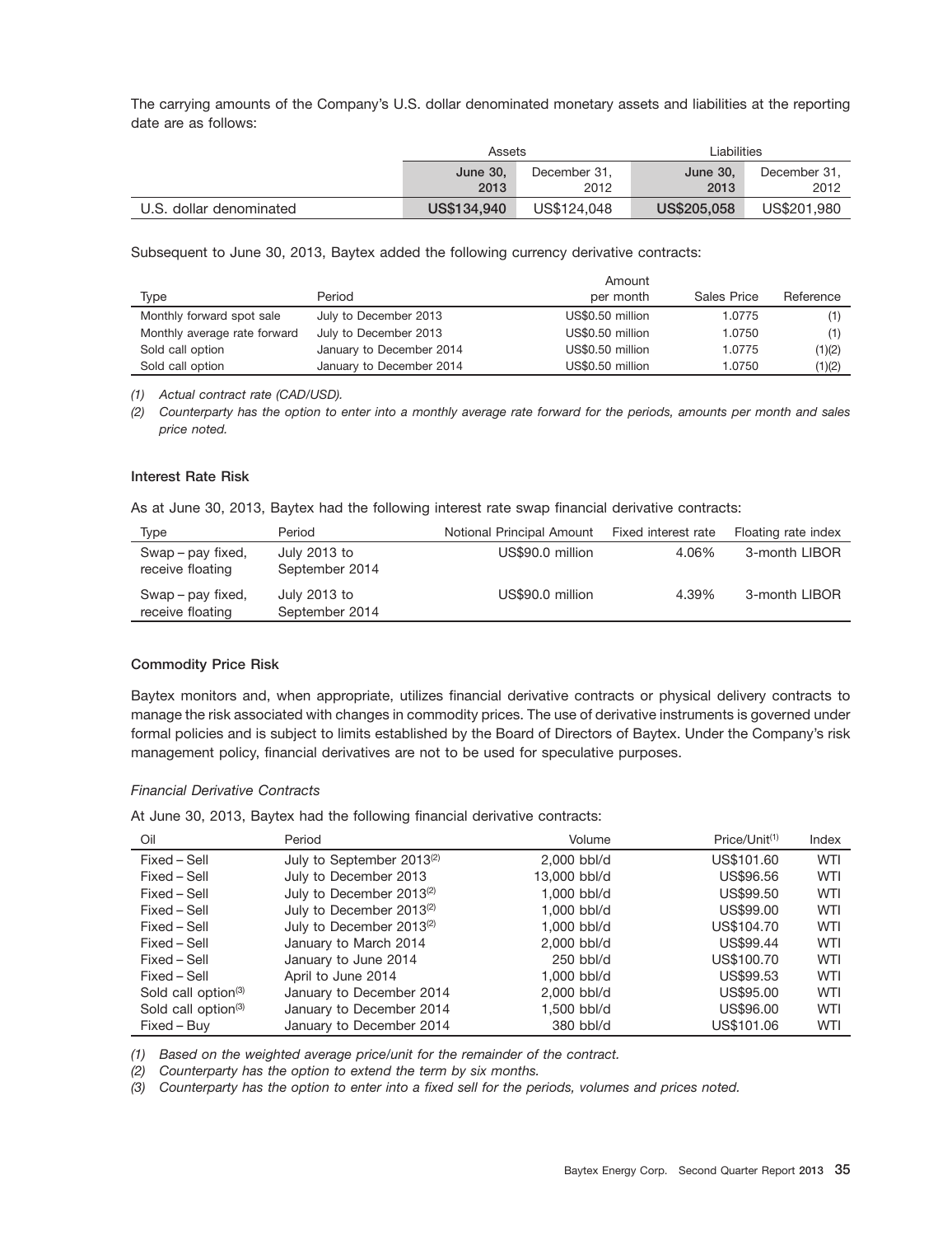The carrying amounts of the Company's U.S. dollar denominated monetary assets and liabilities at the reporting date are as follows:

| | Assets | | Liabilities | |
|---|---|---|---|---|
| | **June 30, 2013** | December 31, 2012 | **June 30, 2013** | December 31, 2012 |
| U.S. dollar denominated | **US$134,940** | US$124,048 | **US$205,058** | US$201,980 |

Subsequent to June 30, 2013, Baytex added the following currency derivative contracts:

| Type | Period | Amount per month | Sales Price | Reference |
|---|---|---|---|---|
| Monthly forward spot sale | July to December 2013 | US$0.50 million | 1.0775 | (1) |
| Monthly average rate forward | July to December 2013 | US$0.50 million | 1.0750 | (1) |
| Sold call option | January to December 2014 | US$0.50 million | 1.0775 | (1)(2) |
| Sold call option | January to December 2014 | US$0.50 million | 1.0750 | (1)(2) |

*(1) Actual contract rate (CAD/USD).*

*(2) Counterparty has the option to enter into a monthly average rate forward for the periods, amounts per month and sales price noted.*

### Interest Rate Risk

As at June 30, 2013, Baytex had the following interest rate swap financial derivative contracts:

| Type | Period | Notional Principal Amount | Fixed interest rate | Floating rate index |
|---|---|---|---|---|
| Swap – pay fixed, receive floating | July 2013 to September 2014 | US$90.0 million | 4.06% | 3-month LIBOR |
| Swap – pay fixed, receive floating | July 2013 to September 2014 | US$90.0 million | 4.39% | 3-month LIBOR |

### Commodity Price Risk

Baytex monitors and, when appropriate, utilizes financial derivative contracts or physical delivery contracts to manage the risk associated with changes in commodity prices. The use of derivative instruments is governed under formal policies and is subject to limits established by the Board of Directors of Baytex. Under the Company's risk management policy, financial derivatives are not to be used for speculative purposes.

*Financial Derivative Contracts*

At June 30, 2013, Baytex had the following financial derivative contracts:

| Oil | Period | Volume | Price/Unit(1) | Index |
|---|---|---|---|---|
| Fixed – Sell | July to September 2013(2) | 2,000 bbl/d | US$101.60 | WTI |
| Fixed – Sell | July to December 2013 | 13,000 bbl/d | US$96.56 | WTI |
| Fixed – Sell | July to December 2013(2) | 1,000 bbl/d | US$99.50 | WTI |
| Fixed – Sell | July to December 2013(2) | 1,000 bbl/d | US$99.00 | WTI |
| Fixed – Sell | July to December 2013(2) | 1,000 bbl/d | US$104.70 | WTI |
| Fixed – Sell | January to March 2014 | 2,000 bbl/d | US$99.44 | WTI |
| Fixed – Sell | January to June 2014 | 250 bbl/d | US$100.70 | WTI |
| Fixed – Sell | April to June 2014 | 1,000 bbl/d | US$99.53 | WTI |
| Sold call option(3) | January to December 2014 | 2,000 bbl/d | US$95.00 | WTI |
| Sold call option(3) | January to December 2014 | 1,500 bbl/d | US$96.00 | WTI |
| Fixed – Buy | January to December 2014 | 380 bbl/d | US$101.06 | WTI |

*(1) Based on the weighted average price/unit for the remainder of the contract.*

*(2) Counterparty has the option to extend the term by six months.*

*(3) Counterparty has the option to enter into a fixed sell for the periods, volumes and prices noted.*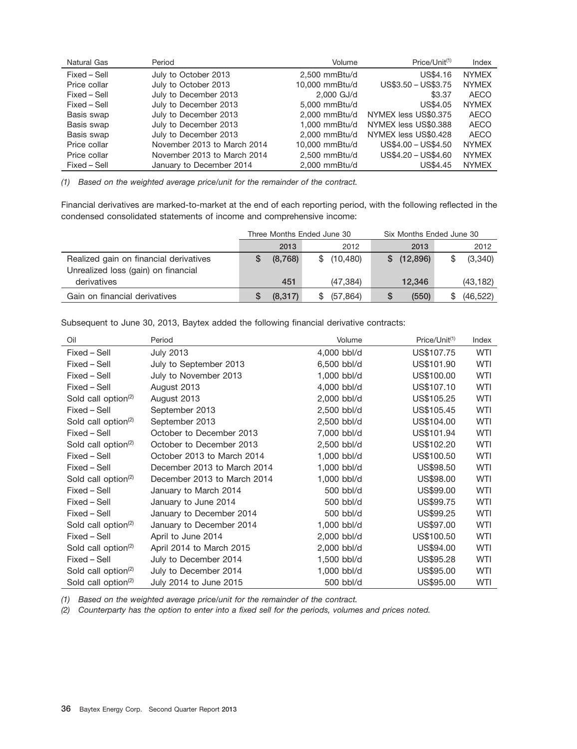| Natural Gas | Period | Volume | Price/Unit[(1)] | Index |
|---|---|---|---|---|
| Fixed – Sell | July to October 2013 | 2,500 mmBtu/d | US$4.16 | NYMEX |
| Price collar | July to October 2013 | 10,000 mmBtu/d | US$3.50 – US$3.75 | NYMEX |
| Fixed – Sell | July to December 2013 | 2,000 GJ/d | $3.37 | AECO |
| Fixed – Sell | July to December 2013 | 5,000 mmBtu/d | US$4.05 | NYMEX |
| Basis swap | July to December 2013 | 2,000 mmBtu/d | NYMEX less US$0.375 | AECO |
| Basis swap | July to December 2013 | 1,000 mmBtu/d | NYMEX less US$0.388 | AECO |
| Basis swap | July to December 2013 | 2,000 mmBtu/d | NYMEX less US$0.428 | AECO |
| Price collar | November 2013 to March 2014 | 10,000 mmBtu/d | US$4.00 – US$4.50 | NYMEX |
| Price collar | November 2013 to March 2014 | 2,500 mmBtu/d | US$4.20 – US$4.60 | NYMEX |
| Fixed – Sell | January to December 2014 | 2,000 mmBtu/d | US$4.45 | NYMEX |

*(1) Based on the weighted average price/unit for the remainder of the contract.*

Financial derivatives are marked-to-market at the end of each reporting period, with the following reflected in the condensed consolidated statements of income and comprehensive income:

| | Three Months Ended June 30 | | Six Months Ended June 30 | |
|---|---|---|---|---|
| | **2013** | 2012 | **2013** | 2012 |
| Realized gain on financial derivatives | **$ (8,768)** | $ (10,480) | **$ (12,896)** | $ (3,340) |
| Unrealized loss (gain) on financial derivatives | **451** | (47,384) | **12,346** | (43,182) |
| Gain on financial derivatives | **$ (8,317)** | $ (57,864) | **$ (550)** | $ (46,522) |

Subsequent to June 30, 2013, Baytex added the following financial derivative contracts:

| Oil | Period | Volume | Price/Unit[(1)] | Index |
|---|---|---|---|---|
| Fixed – Sell | July 2013 | 4,000 bbl/d | US$107.75 | WTI |
| Fixed – Sell | July to September 2013 | 6,500 bbl/d | US$101.90 | WTI |
| Fixed – Sell | July to November 2013 | 1,000 bbl/d | US$100.00 | WTI |
| Fixed – Sell | August 2013 | 4,000 bbl/d | US$107.10 | WTI |
| Sold call option[(2)] | August 2013 | 2,000 bbl/d | US$105.25 | WTI |
| Fixed – Sell | September 2013 | 2,500 bbl/d | US$105.45 | WTI |
| Sold call option[(2)] | September 2013 | 2,500 bbl/d | US$104.00 | WTI |
| Fixed – Sell | October to December 2013 | 7,000 bbl/d | US$101.94 | WTI |
| Sold call option[(2)] | October to December 2013 | 2,500 bbl/d | US$102.20 | WTI |
| Fixed – Sell | October 2013 to March 2014 | 1,000 bbl/d | US$100.50 | WTI |
| Fixed – Sell | December 2013 to March 2014 | 1,000 bbl/d | US$98.50 | WTI |
| Sold call option[(2)] | December 2013 to March 2014 | 1,000 bbl/d | US$98.00 | WTI |
| Fixed – Sell | January to March 2014 | 500 bbl/d | US$99.00 | WTI |
| Fixed – Sell | January to June 2014 | 500 bbl/d | US$99.75 | WTI |
| Fixed – Sell | January to December 2014 | 500 bbl/d | US$99.25 | WTI |
| Sold call option[(2)] | January to December 2014 | 1,000 bbl/d | US$97.00 | WTI |
| Fixed – Sell | April to June 2014 | 2,000 bbl/d | US$100.50 | WTI |
| Sold call option[(2)] | April 2014 to March 2015 | 2,000 bbl/d | US$94.00 | WTI |
| Fixed – Sell | July to December 2014 | 1,500 bbl/d | US$95.28 | WTI |
| Sold call option[(2)] | July to December 2014 | 1,000 bbl/d | US$95.00 | WTI |
| Sold call option[(2)] | July 2014 to June 2015 | 500 bbl/d | US$95.00 | WTI |

*(1) Based on the weighted average price/unit for the remainder of the contract.*

*(2) Counterparty has the option to enter into a fixed sell for the periods, volumes and prices noted.*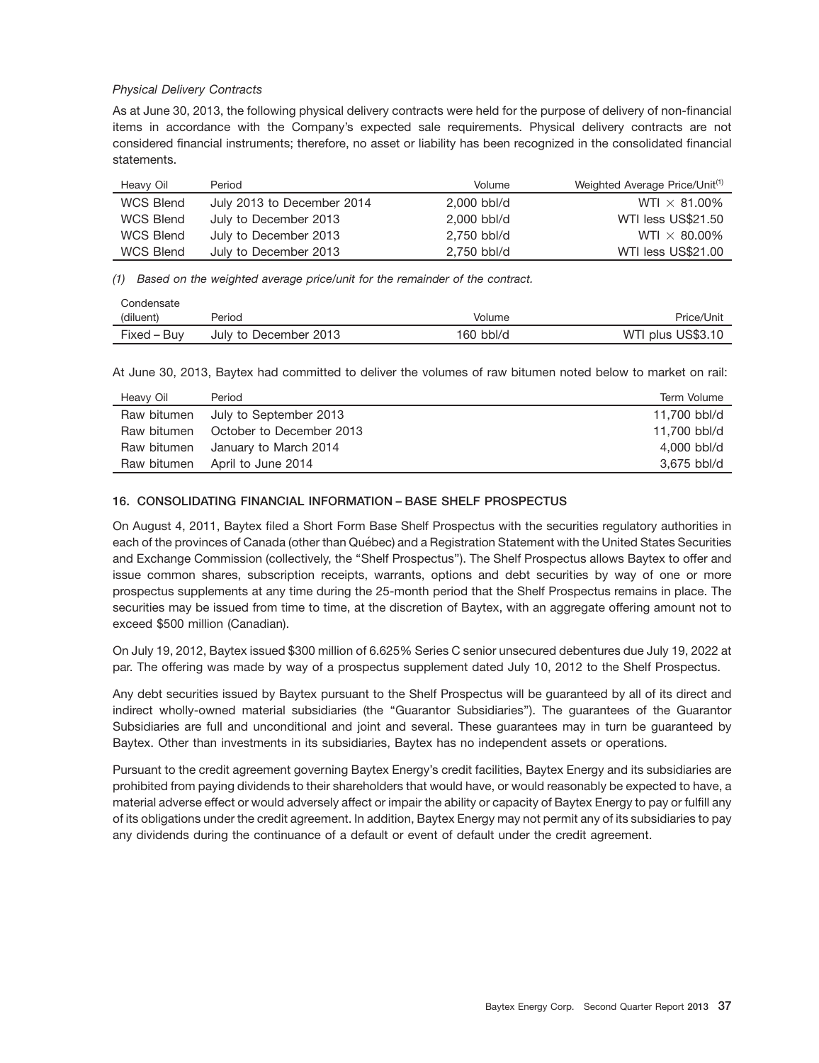*Physical Delivery Contracts*

As at June 30, 2013, the following physical delivery contracts were held for the purpose of delivery of non-financial items in accordance with the Company's expected sale requirements. Physical delivery contracts are not considered financial instruments; therefore, no asset or liability has been recognized in the consolidated financial statements.

| Heavy Oil | Period | Volume | Weighted Average Price/Unit[1] |
|---|---|---|---|
| WCS Blend | July 2013 to December 2014 | 2,000 bbl/d | WTI × 81.00% |
| WCS Blend | July to December 2013 | 2,000 bbl/d | WTI less US$21.50 |
| WCS Blend | July to December 2013 | 2,750 bbl/d | WTI × 80.00% |
| WCS Blend | July to December 2013 | 2,750 bbl/d | WTI less US$21.00 |

*(1) Based on the weighted average price/unit for the remainder of the contract.*

| Condensate (diluent) | Period | Volume | Price/Unit |
|---|---|---|---|
| Fixed – Buy | July to December 2013 | 160 bbl/d | WTI plus US$3.10 |

At June 30, 2013, Baytex had committed to deliver the volumes of raw bitumen noted below to market on rail:

| Heavy Oil | Period | Term Volume |
|---|---|---|
| Raw bitumen | July to September 2013 | 11,700 bbl/d |
| Raw bitumen | October to December 2013 | 11,700 bbl/d |
| Raw bitumen | January to March 2014 | 4,000 bbl/d |
| Raw bitumen | April to June 2014 | 3,675 bbl/d |

## 16. CONSOLIDATING FINANCIAL INFORMATION – BASE SHELF PROSPECTUS

On August 4, 2011, Baytex filed a Short Form Base Shelf Prospectus with the securities regulatory authorities in each of the provinces of Canada (other than Québec) and a Registration Statement with the United States Securities and Exchange Commission (collectively, the "Shelf Prospectus"). The Shelf Prospectus allows Baytex to offer and issue common shares, subscription receipts, warrants, options and debt securities by way of one or more prospectus supplements at any time during the 25-month period that the Shelf Prospectus remains in place. The securities may be issued from time to time, at the discretion of Baytex, with an aggregate offering amount not to exceed $500 million (Canadian).

On July 19, 2012, Baytex issued $300 million of 6.625% Series C senior unsecured debentures due July 19, 2022 at par. The offering was made by way of a prospectus supplement dated July 10, 2012 to the Shelf Prospectus.

Any debt securities issued by Baytex pursuant to the Shelf Prospectus will be guaranteed by all of its direct and indirect wholly-owned material subsidiaries (the "Guarantor Subsidiaries"). The guarantees of the Guarantor Subsidiaries are full and unconditional and joint and several. These guarantees may in turn be guaranteed by Baytex. Other than investments in its subsidiaries, Baytex has no independent assets or operations.

Pursuant to the credit agreement governing Baytex Energy's credit facilities, Baytex Energy and its subsidiaries are prohibited from paying dividends to their shareholders that would have, or would reasonably be expected to have, a material adverse effect or would adversely affect or impair the ability or capacity of Baytex Energy to pay or fulfill any of its obligations under the credit agreement. In addition, Baytex Energy may not permit any of its subsidiaries to pay any dividends during the continuance of a default or event of default under the credit agreement.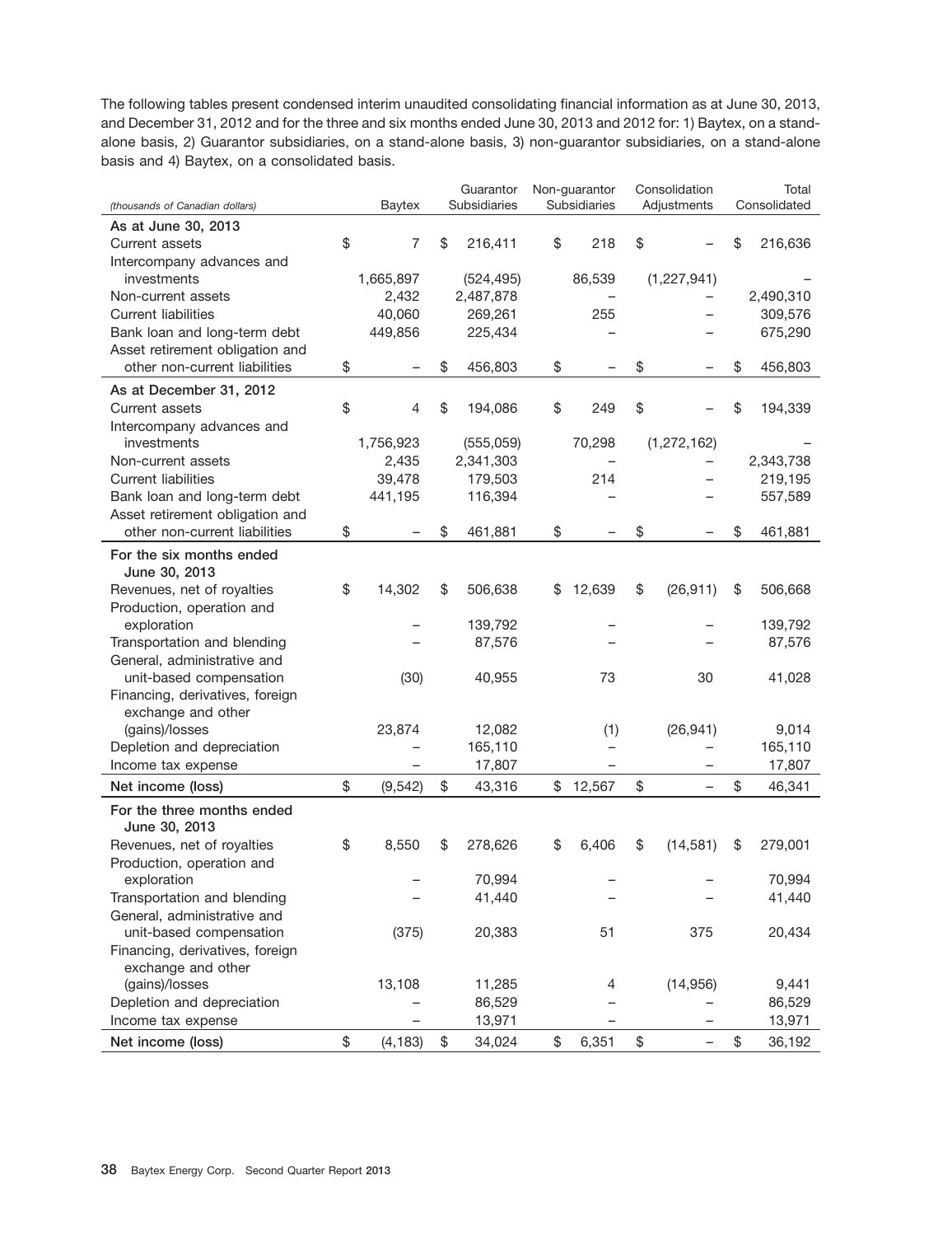The following tables present condensed interim unaudited consolidating financial information as at June 30, 2013, and December 31, 2012 and for the three and six months ended June 30, 2013 and 2012 for: 1) Baytex, on a stand-alone basis, 2) Guarantor subsidiaries, on a stand-alone basis, 3) non-guarantor subsidiaries, on a stand-alone basis and 4) Baytex, on a consolidated basis.

| *(thousands of Canadian dollars)* | Baytex | Guarantor Subsidiaries | Non-guarantor Subsidiaries | Consolidation Adjustments | Total Consolidated |
|---|---|---|---|---|---|
| **As at June 30, 2013** | | | | | |
| Current assets | $ 7 | $ 216,411 | $ 218 | $ – | $ 216,636 |
| Intercompany advances and investments | 1,665,897 | (524,495) | 86,539 | (1,227,941) | – |
| Non-current assets | 2,432 | 2,487,878 | – | – | 2,490,310 |
| Current liabilities | 40,060 | 269,261 | 255 | – | 309,576 |
| Bank loan and long-term debt | 449,856 | 225,434 | – | – | 675,290 |
| Asset retirement obligation and other non-current liabilities | $ – | $ 456,803 | $ – | $ – | $ 456,803 |
| **As at December 31, 2012** | | | | | |
| Current assets | $ 4 | $ 194,086 | $ 249 | $ – | $ 194,339 |
| Intercompany advances and investments | 1,756,923 | (555,059) | 70,298 | (1,272,162) | – |
| Non-current assets | 2,435 | 2,341,303 | – | – | 2,343,738 |
| Current liabilities | 39,478 | 179,503 | 214 | – | 219,195 |
| Bank loan and long-term debt | 441,195 | 116,394 | – | – | 557,589 |
| Asset retirement obligation and other non-current liabilities | $ – | $ 461,881 | $ – | $ – | $ 461,881 |
| **For the six months ended June 30, 2013** | | | | | |
| Revenues, net of royalties | $ 14,302 | $ 506,638 | $ 12,639 | $ (26,911) | $ 506,668 |
| Production, operation and exploration | – | 139,792 | – | – | 139,792 |
| Transportation and blending | – | 87,576 | – | – | 87,576 |
| General, administrative and unit-based compensation | (30) | 40,955 | 73 | 30 | 41,028 |
| Financing, derivatives, foreign exchange and other (gains)/losses | 23,874 | 12,082 | (1) | (26,941) | 9,014 |
| Depletion and depreciation | – | 165,110 | – | – | 165,110 |
| Income tax expense | – | 17,807 | – | – | 17,807 |
| **Net income (loss)** | $ (9,542) | $ 43,316 | $ 12,567 | $ – | $ 46,341 |
| **For the three months ended June 30, 2013** | | | | | |
| Revenues, net of royalties | $ 8,550 | $ 278,626 | $ 6,406 | $ (14,581) | $ 279,001 |
| Production, operation and exploration | – | 70,994 | – | – | 70,994 |
| Transportation and blending | – | 41,440 | – | – | 41,440 |
| General, administrative and unit-based compensation | (375) | 20,383 | 51 | 375 | 20,434 |
| Financing, derivatives, foreign exchange and other (gains)/losses | 13,108 | 11,285 | 4 | (14,956) | 9,441 |
| Depletion and depreciation | – | 86,529 | – | – | 86,529 |
| Income tax expense | – | 13,971 | – | – | 13,971 |
| **Net income (loss)** | $ (4,183) | $ 34,024 | $ 6,351 | $ – | $ 36,192 |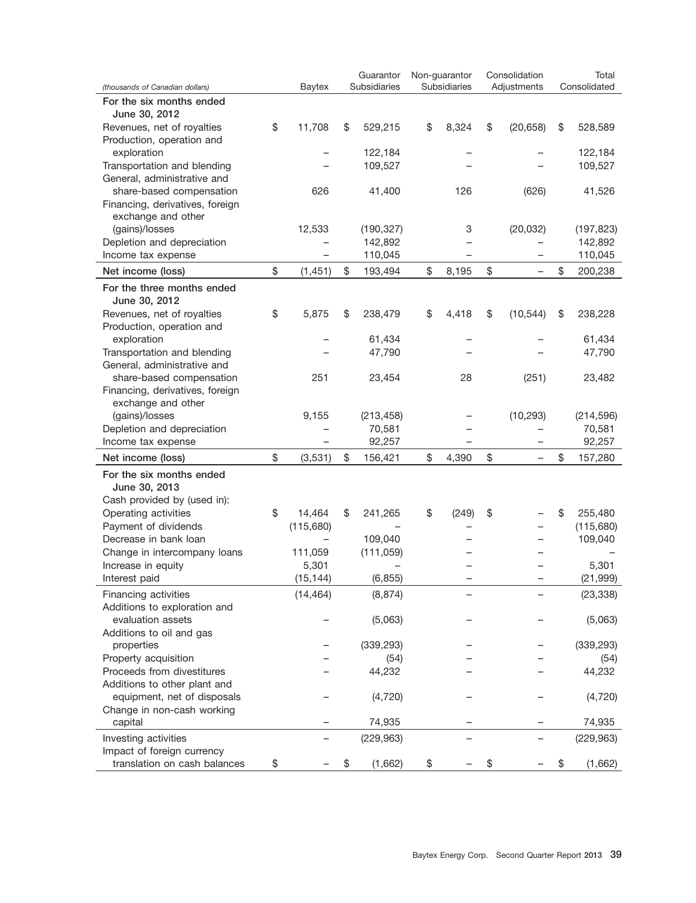| (thousands of Canadian dollars) | Baytex | Guarantor Subsidiaries | Non-guarantor Subsidiaries | Consolidation Adjustments | Total Consolidated |
|---|---|---|---|---|---|
| **For the six months ended June 30, 2012** | | | | | |
| Revenues, net of royalties | $ 11,708 | $ 529,215 | $ 8,324 | $ (20,658) | $ 528,589 |
| Production, operation and exploration | – | 122,184 | – | – | 122,184 |
| Transportation and blending | – | 109,527 | – | – | 109,527 |
| General, administrative and share-based compensation | 626 | 41,400 | 126 | (626) | 41,526 |
| Financing, derivatives, foreign exchange and other (gains)/losses | 12,533 | (190,327) | 3 | (20,032) | (197,823) |
| Depletion and depreciation | – | 142,892 | – | – | 142,892 |
| Income tax expense | – | 110,045 | – | – | 110,045 |
| **Net income (loss)** | $ (1,451) | $ 193,494 | $ 8,195 | $ – | $ 200,238 |
| **For the three months ended June 30, 2012** | | | | | |
| Revenues, net of royalties | $ 5,875 | $ 238,479 | $ 4,418 | $ (10,544) | $ 238,228 |
| Production, operation and exploration | – | 61,434 | – | – | 61,434 |
| Transportation and blending | – | 47,790 | – | – | 47,790 |
| General, administrative and share-based compensation | 251 | 23,454 | 28 | (251) | 23,482 |
| Financing, derivatives, foreign exchange and other (gains)/losses | 9,155 | (213,458) | – | (10,293) | (214,596) |
| Depletion and depreciation | – | 70,581 | – | – | 70,581 |
| Income tax expense | – | 92,257 | – | – | 92,257 |
| **Net income (loss)** | $ (3,531) | $ 156,421 | $ 4,390 | $ – | $ 157,280 |
| **For the six months ended June 30, 2013** | | | | | |
| Cash provided by (used in): | | | | | |
| Operating activities | $ 14,464 | $ 241,265 | $ (249) | $ – | $ 255,480 |
| Payment of dividends | (115,680) | – | – | – | (115,680) |
| Decrease in bank loan | – | 109,040 | – | – | 109,040 |
| Change in intercompany loans | 111,059 | (111,059) | – | – | – |
| Increase in equity | 5,301 | – | – | – | 5,301 |
| Interest paid | (15,144) | (6,855) | – | – | (21,999) |
| Financing activities | (14,464) | (8,874) | – | – | (23,338) |
| Additions to exploration and evaluation assets | – | (5,063) | – | – | (5,063) |
| Additions to oil and gas properties | – | (339,293) | – | – | (339,293) |
| Property acquisition | – | (54) | – | – | (54) |
| Proceeds from divestitures | – | 44,232 | – | – | 44,232 |
| Additions to other plant and equipment, net of disposals | – | (4,720) | – | – | (4,720) |
| Change in non-cash working capital | – | 74,935 | – | – | 74,935 |
| Investing activities | – | (229,963) | – | – | (229,963) |
| Impact of foreign currency translation on cash balances | $ – | $ (1,662) | $ – | $ – | $ (1,662) |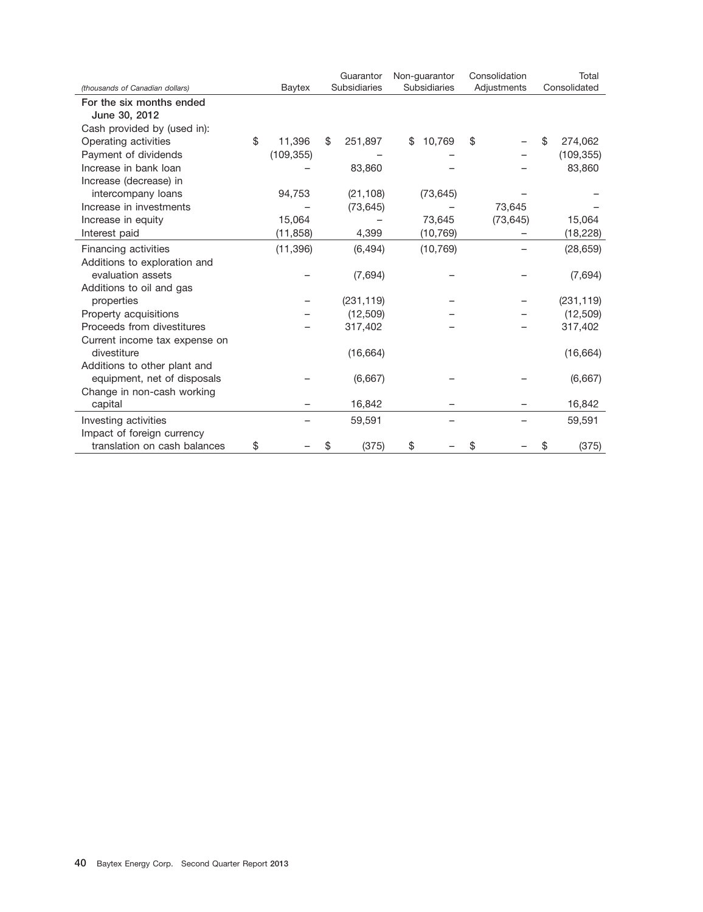| (thousands of Canadian dollars) | Baytex | Guarantor Subsidiaries | Non-guarantor Subsidiaries | Consolidation Adjustments | Total Consolidated |
|---|---|---|---|---|---|
| **For the six months ended June 30, 2012** | | | | | |
| Cash provided by (used in): | | | | | |
| Operating activities | $ 11,396 | $ 251,897 | $ 10,769 | $ – | $ 274,062 |
| Payment of dividends | (109,355) | – | – | – | (109,355) |
| Increase in bank loan | – | 83,860 | – | – | 83,860 |
| Increase (decrease) in intercompany loans | 94,753 | (21,108) | (73,645) | – | – |
| Increase in investments | – | (73,645) | – | 73,645 | – |
| Increase in equity | 15,064 | – | 73,645 | (73,645) | 15,064 |
| Interest paid | (11,858) | 4,399 | (10,769) | – | (18,228) |
| Financing activities | (11,396) | (6,494) | (10,769) | – | (28,659) |
| Additions to exploration and evaluation assets | – | (7,694) | – | – | (7,694) |
| Additions to oil and gas properties | – | (231,119) | – | – | (231,119) |
| Property acquisitions | – | (12,509) | – | – | (12,509) |
| Proceeds from divestitures | – | 317,402 | – | – | 317,402 |
| Current income tax expense on divestiture | | (16,664) | | | (16,664) |
| Additions to other plant and equipment, net of disposals | – | (6,667) | – | – | (6,667) |
| Change in non-cash working capital | – | 16,842 | – | – | 16,842 |
| Investing activities | – | 59,591 | – | – | 59,591 |
| Impact of foreign currency translation on cash balances | $ – | $ (375) | $ – | $ – | $ (375) |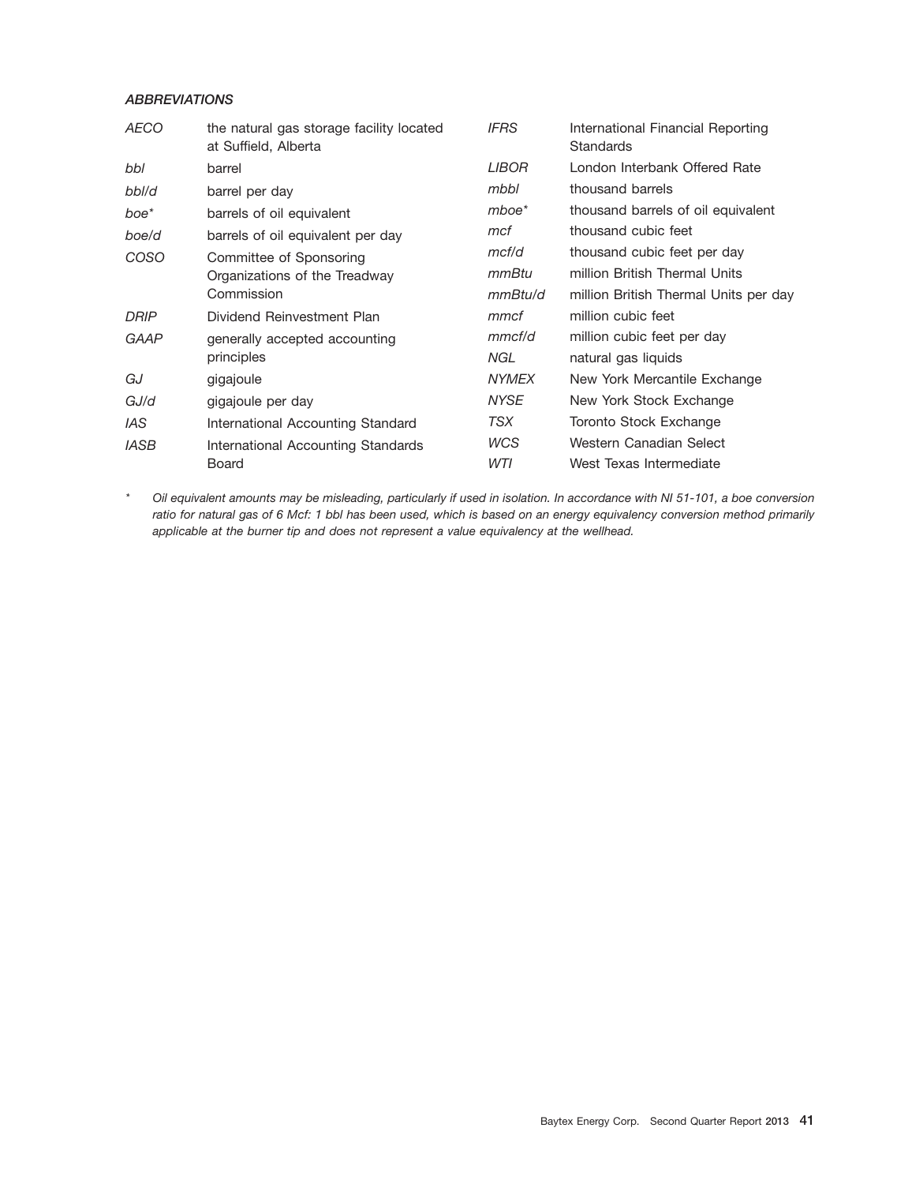### *ABBREVIATIONS*

| | |
|---|---|
| *AECO* | the natural gas storage facility located at Suffield, Alberta |
| *bbl* | barrel |
| *bbl/d* | barrel per day |
| *boe** | barrels of oil equivalent |
| *boe/d* | barrels of oil equivalent per day |
| *COSO* | Committee of Sponsoring Organizations of the Treadway Commission |
| *DRIP* | Dividend Reinvestment Plan |
| *GAAP* | generally accepted accounting principles |
| *GJ* | gigajoule |
| *GJ/d* | gigajoule per day |
| *IAS* | International Accounting Standard |
| *IASB* | International Accounting Standards Board |
| *IFRS* | International Financial Reporting Standards |
| *LIBOR* | London Interbank Offered Rate |
| *mbbl* | thousand barrels |
| *mboe** | thousand barrels of oil equivalent |
| *mcf* | thousand cubic feet |
| *mcf/d* | thousand cubic feet per day |
| *mmBtu* | million British Thermal Units |
| *mmBtu/d* | million British Thermal Units per day |
| *mmcf* | million cubic feet |
| *mmcf/d* | million cubic feet per day |
| *NGL* | natural gas liquids |
| *NYMEX* | New York Mercantile Exchange |
| *NYSE* | New York Stock Exchange |
| *TSX* | Toronto Stock Exchange |
| *WCS* | Western Canadian Select |
| *WTI* | West Texas Intermediate |

\* *Oil equivalent amounts may be misleading, particularly if used in isolation. In accordance with NI 51-101, a boe conversion ratio for natural gas of 6 Mcf: 1 bbl has been used, which is based on an energy equivalency conversion method primarily applicable at the burner tip and does not represent a value equivalency at the wellhead.*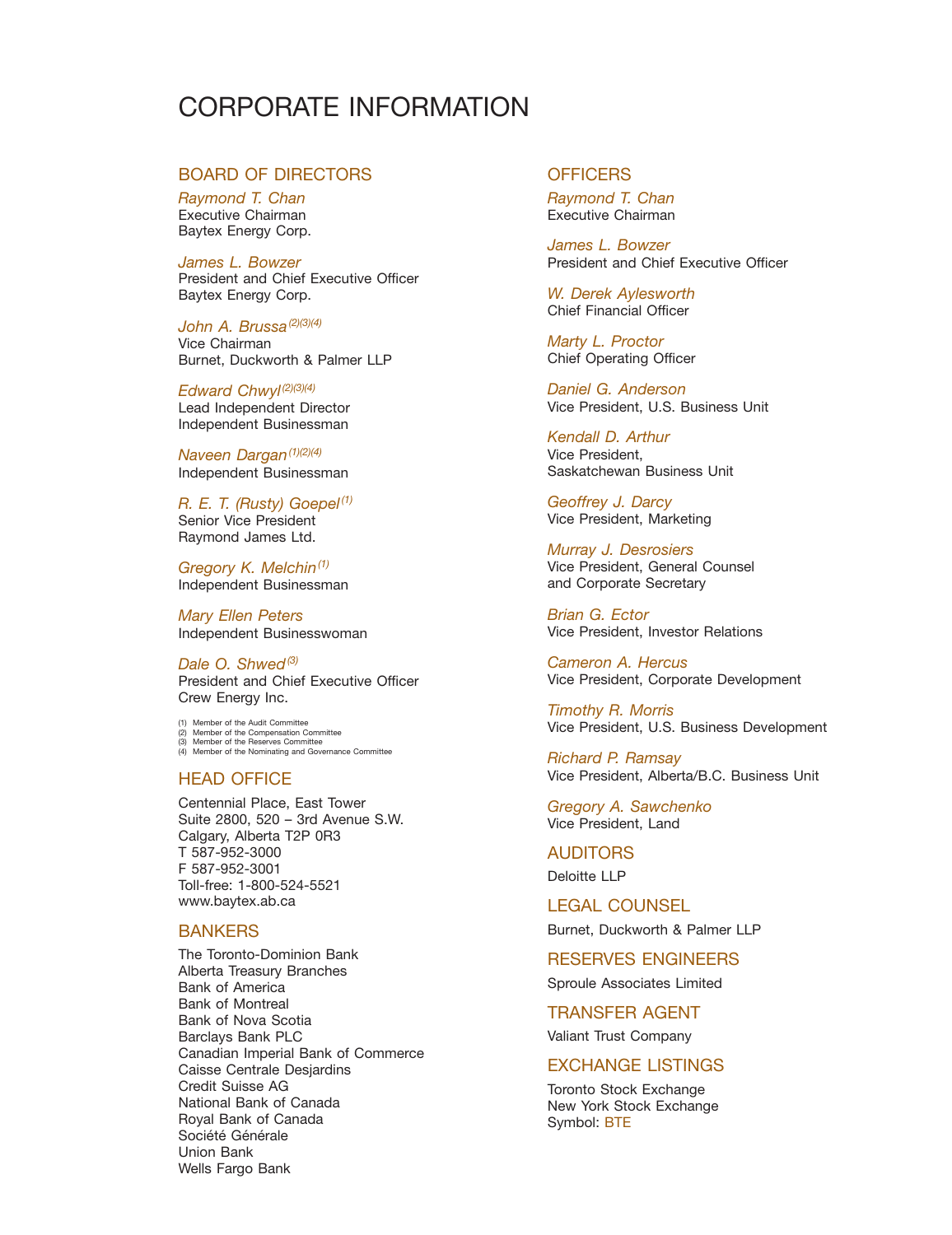# CORPORATE INFORMATION

## BOARD OF DIRECTORS

*Raymond T. Chan*
Executive Chairman
Baytex Energy Corp.

*James L. Bowzer*
President and Chief Executive Officer
Baytex Energy Corp.

*John A. Brussa*(2)(3)(4)
Vice Chairman
Burnet, Duckworth & Palmer LLP

*Edward Chwyl*(2)(3)(4)
Lead Independent Director
Independent Businessman

*Naveen Dargan*(1)(2)(4)
Independent Businessman

*R. E. T. (Rusty) Goepel*(1)
Senior Vice President
Raymond James Ltd.

*Gregory K. Melchin*(1)
Independent Businessman

*Mary Ellen Peters*
Independent Businesswoman

*Dale O. Shwed*(3)
President and Chief Executive Officer
Crew Energy Inc.

(1) Member of the Audit Committee
(2) Member of the Compensation Committee
(3) Member of the Reserves Committee
(4) Member of the Nominating and Governance Committee

## HEAD OFFICE

Centennial Place, East Tower
Suite 2800, 520 – 3rd Avenue S.W.
Calgary, Alberta T2P 0R3
T 587-952-3000
F 587-952-3001
Toll-free: 1-800-524-5521
www.baytex.ab.ca

## BANKERS

The Toronto-Dominion Bank
Alberta Treasury Branches
Bank of America
Bank of Montreal
Bank of Nova Scotia
Barclays Bank PLC
Canadian Imperial Bank of Commerce
Caisse Centrale Desjardins
Credit Suisse AG
National Bank of Canada
Royal Bank of Canada
Société Générale
Union Bank
Wells Fargo Bank

## OFFICERS

*Raymond T. Chan*
Executive Chairman

*James L. Bowzer*
President and Chief Executive Officer

*W. Derek Aylesworth*
Chief Financial Officer

*Marty L. Proctor*
Chief Operating Officer

*Daniel G. Anderson*
Vice President, U.S. Business Unit

*Kendall D. Arthur*
Vice President,
Saskatchewan Business Unit

*Geoffrey J. Darcy*
Vice President, Marketing

*Murray J. Desrosiers*
Vice President, General Counsel
and Corporate Secretary

*Brian G. Ector*
Vice President, Investor Relations

*Cameron A. Hercus*
Vice President, Corporate Development

*Timothy R. Morris*
Vice President, U.S. Business Development

*Richard P. Ramsay*
Vice President, Alberta/B.C. Business Unit

*Gregory A. Sawchenko*
Vice President, Land

## AUDITORS

Deloitte LLP

## LEGAL COUNSEL

Burnet, Duckworth & Palmer LLP

## RESERVES ENGINEERS

Sproule Associates Limited

## TRANSFER AGENT

Valiant Trust Company

## EXCHANGE LISTINGS

Toronto Stock Exchange
New York Stock Exchange
Symbol: BTE